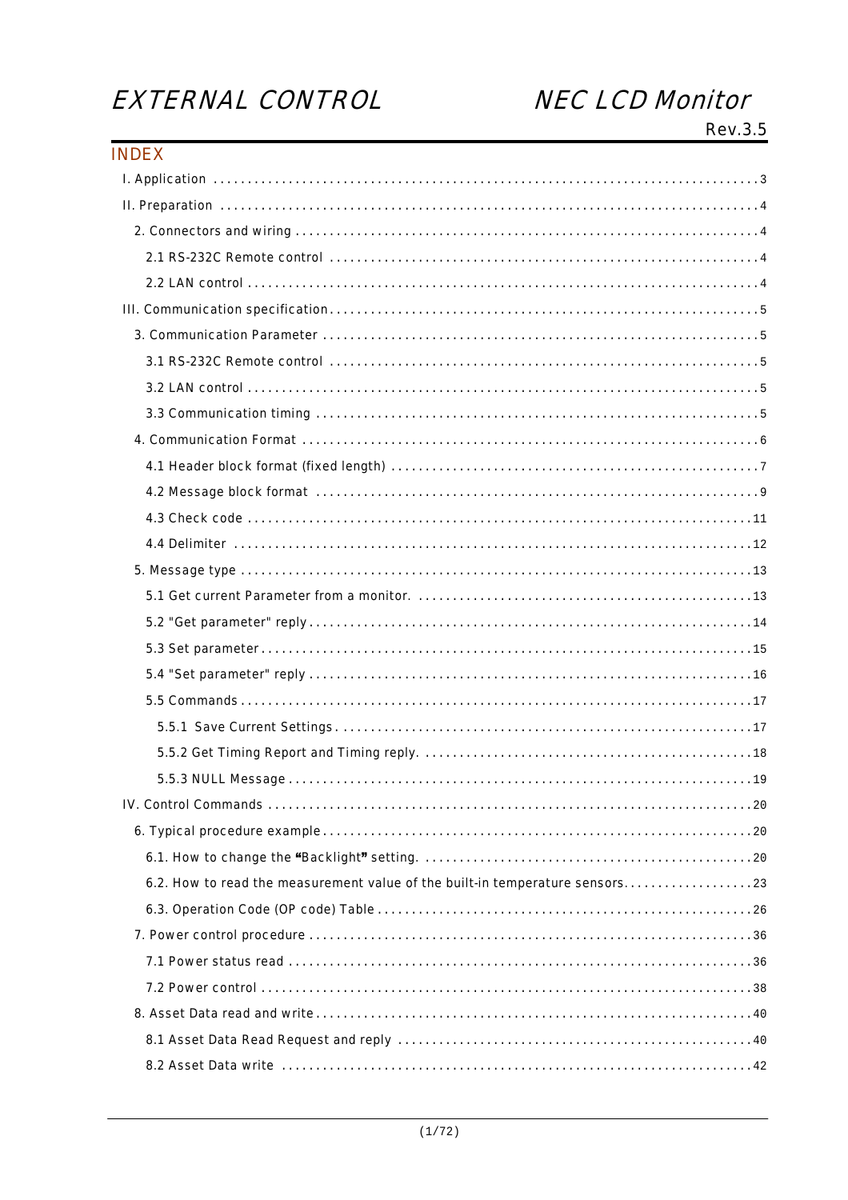# EXTERNAL CONTROL　　NEC LCD Monitor

Rev.3.5

## INDEX

- I. Application .......... 3
- II. Preparation .......... 4
  - 2. Connectors and wiring .......... 4
    - 2.1 RS-232C Remote control .......... 4
    - 2.2 LAN control .......... 4
- III. Communication specification .......... 5
  - 3. Communication Parameter .......... 5
    - 3.1 RS-232C Remote control .......... 5
    - 3.2 LAN control .......... 5
    - 3.3 Communication timing .......... 5
  - 4. Communication Format .......... 6
    - 4.1 Header block format (fixed length) .......... 7
    - 4.2 Message block format .......... 9
    - 4.3 Check code .......... 11
    - 4.4 Delimiter .......... 12
  - 5. Message type .......... 13
    - 5.1 Get current Parameter from a monitor. .......... 13
    - 5.2 "Get parameter" reply .......... 14
    - 5.3 Set parameter .......... 15
    - 5.4 "Set parameter" reply .......... 16
    - 5.5 Commands .......... 17
      - 5.5.1 Save Current Settings .......... 17
      - 5.5.2 Get Timing Report and Timing reply. .......... 18
      - 5.5.3 NULL Message .......... 19
- IV. Control Commands .......... 20
  - 6. Typical procedure example .......... 20
    - 6.1. How to change the "Backlight" setting. .......... 20
    - 6.2. How to read the measurement value of the built-in temperature sensors. .......... 23
    - 6.3. Operation Code (OP code) Table .......... 26
  - 7. Power control procedure .......... 36
    - 7.1 Power status read .......... 36
    - 7.2 Power control .......... 38
  - 8. Asset Data read and write .......... 40
    - 8.1 Asset Data Read Request and reply .......... 40
    - 8.2 Asset Data write .......... 42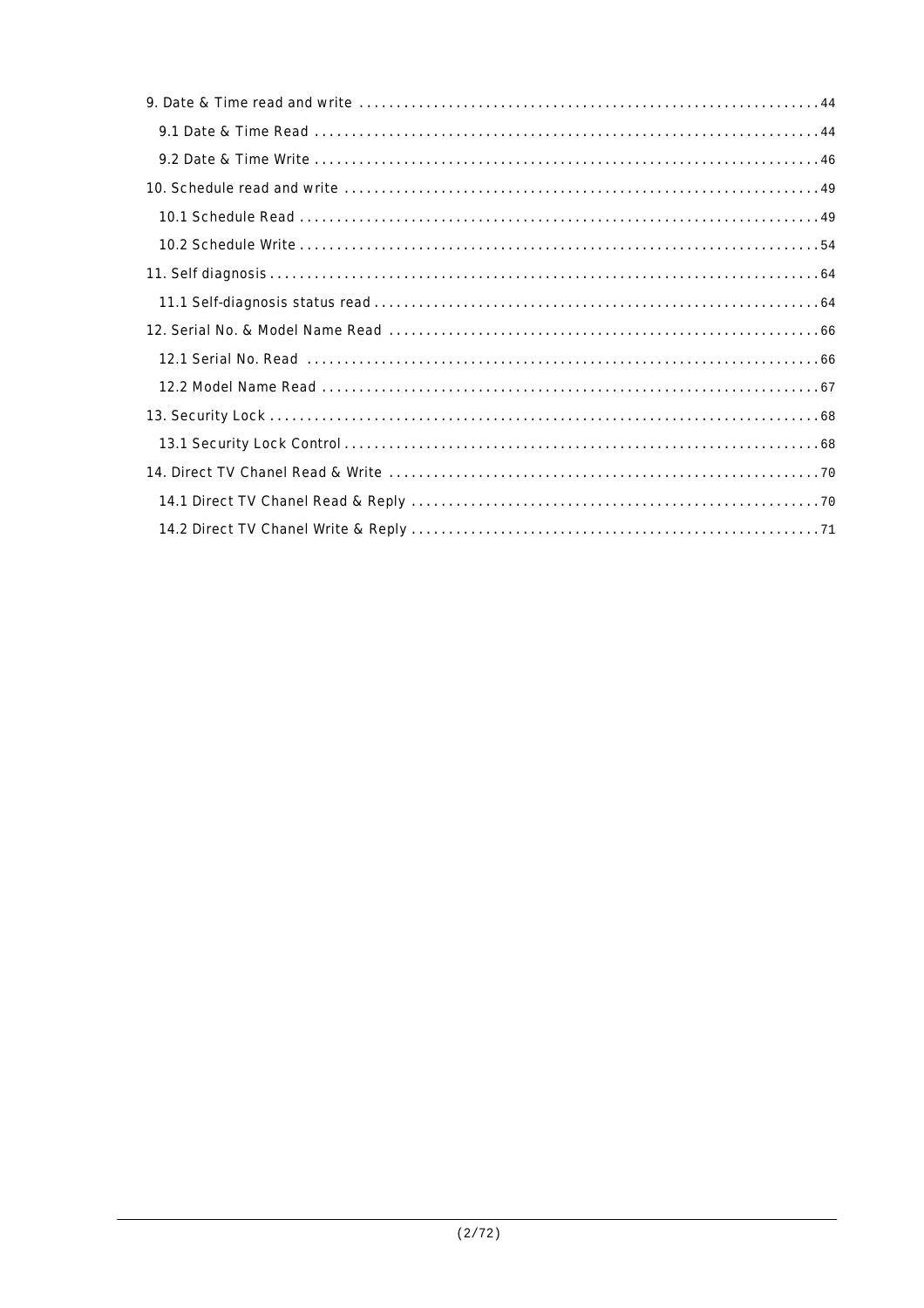9. Date & Time read and write ........................................................................44

  9.1 Date & Time Read ..............................................................................44

  9.2 Date & Time Write ..............................................................................46

10. Schedule read and write ..........................................................................49

  10.1 Schedule Read ...................................................................................49

  10.2 Schedule Write ...................................................................................54

11. Self diagnosis .........................................................................................64

  11.1 Self-diagnosis status read .................................................................64

12. Serial No. & Model Name Read ................................................................66

  12.1 Serial No. Read ..................................................................................66

  12.2 Model Name Read ..............................................................................67

13. Security Lock ...........................................................................................68

  13.1 Security Lock Control ........................................................................68

14. Direct TV Chanel Read & Write ................................................................70

  14.1 Direct TV Chanel Read & Reply .........................................................70

  14.2 Direct TV Chanel Write & Reply .........................................................71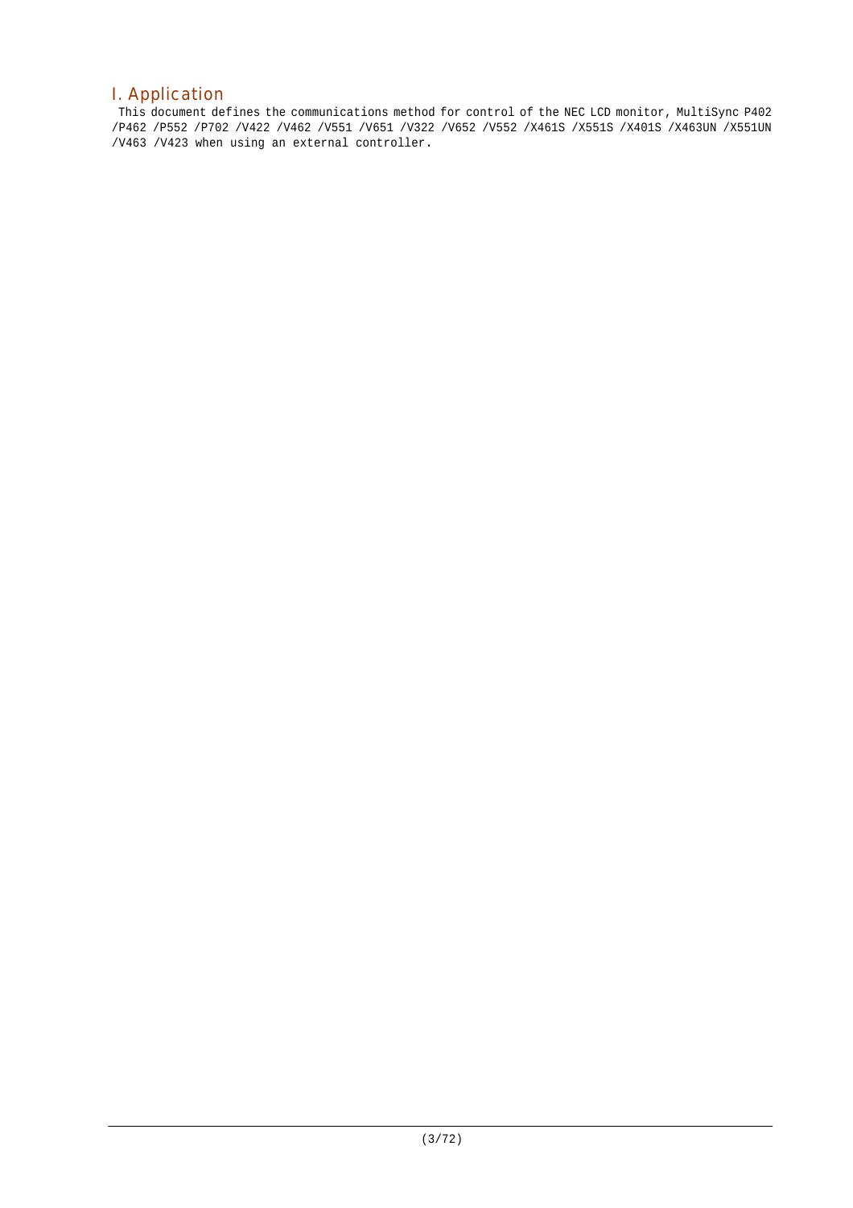# I. Application

This document defines the communications method for control of the NEC LCD monitor, MultiSync P402 /P462 /P552 /P702 /V422 /V462 /V551 /V651 /V322 /V652 /V552 /X461S /X551S /X401S /X463UN /X551UN /V463 /V423 when using an external controller.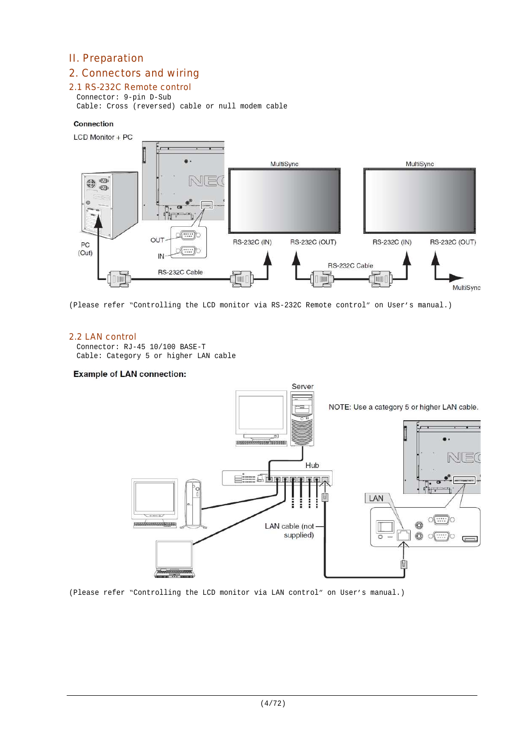# II. Preparation

## 2. Connectors and wiring

### 2.1 RS-232C Remote control

Connector: 9-pin D-Sub
Cable: Cross (reversed) cable or null modem cable

**Connection**

LCD Monitor + PC

(Please refer "Controlling the LCD monitor via RS-232C Remote control" on User's manual.)

### 2.2 LAN control

Connector: RJ-45 10/100 BASE-T
Cable: Category 5 or higher LAN cable

**Example of LAN connection:**

(Please refer "Controlling the LCD monitor via LAN control" on User's manual.)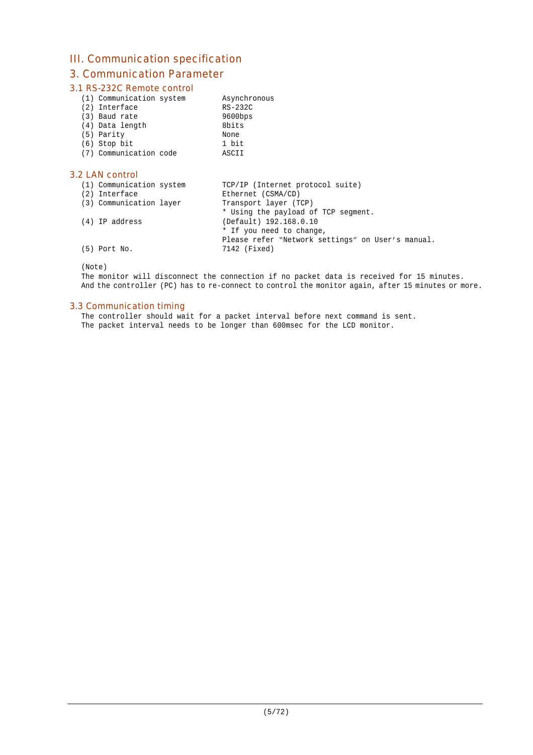# III. Communication specification

## 3. Communication Parameter

### 3.1 RS-232C Remote control

| | |
|---|---|
| (1) Communication system | Asynchronous |
| (2) Interface | RS-232C |
| (3) Baud rate | 9600bps |
| (4) Data length | 8bits |
| (5) Parity | None |
| (6) Stop bit | 1 bit |
| (7) Communication code | ASCII |

### 3.2 LAN control

| | |
|---|---|
| (1) Communication system | TCP/IP (Internet protocol suite) |
| (2) Interface | Ethernet (CSMA/CD) |
| (3) Communication layer | Transport layer (TCP)<br>* Using the payload of TCP segment. |
| (4) IP address | (Default) 192.168.0.10<br>* If you need to change,<br>Please refer "Network settings" on User's manual. |
| (5) Port No. | 7142 (Fixed) |

(Note)
The monitor will disconnect the connection if no packet data is received for 15 minutes.
And the controller (PC) has to re-connect to control the monitor again, after 15 minutes or more.

### 3.3 Communication timing

The controller should wait for a packet interval before next command is sent.
The packet interval needs to be longer than 600msec for the LCD monitor.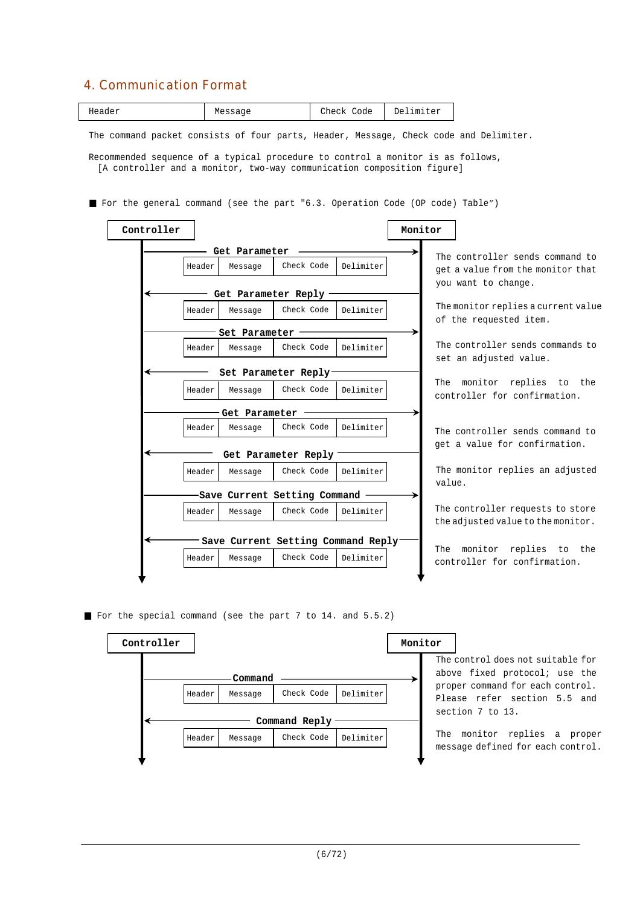## 4. Communication Format

| Header | Message | Check Code | Delimiter |
|---|---|---|---|

The command packet consists of four parts, Header, Message, Check code and Delimiter.

Recommended sequence of a typical procedure to control a monitor is as follows,
[A controller and a monitor, two-way communication composition figure]

■ For the general command (see the part "6.3. Operation Code (OP code) Table")

| Direction | Packet | Description |
|---|---|---|
| Controller → Monitor | **Get Parameter** (Header, Message, Check Code, Delimiter) | The controller sends command to get a value from the monitor that you want to change. |
| Monitor → Controller | **Get Parameter Reply** (Header, Message, Check Code, Delimiter) | The monitor replies a current value of the requested item. |
| Controller → Monitor | **Set Parameter** (Header, Message, Check Code, Delimiter) | The controller sends commands to set an adjusted value. |
| Monitor → Controller | **Set Parameter Reply** (Header, Message, Check Code, Delimiter) | The monitor replies to the controller for confirmation. |
| Controller → Monitor | **Get Parameter** (Header, Message, Check Code, Delimiter) | The controller sends command to get a value for confirmation. |
| Monitor → Controller | **Get Parameter Reply** (Header, Message, Check Code, Delimiter) | The monitor replies an adjusted value. |
| Controller → Monitor | **Save Current Setting Command** (Header, Message, Check Code, Delimiter) | The controller requests to store the adjusted value to the monitor. |
| Monitor → Controller | **Save Current Setting Command Reply** (Header, Message, Check Code, Delimiter) | The monitor replies to the controller for confirmation. |

■ For the special command (see the part 7 to 14. and 5.5.2)

| Direction | Packet | Description |
|---|---|---|
| Controller → Monitor | **Command** (Header, Message, Check Code, Delimiter) | The control does not suitable for above fixed protocol; use the proper command for each control. Please refer section 5.5 and section 7 to 13. |
| Monitor → Controller | **Command Reply** (Header, Message, Check Code, Delimiter) | The monitor replies a proper message defined for each control. |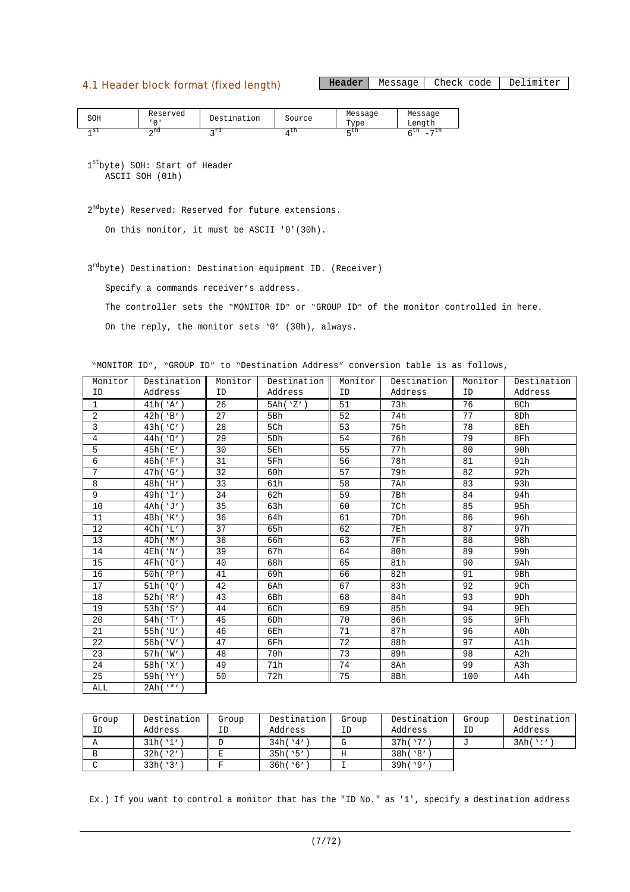## 4.1 Header block format (fixed length)

| **Header** | Message | Check code | Delimiter |
|---|---|---|---|

| SOH | Reserved '0' | Destination | Source | Message Type | Message Length |
|---|---|---|---|---|---|
| 1st | 2nd | 3rd | 4th | 5th | 6th -7th |

1st byte) SOH: Start of Header
ASCII SOH (01h)

2nd byte) Reserved: Reserved for future extensions.

On this monitor, it must be ASCII '0'(30h).

3rd byte) Destination: Destination equipment ID. (Receiver)

Specify a commands receiver's address.

The controller sets the "MONITOR ID" or "GROUP ID" of the monitor controlled in here.

On the reply, the monitor sets '0' (30h), always.

"MONITOR ID", "GROUP ID" to "Destination Address" conversion table is as follows,

| Monitor ID | Destination Address | Monitor ID | Destination Address | Monitor ID | Destination Address | Monitor ID | Destination Address |
|---|---|---|---|---|---|---|---|
| 1 | 41h('A') | 26 | 5Ah('Z') | 51 | 73h | 76 | 8Ch |
| 2 | 42h('B') | 27 | 5Bh | 52 | 74h | 77 | 8Dh |
| 3 | 43h('C') | 28 | 5Ch | 53 | 75h | 78 | 8Eh |
| 4 | 44h('D') | 29 | 5Dh | 54 | 76h | 79 | 8Fh |
| 5 | 45h('E') | 30 | 5Eh | 55 | 77h | 80 | 90h |
| 6 | 46h('F') | 31 | 5Fh | 56 | 78h | 81 | 91h |
| 7 | 47h('G') | 32 | 60h | 57 | 79h | 82 | 92h |
| 8 | 48h('H') | 33 | 61h | 58 | 7Ah | 83 | 93h |
| 9 | 49h('I') | 34 | 62h | 59 | 7Bh | 84 | 94h |
| 10 | 4Ah('J') | 35 | 63h | 60 | 7Ch | 85 | 95h |
| 11 | 4Bh('K') | 36 | 64h | 61 | 7Dh | 86 | 96h |
| 12 | 4Ch('L') | 37 | 65h | 62 | 7Eh | 87 | 97h |
| 13 | 4Dh('M') | 38 | 66h | 63 | 7Fh | 88 | 98h |
| 14 | 4Eh('N') | 39 | 67h | 64 | 80h | 89 | 99h |
| 15 | 4Fh('O') | 40 | 68h | 65 | 81h | 90 | 9Ah |
| 16 | 50h('P') | 41 | 69h | 66 | 82h | 91 | 9Bh |
| 17 | 51h('Q') | 42 | 6Ah | 67 | 83h | 92 | 9Ch |
| 18 | 52h('R') | 43 | 6Bh | 68 | 84h | 93 | 9Dh |
| 19 | 53h('S') | 44 | 6Ch | 69 | 85h | 94 | 9Eh |
| 20 | 54h('T') | 45 | 6Dh | 70 | 86h | 95 | 9Fh |
| 21 | 55h('U') | 46 | 6Eh | 71 | 87h | 96 | A0h |
| 22 | 56h('V') | 47 | 6Fh | 72 | 88h | 97 | A1h |
| 23 | 57h('W') | 48 | 70h | 73 | 89h | 98 | A2h |
| 24 | 58h('X') | 49 | 71h | 74 | 8Ah | 99 | A3h |
| 25 | 59h('Y') | 50 | 72h | 75 | 8Bh | 100 | A4h |
| ALL | 2Ah('*') | | | | | | |

| Group ID | Destination Address | Group ID | Destination Address | Group ID | Destination Address | Group ID | Destination Address |
|---|---|---|---|---|---|---|---|
| A | 31h('1') | D | 34h('4') | G | 37h('7') | J | 3Ah(':') |
| B | 32h('2') | E | 35h('5') | H | 38h('8') | | |
| C | 33h('3') | F | 36h('6') | I | 39h('9') | | |

Ex.) If you want to control a monitor that has the "ID No." as '1', specify a destination address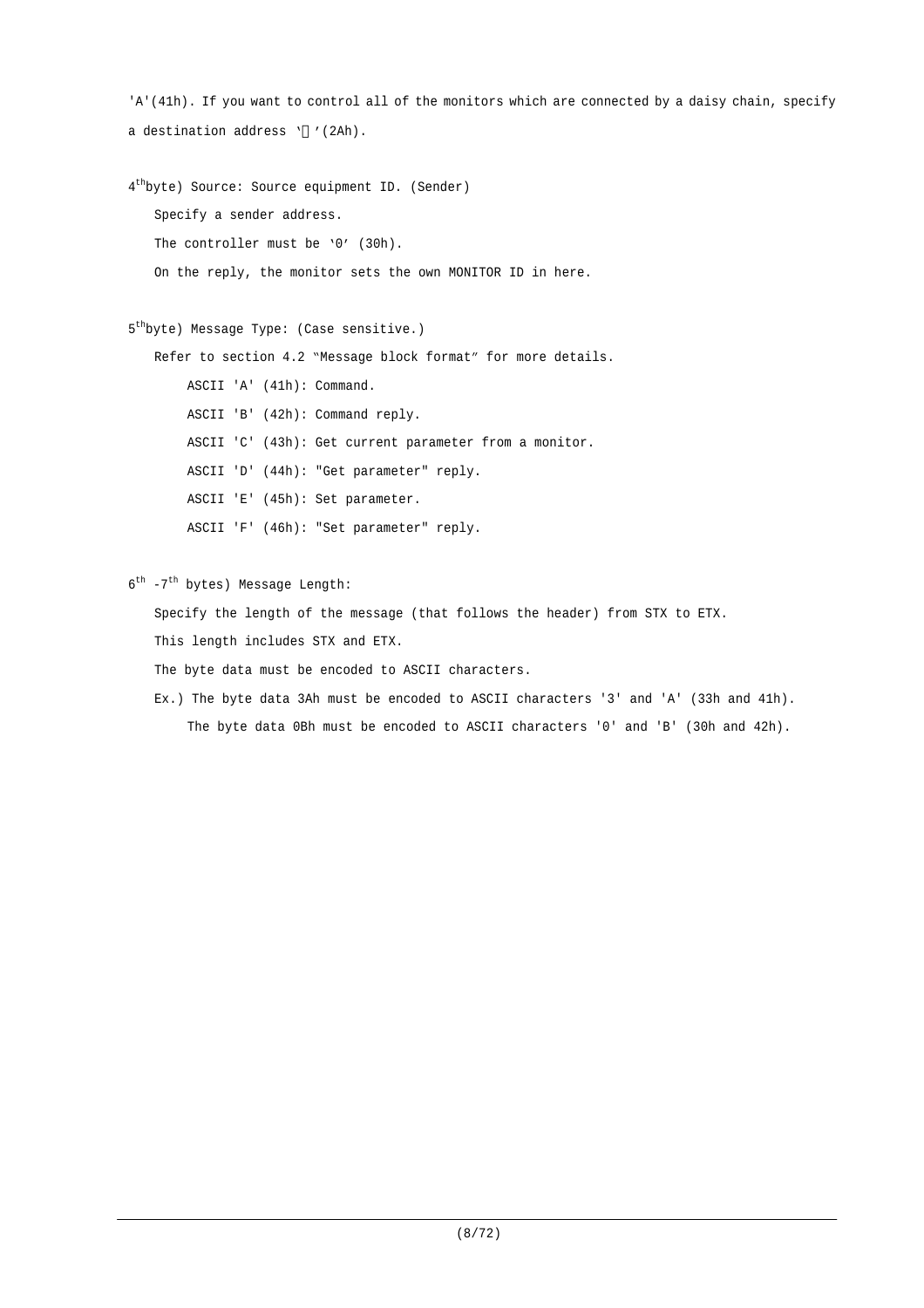'A'(41h). If you want to control all of the monitors which are connected by a daisy chain, specify a destination address '*'(2Ah).

4th byte) Source: Source equipment ID. (Sender)

Specify a sender address.

The controller must be '0' (30h).

On the reply, the monitor sets the own MONITOR ID in here.

5th byte) Message Type: (Case sensitive.)

Refer to section 4.2 "Message block format" for more details.

- ASCII 'A' (41h): Command.
- ASCII 'B' (42h): Command reply.
- ASCII 'C' (43h): Get current parameter from a monitor.
- ASCII 'D' (44h): "Get parameter" reply.
- ASCII 'E' (45h): Set parameter.
- ASCII 'F' (46h): "Set parameter" reply.

6th -7th bytes) Message Length:

Specify the length of the message (that follows the header) from STX to ETX.

This length includes STX and ETX.

The byte data must be encoded to ASCII characters.

Ex.) The byte data 3Ah must be encoded to ASCII characters '3' and 'A' (33h and 41h).

The byte data 0Bh must be encoded to ASCII characters '0' and 'B' (30h and 42h).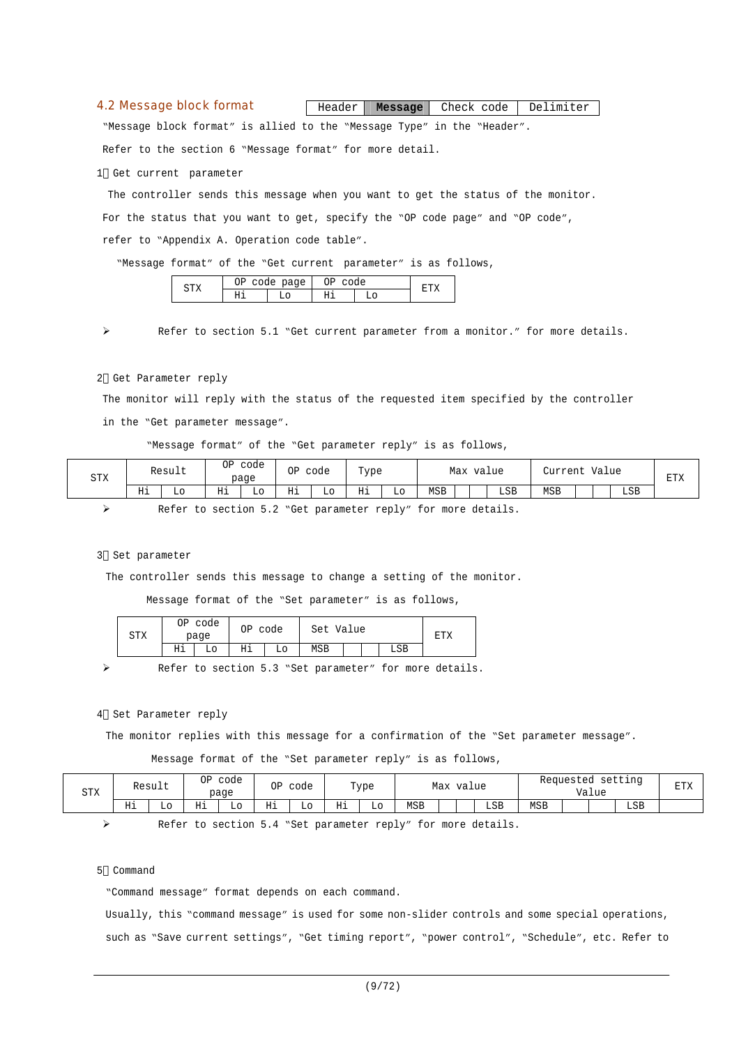## 4.2 Message block format

| Header | **Message** | Check code | Delimiter |
|---|---|---|---|

"Message block format" is allied to the "Message Type" in the "Header".

Refer to the section 6 "Message format" for more detail.

1) Get current parameter

The controller sends this message when you want to get the status of the monitor.

For the status that you want to get, specify the "OP code page" and "OP code",

refer to "Appendix A. Operation code table".

"Message format" of the "Get current parameter" is as follows,

| STX | OP code page | | OP code | | ETX |
|---|---|---|---|---|---|
| | Hi | Lo | Hi | Lo | |

➢ Refer to section 5.1 "Get current parameter from a monitor." for more details.

2) Get Parameter reply

The monitor will reply with the status of the requested item specified by the controller

in the "Get parameter message".

"Message format" of the "Get parameter reply" is as follows,

| STX | Result | | OP code page | | OP code | | Type | | Max value | | | | Current Value | | | | ETX |
|---|---|---|---|---|---|---|---|---|---|---|---|---|---|---|---|---|---|
| | Hi | Lo | Hi | Lo | Hi | Lo | Hi | Lo | MSB | | | LSB | MSB | | | LSB | |

➢ Refer to section 5.2 "Get parameter reply" for more details.

3) Set parameter

The controller sends this message to change a setting of the monitor.

Message format of the "Set parameter" is as follows,

| STX | OP code page | | OP code | | Set Value | | | | ETX |
|---|---|---|---|---|---|---|---|---|---|
| | Hi | Lo | Hi | Lo | MSB | | | LSB | |

➢ Refer to section 5.3 "Set parameter" for more details.

4) Set Parameter reply

The monitor replies with this message for a confirmation of the "Set parameter message".

Message format of the "Set parameter reply" is as follows,

| STX | Result | | OP code page | | OP code | | Type | | Max value | | | | Requested setting Value | | | | ETX |
|---|---|---|---|---|---|---|---|---|---|---|---|---|---|---|---|---|---|
| | Hi | Lo | Hi | Lo | Hi | Lo | Hi | Lo | MSB | | | LSB | MSB | | | LSB | |

➢ Refer to section 5.4 "Set parameter reply" for more details.

5) Command

"Command message" format depends on each command.

Usually, this "command message" is used for some non-slider controls and some special operations,

such as "Save current settings", "Get timing report", "power control", "Schedule", etc. Refer to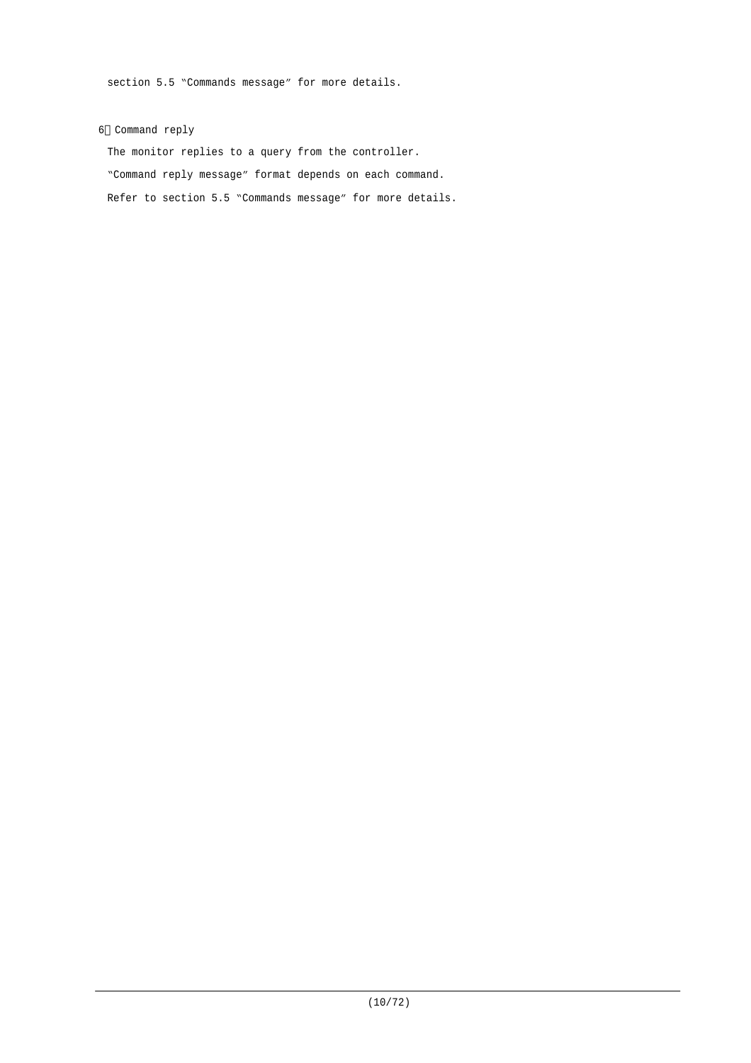section 5.5 "Commands message" for more details.

6）Command reply

The monitor replies to a query from the controller.

"Command reply message" format depends on each command.

Refer to section 5.5 "Commands message" for more details.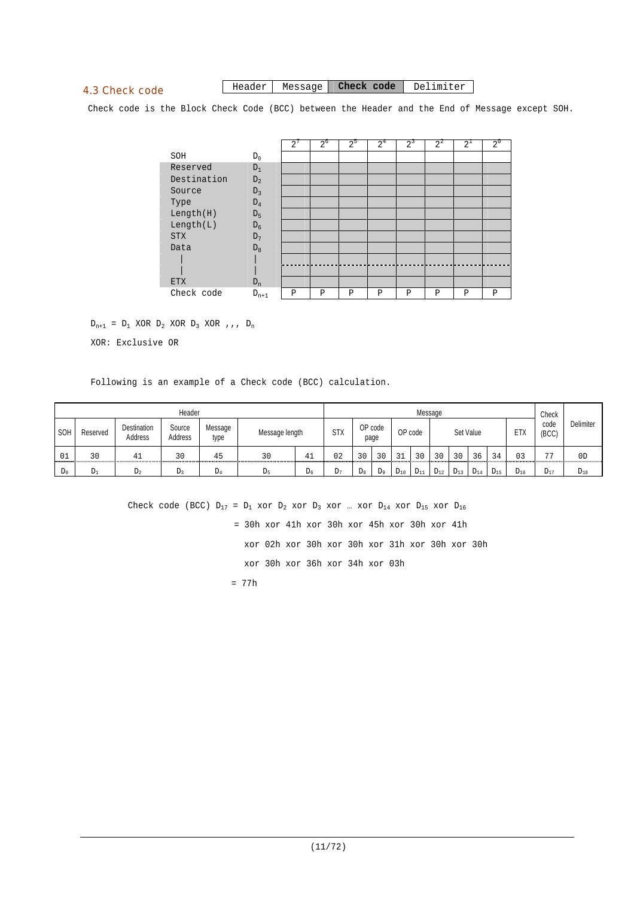## 4.3 Check code

| Header | Message | **Check code** | Delimiter |
|---|---|---|---|

Check code is the Block Check Code (BCC) between the Header and the End of Message except SOH.

| | | $2^7$ | $2^6$ | $2^5$ | $2^4$ | $2^3$ | $2^2$ | $2^1$ | $2^0$ |
|---|---|---|---|---|---|---|---|---|---|
| SOH | $D_0$ | | | | | | | | |
| Reserved | $D_1$ | | | | | | | | |
| Destination | $D_2$ | | | | | | | | |
| Source | $D_3$ | | | | | | | | |
| Type | $D_4$ | | | | | | | | |
| Length(H) | $D_5$ | | | | | | | | |
| Length(L) | $D_6$ | | | | | | | | |
| STX | $D_7$ | | | | | | | | |
| Data | $D_8$ | | | | | | | | |
| \| | \| | | | | | | | | |
| \| | \| | | | | | | | | |
| ETX | $D_n$ | | | | | | | | |
| Check code | $D_{n+1}$ | P | P | P | P | P | P | P | P |

$D_{n+1} = D_1$ XOR $D_2$ XOR $D_3$ XOR ,,, $D_n$

XOR: Exclusive OR

Following is an example of a Check code (BCC) calculation.

| Header | | | | | | | Message | | | | | | | | | | Check code (BCC) | Delimiter |
|---|---|---|---|---|---|---|---|---|---|---|---|---|---|---|---|---|---|---|
| SOH | Reserved | Destination Address | Source Address | Message type | Message length | | STX | OP code page | | OP code | | Set Value | | | | ETX | | |
| 01 | 30 | 41 | 30 | 45 | 30 | 41 | 02 | 30 | 30 | 31 | 30 | 30 | 30 | 36 | 34 | 03 | 77 | 0D |
| $D_0$ | $D_1$ | $D_2$ | $D_3$ | $D_4$ | $D_5$ | $D_6$ | $D_7$ | $D_8$ | $D_9$ | $D_{10}$ | $D_{11}$ | $D_{12}$ | $D_{13}$ | $D_{14}$ | $D_{15}$ | $D_{16}$ | $D_{17}$ | $D_{18}$ |

Check code (BCC) $D_{17} = D_1$ xor $D_2$ xor $D_3$ xor … xor $D_{14}$ xor $D_{15}$ xor $D_{16}$

= 30h xor 41h xor 30h xor 45h xor 30h xor 41h

xor 02h xor 30h xor 30h xor 31h xor 30h xor 30h

xor 30h xor 36h xor 34h xor 03h

= 77h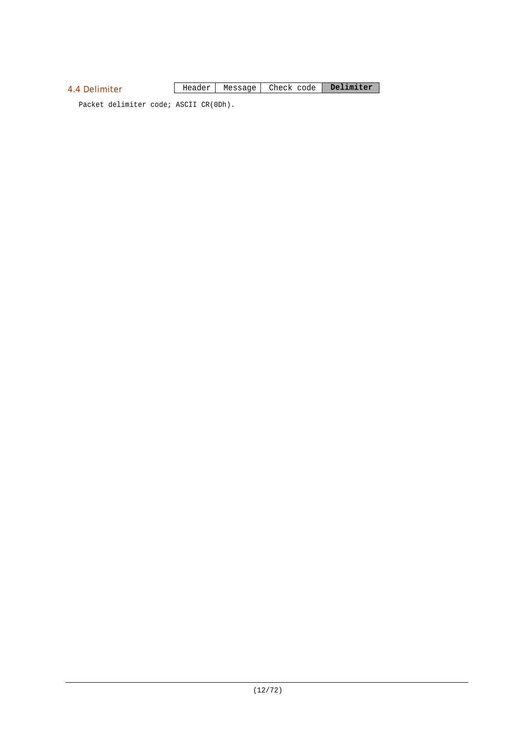## 4.4 Delimiter

| Header | Message | Check code | **Delimiter** |
|---|---|---|---|

Packet delimiter code; ASCII CR(0Dh).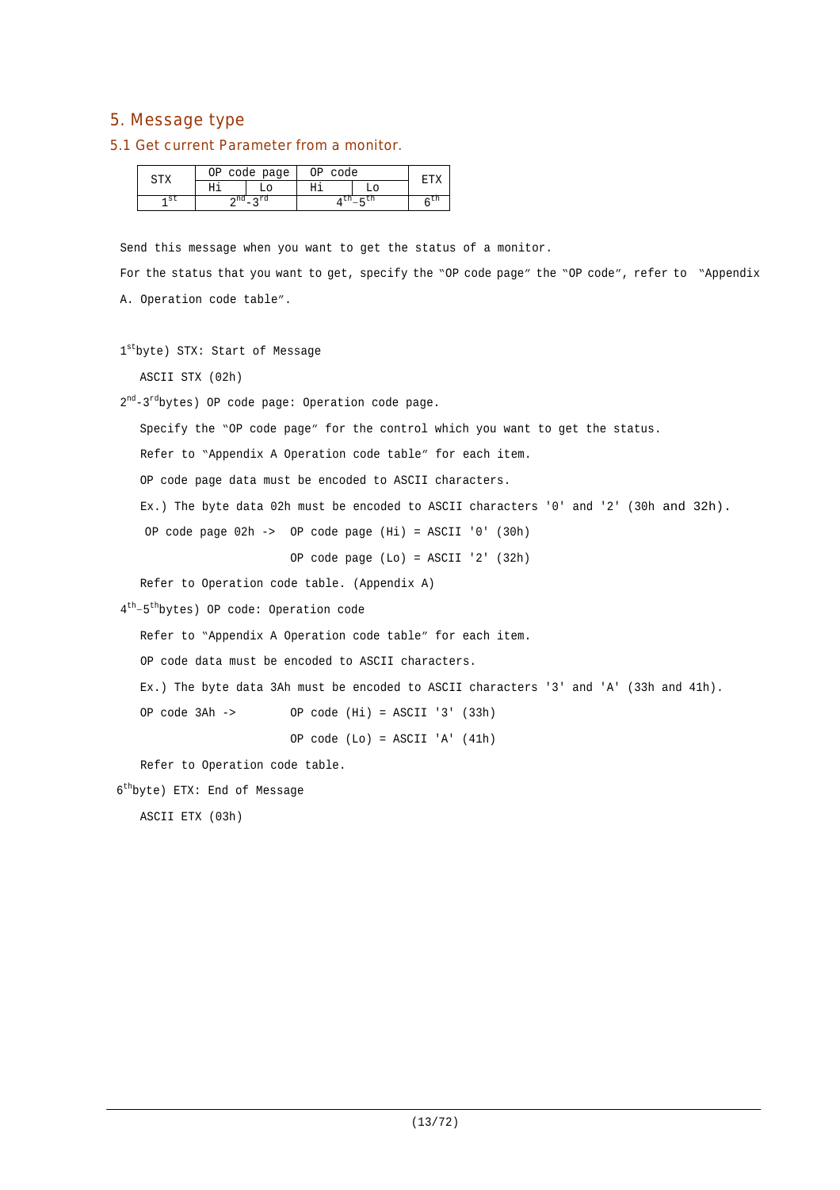## 5. Message type

### 5.1 Get current Parameter from a monitor.

| STX | OP code page | | OP code | | ETX |
|---|---|---|---|---|---|
| | Hi | Lo | Hi | Lo | |
| 1st | 2nd-3rd | | 4th–5th | | 6th |

Send this message when you want to get the status of a monitor.

For the status that you want to get, specify the "OP code page" the "OP code", refer to "Appendix A. Operation code table".

1st byte) STX: Start of Message

ASCII STX (02h)

2nd-3rd bytes) OP code page: Operation code page.

Specify the "OP code page" for the control which you want to get the status.

Refer to "Appendix A Operation code table" for each item.

OP code page data must be encoded to ASCII characters.

Ex.) The byte data 02h must be encoded to ASCII characters '0' and '2' (30h and 32h).

OP code page 02h -> OP code page (Hi) = ASCII '0' (30h)

OP code page (Lo) = ASCII '2' (32h)

Refer to Operation code table. (Appendix A)

4th–5th bytes) OP code: Operation code

Refer to "Appendix A Operation code table" for each item.

OP code data must be encoded to ASCII characters.

Ex.) The byte data 3Ah must be encoded to ASCII characters '3' and 'A' (33h and 41h).

OP code 3Ah -> OP code (Hi) = ASCII '3' (33h)

OP code (Lo) = ASCII 'A' (41h)

Refer to Operation code table.

6th byte) ETX: End of Message

ASCII ETX (03h)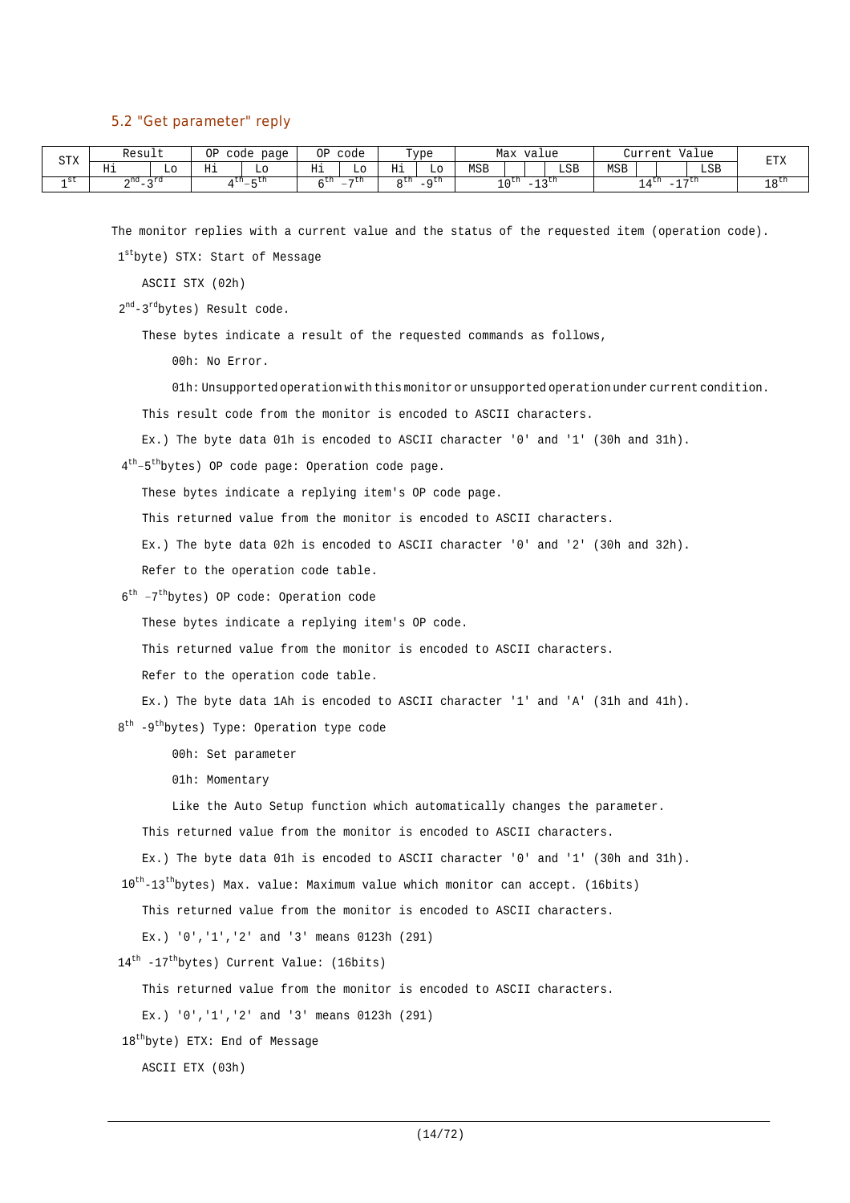## 5.2 "Get parameter" reply

| STX | Result | | OP code page | | OP code | | Type | | Max value | | | | Current Value | | | | ETX |
|---|---|---|---|---|---|---|---|---|---|---|---|---|---|---|---|---|---|
| | Hi | Lo | Hi | Lo | Hi | Lo | Hi | Lo | MSB | | | LSB | MSB | | | LSB | |
| 1st | 2nd-3rd | | 4th–5th | | 6th –7th | | 8th -9th | | 10th -13th | | | | 14th -17th | | | | 18th |

The monitor replies with a current value and the status of the requested item (operation code).

1st byte) STX: Start of Message

ASCII STX (02h)

2nd-3rd bytes) Result code.

These bytes indicate a result of the requested commands as follows,

00h: No Error.

01h: Unsupported operation with this monitor or unsupported operation under current condition.

This result code from the monitor is encoded to ASCII characters.

Ex.) The byte data 01h is encoded to ASCII character '0' and '1' (30h and 31h).

4th–5th bytes) OP code page: Operation code page.

These bytes indicate a replying item's OP code page.

This returned value from the monitor is encoded to ASCII characters.

Ex.) The byte data 02h is encoded to ASCII character '0' and '2' (30h and 32h).

Refer to the operation code table.

6th –7th bytes) OP code: Operation code

These bytes indicate a replying item's OP code.

This returned value from the monitor is encoded to ASCII characters.

Refer to the operation code table.

Ex.) The byte data 1Ah is encoded to ASCII character '1' and 'A' (31h and 41h).

8th -9th bytes) Type: Operation type code

00h: Set parameter

01h: Momentary

Like the Auto Setup function which automatically changes the parameter.

This returned value from the monitor is encoded to ASCII characters.

Ex.) The byte data 01h is encoded to ASCII character '0' and '1' (30h and 31h).

10th-13th bytes) Max. value: Maximum value which monitor can accept. (16bits)

This returned value from the monitor is encoded to ASCII characters.

Ex.) '0','1','2' and '3' means 0123h (291)

14th -17th bytes) Current Value: (16bits)

This returned value from the monitor is encoded to ASCII characters.

Ex.) '0','1','2' and '3' means 0123h (291)

18th byte) ETX: End of Message

ASCII ETX (03h)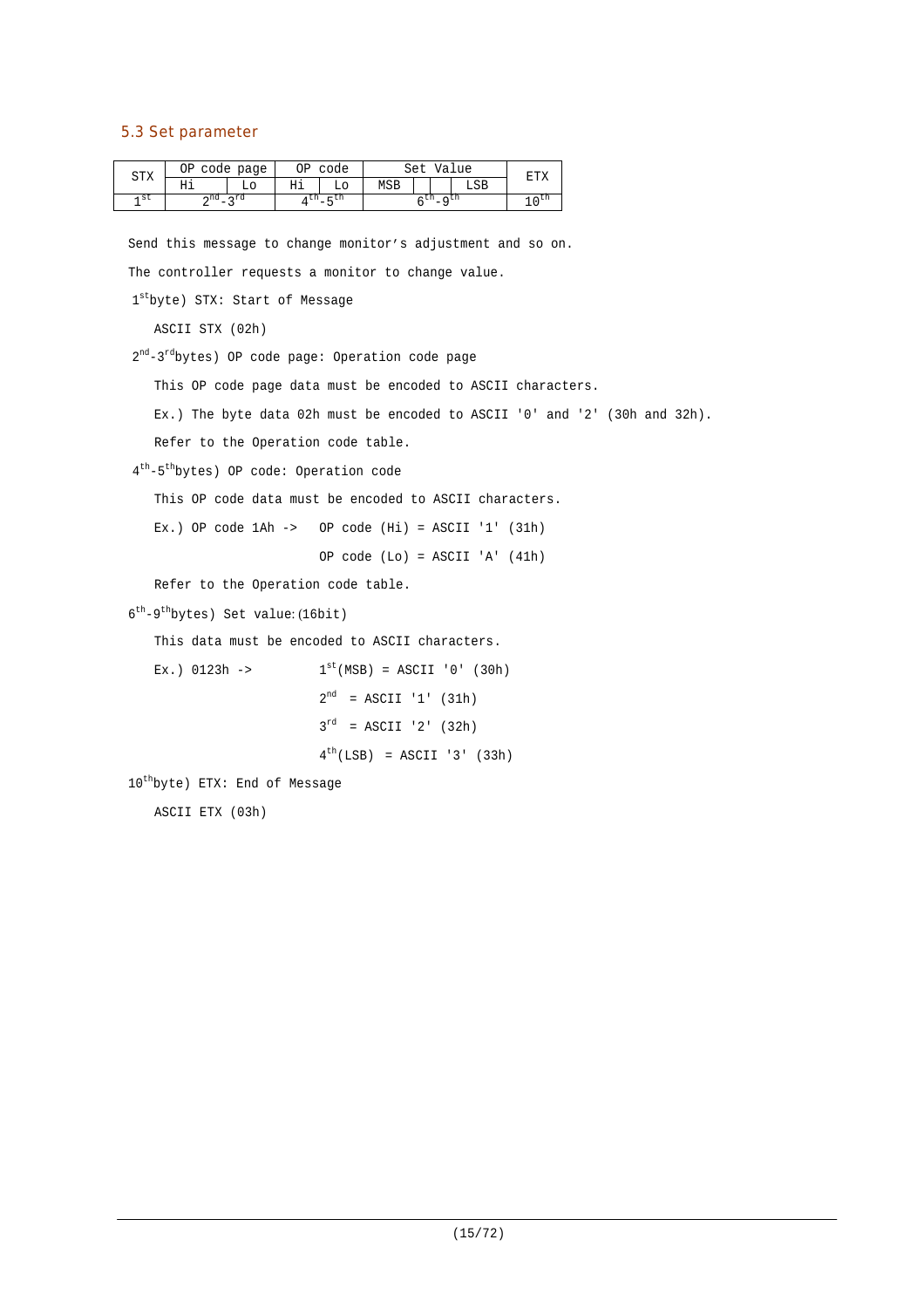## 5.3 Set parameter

| STX | OP code page | | OP code | | Set Value | | | | ETX |
|---|---|---|---|---|---|---|---|---|---|
| | Hi | Lo | Hi | Lo | MSB | | | LSB | |
| 1st | 2nd-3rd | | 4th-5th | | 6th-9th | | | | 10th |

Send this message to change monitor's adjustment and so on.

The controller requests a monitor to change value.

1st byte) STX: Start of Message

ASCII STX (02h)

2nd-3rd bytes) OP code page: Operation code page

This OP code page data must be encoded to ASCII characters.

Ex.) The byte data 02h must be encoded to ASCII '0' and '2' (30h and 32h).

Refer to the Operation code table.

4th-5th bytes) OP code: Operation code

This OP code data must be encoded to ASCII characters.

Ex.) OP code 1Ah -> OP code (Hi) = ASCII '1' (31h)

OP code (Lo) = ASCII 'A' (41h)

Refer to the Operation code table.

6th-9th bytes) Set value:(16bit)

This data must be encoded to ASCII characters.

Ex.) 0123h -> 1st(MSB) = ASCII '0' (30h)

2nd = ASCII '1' (31h)

3rd = ASCII '2' (32h)

4th(LSB) = ASCII '3' (33h)

10th byte) ETX: End of Message

ASCII ETX (03h)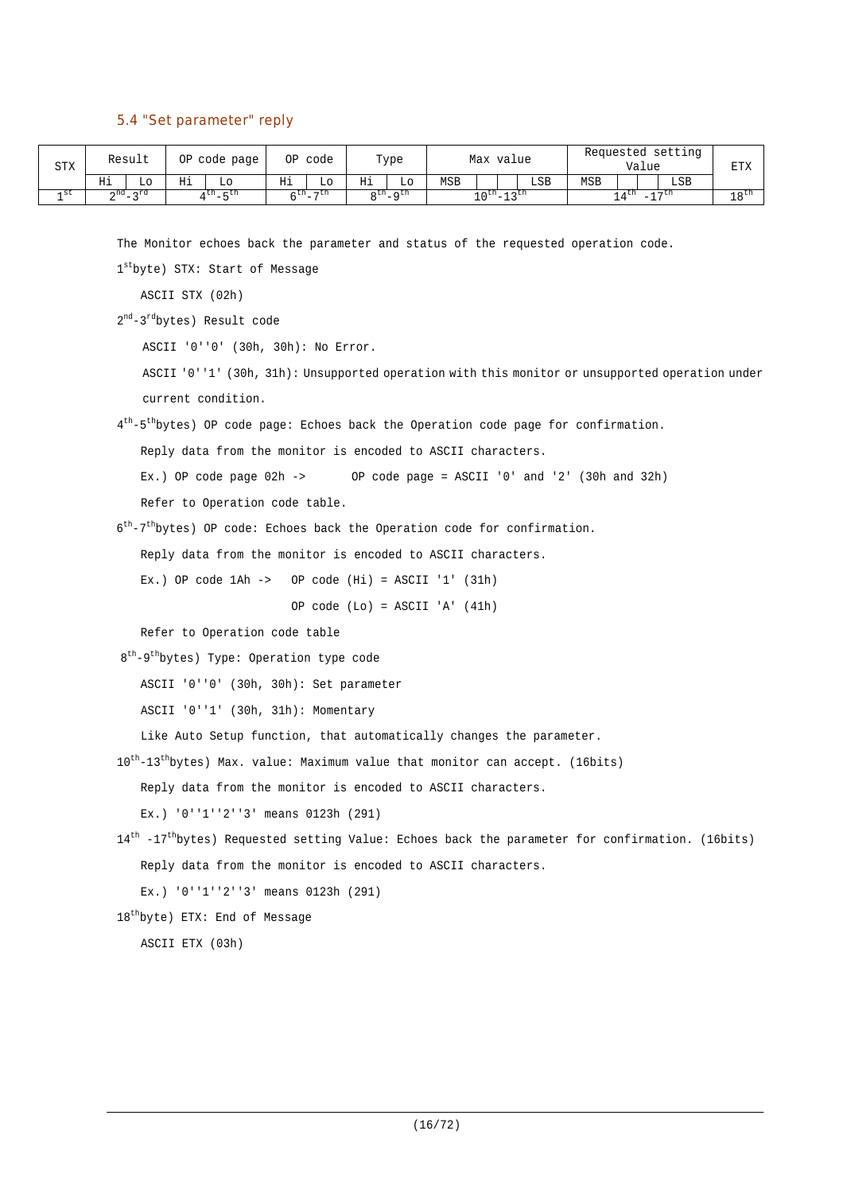## 5.4 "Set parameter" reply

| STX | Result | | OP code page | | OP code | | Type | | Max value | | | | Requested setting Value | | | | ETX |
|---|---|---|---|---|---|---|---|---|---|---|---|---|---|---|---|---|---|
| | Hi | Lo | Hi | Lo | Hi | Lo | Hi | Lo | MSB | | | LSB | MSB | | | LSB | |
| 1st | 2nd-3rd | | 4th-5th | | 6th-7th | | 8th-9th | | 10th-13th | | | | 14th -17th | | | | 18th |

The Monitor echoes back the parameter and status of the requested operation code.

1st byte) STX: Start of Message

ASCII STX (02h)

2nd-3rd bytes) Result code

ASCII '0''0' (30h, 30h): No Error.

ASCII '0''1' (30h, 31h): Unsupported operation with this monitor or unsupported operation under current condition.

4th-5th bytes) OP code page: Echoes back the Operation code page for confirmation.

Reply data from the monitor is encoded to ASCII characters.

Ex.) OP code page 02h -> OP code page = ASCII '0' and '2' (30h and 32h)

Refer to Operation code table.

6th-7th bytes) OP code: Echoes back the Operation code for confirmation.

Reply data from the monitor is encoded to ASCII characters.

Ex.) OP code 1Ah -> OP code (Hi) = ASCII '1' (31h)

OP code (Lo) = ASCII 'A' (41h)

Refer to Operation code table

8th-9th bytes) Type: Operation type code

ASCII '0''0' (30h, 30h): Set parameter

ASCII '0''1' (30h, 31h): Momentary

Like Auto Setup function, that automatically changes the parameter.

10th-13th bytes) Max. value: Maximum value that monitor can accept. (16bits)

Reply data from the monitor is encoded to ASCII characters.

Ex.) '0''1''2''3' means 0123h (291)

14th -17th bytes) Requested setting Value: Echoes back the parameter for confirmation. (16bits)

Reply data from the monitor is encoded to ASCII characters.

Ex.) '0''1''2''3' means 0123h (291)

18th byte) ETX: End of Message

ASCII ETX (03h)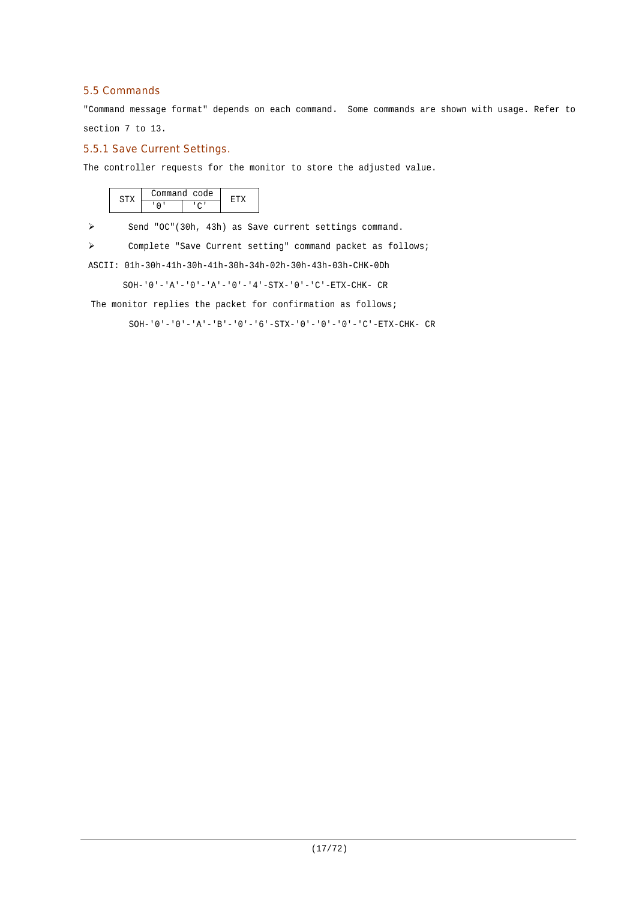## 5.5 Commands

"Command message format" depends on each command. Some commands are shown with usage. Refer to section 7 to 13.

### 5.5.1 Save Current Settings.

The controller requests for the monitor to store the adjusted value.

| STX | Command code | | ETX |
|---|---|---|---|
| | '0' | 'C' | |

- Send "OC"(30h, 43h) as Save current settings command.
- Complete "Save Current setting" command packet as follows;

ASCII: 01h-30h-41h-30h-41h-30h-34h-02h-30h-43h-03h-CHK-0Dh

SOH-'0'-'A'-'0'-'A'-'0'-'4'-STX-'0'-'C'-ETX-CHK- CR

The monitor replies the packet for confirmation as follows;

SOH-'0'-'0'-'A'-'B'-'0'-'6'-STX-'0'-'0'-'0'-'C'-ETX-CHK- CR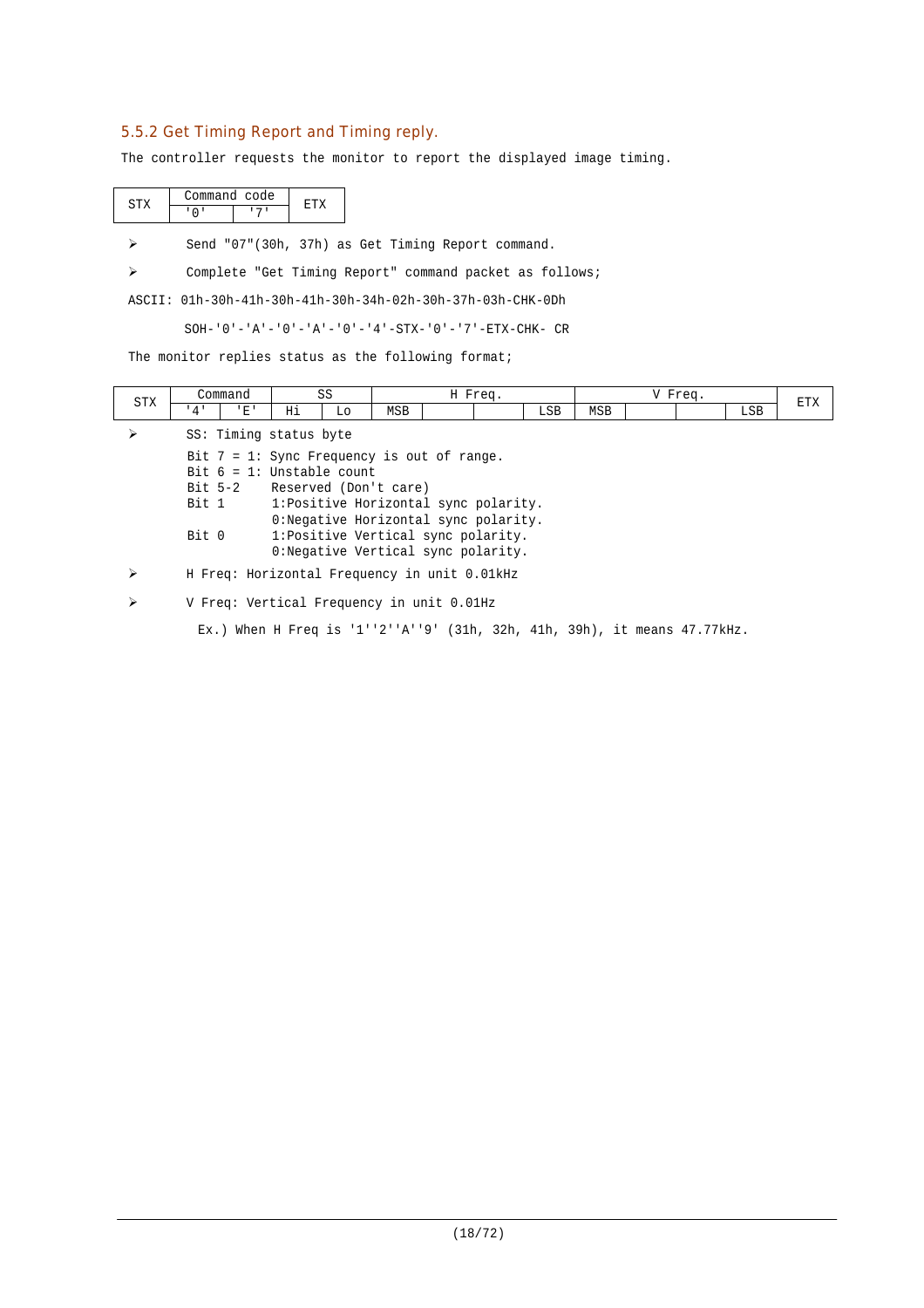### 5.5.2 Get Timing Report and Timing reply.

The controller requests the monitor to report the displayed image timing.

| STX | Command code | | ETX |
|---|---|---|---|
| | '0' | '7' | |

- Send "07"(30h, 37h) as Get Timing Report command.
- Complete "Get Timing Report" command packet as follows;

ASCII: 01h-30h-41h-30h-41h-30h-34h-02h-30h-37h-03h-CHK-0Dh

SOH-'0'-'A'-'0'-'A'-'0'-'4'-STX-'0'-'7'-ETX-CHK- CR

The monitor replies status as the following format;

| STX | Command | | SS | | H Freq. | | | | V Freq. | | | | ETX |
|---|---|---|---|---|---|---|---|---|---|---|---|---|---|
| | '4' | 'E' | Hi | Lo | MSB | | | LSB | MSB | | | LSB | |

- SS: Timing status byte

  Bit 7 = 1: Sync Frequency is out of range.
  Bit 6 = 1: Unstable count
  Bit 5-2 Reserved (Don't care)
  Bit 1 1:Positive Horizontal sync polarity.
  0:Negative Horizontal sync polarity.
  Bit 0 1:Positive Vertical sync polarity.
  0:Negative Vertical sync polarity.

- H Freq: Horizontal Frequency in unit 0.01kHz
- V Freq: Vertical Frequency in unit 0.01Hz

  Ex.) When H Freq is '1''2''A''9' (31h, 32h, 41h, 39h), it means 47.77kHz.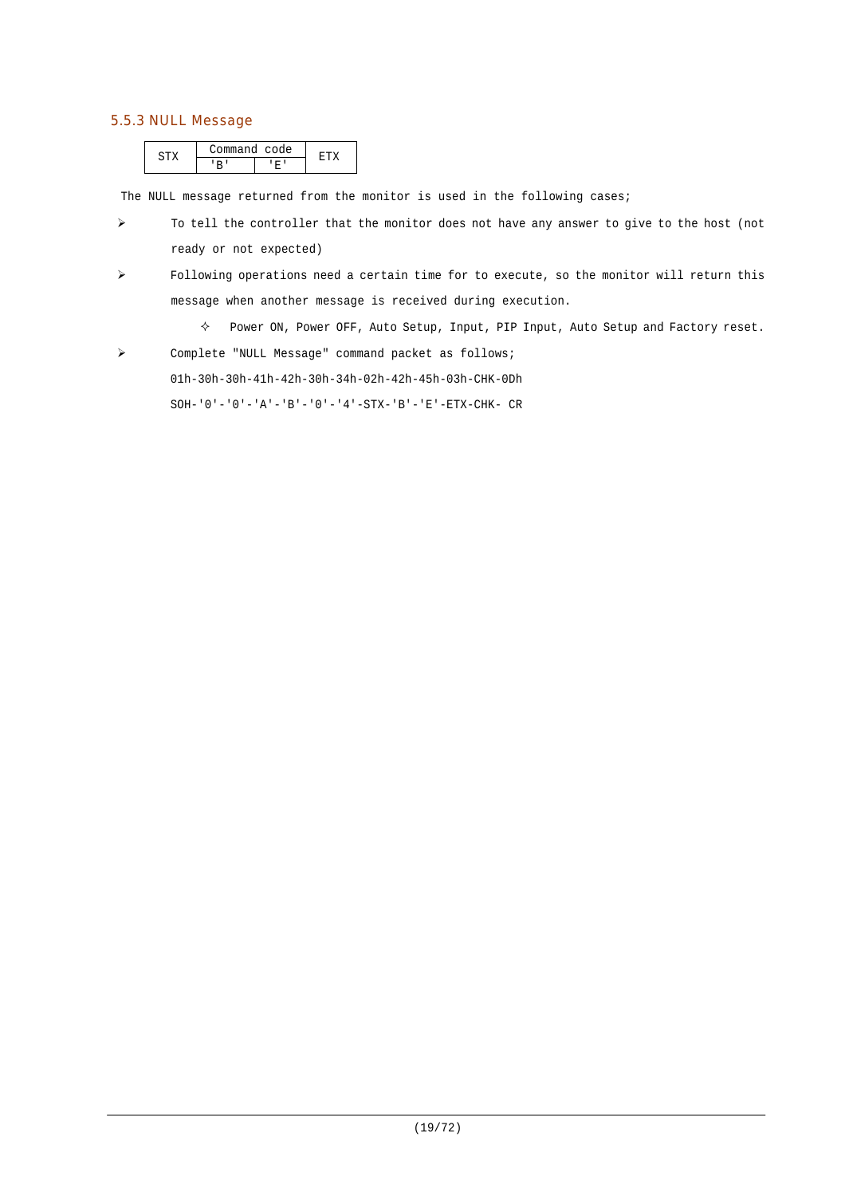### 5.5.3 NULL Message

| STX | Command code | | ETX |
|---|---|---|---|
| | 'B' | 'E' | |

The NULL message returned from the monitor is used in the following cases;

- To tell the controller that the monitor does not have any answer to give to the host (not ready or not expected)
- Following operations need a certain time for to execute, so the monitor will return this message when another message is received during execution.
  - Power ON, Power OFF, Auto Setup, Input, PIP Input, Auto Setup and Factory reset.
- Complete "NULL Message" command packet as follows;

  01h-30h-30h-41h-42h-30h-34h-02h-42h-45h-03h-CHK-0Dh

  SOH-'0'-'0'-'A'-'B'-'0'-'4'-STX-'B'-'E'-ETX-CHK- CR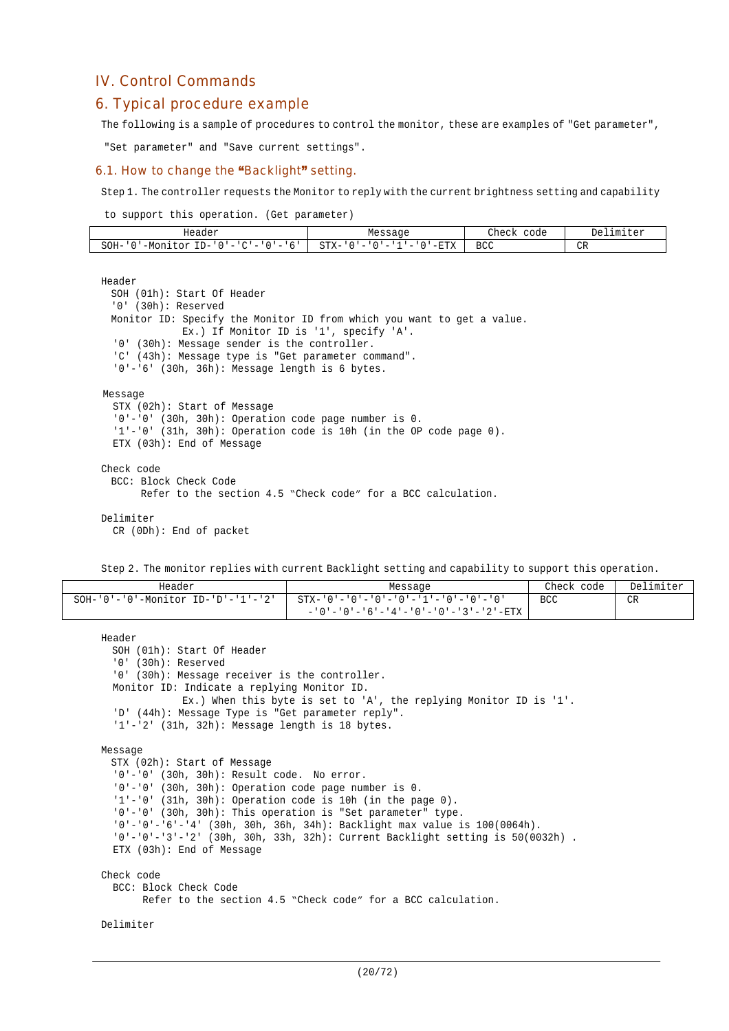# IV. Control Commands

## 6. Typical procedure example

The following is a sample of procedures to control the monitor, these are examples of "Get parameter", "Set parameter" and "Save current settings".

### 6.1. How to change the "Backlight" setting.

Step 1. The controller requests the Monitor to reply with the current brightness setting and capability to support this operation. (Get parameter)

| Header | Message | Check code | Delimiter |
|---|---|---|---|
| SOH-'0'-Monitor ID-'0'-'C'-'0'-'6' | STX-'0'-'0'-'1'-'0'-ETX | BCC | CR |

```
Header
  SOH (01h): Start Of Header
  '0' (30h): Reserved
  Monitor ID: Specify the Monitor ID from which you want to get a value.
              Ex.) If Monitor ID is '1', specify 'A'.
  '0' (30h): Message sender is the controller.
  'C' (43h): Message type is "Get parameter command".
  '0'-'6' (30h, 36h): Message length is 6 bytes.

Message
  STX (02h): Start of Message
  '0'-'0' (30h, 30h): Operation code page number is 0.
  '1'-'0' (31h, 30h): Operation code is 10h (in the OP code page 0).
  ETX (03h): End of Message

Check code
  BCC: Block Check Code
       Refer to the section 4.5 "Check code" for a BCC calculation.

Delimiter
  CR (0Dh): End of packet
```

Step 2. The monitor replies with current Backlight setting and capability to support this operation.

| Header | Message | Check code | Delimiter |
|---|---|---|---|
| SOH-'0'-'0'-Monitor ID-'D'-'1'-'2' | STX-'0'-'0'-'0'-'0'-'1'-'0'-'0'-'0' -'0'-'0'-'6'-'4'-'0'-'0'-'3'-'2'-ETX | BCC | CR |

```
Header
  SOH (01h): Start Of Header
  '0' (30h): Reserved
  '0' (30h): Message receiver is the controller.
  Monitor ID: Indicate a replying Monitor ID.
              Ex.) When this byte is set to 'A', the replying Monitor ID is '1'.
  'D' (44h): Message Type is "Get parameter reply".
  '1'-'2' (31h, 32h): Message length is 18 bytes.

Message
  STX (02h): Start of Message
  '0'-'0' (30h, 30h): Result code.  No error.
  '0'-'0' (30h, 30h): Operation code page number is 0.
  '1'-'0' (31h, 30h): Operation code is 10h (in the page 0).
  '0'-'0' (30h, 30h): This operation is "Set parameter" type.
  '0'-'0'-'6'-'4' (30h, 30h, 36h, 34h): Backlight max value is 100(0064h).
  '0'-'0'-'3'-'2' (30h, 30h, 33h, 32h): Current Backlight setting is 50(0032h) .
  ETX (03h): End of Message

Check code
  BCC: Block Check Code
       Refer to the section 4.5 "Check code" for a BCC calculation.

Delimiter
```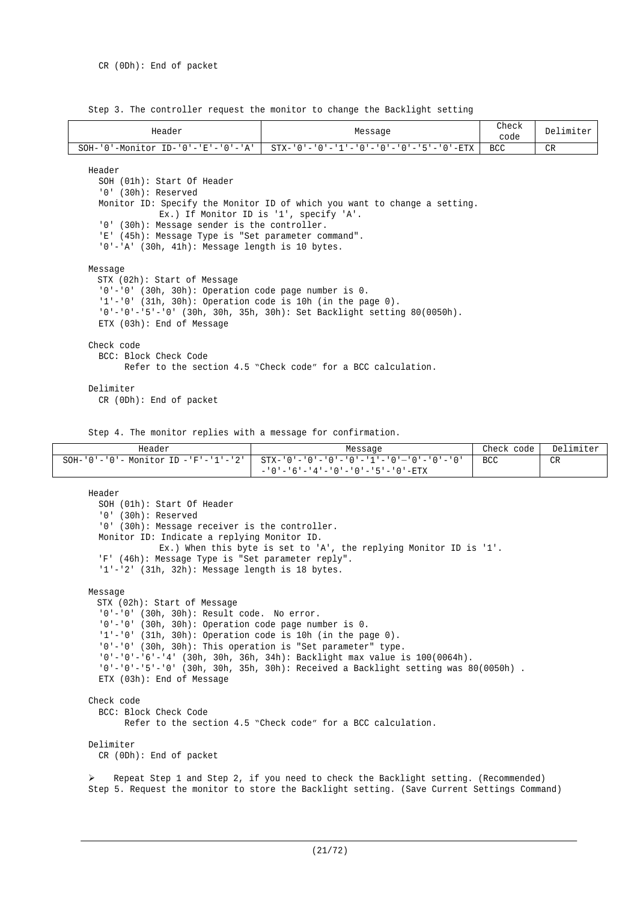CR (0Dh): End of packet

Step 3. The controller request the monitor to change the Backlight setting

| Header | Message | Check code | Delimiter |
|---|---|---|---|
| SOH-'0'-Monitor ID-'0'-'E'-'0'-'A' | STX-'0'-'0'-'1'-'0'-'0'-'0'-'5'-'0'-ETX | BCC | CR |

Header
- SOH (01h): Start Of Header
- '0' (30h): Reserved
- Monitor ID: Specify the Monitor ID of which you want to change a setting.
  Ex.) If Monitor ID is '1', specify 'A'.
- '0' (30h): Message sender is the controller.
- 'E' (45h): Message Type is "Set parameter command".
- '0'-'A' (30h, 41h): Message length is 10 bytes.

Message
- STX (02h): Start of Message
- '0'-'0' (30h, 30h): Operation code page number is 0.
- '1'-'0' (31h, 30h): Operation code is 10h (in the page 0).
- '0'-'0'-'5'-'0' (30h, 30h, 35h, 30h): Set Backlight setting 80(0050h).
- ETX (03h): End of Message

Check code
- BCC: Block Check Code
  Refer to the section 4.5 "Check code" for a BCC calculation.

Delimiter
- CR (0Dh): End of packet

Step 4. The monitor replies with a message for confirmation.

| Header | Message | Check code | Delimiter |
|---|---|---|---|
| SOH-'0'-'0'- Monitor ID -'F'-'1'-'2' | STX-'0'-'0'-'0'-'0'-'1'-'0'-'0'-'0'-'0'-'0'-'6'-'4'-'0'-'0'-'5'-'0'-ETX | BCC | CR |

Header
- SOH (01h): Start Of Header
- '0' (30h): Reserved
- '0' (30h): Message receiver is the controller.
- Monitor ID: Indicate a replying Monitor ID.
  Ex.) When this byte is set to 'A', the replying Monitor ID is '1'.
- 'F' (46h): Message Type is "Set parameter reply".
- '1'-'2' (31h, 32h): Message length is 18 bytes.

Message
- STX (02h): Start of Message
- '0'-'0' (30h, 30h): Result code. No error.
- '0'-'0' (30h, 30h): Operation code page number is 0.
- '1'-'0' (31h, 30h): Operation code is 10h (in the page 0).
- '0'-'0' (30h, 30h): This operation is "Set parameter" type.
- '0'-'0'-'6'-'4' (30h, 30h, 36h, 34h): Backlight max value is 100(0064h).
- '0'-'0'-'5'-'0' (30h, 30h, 35h, 30h): Received a Backlight setting was 80(0050h) .
- ETX (03h): End of Message

Check code
- BCC: Block Check Code
  Refer to the section 4.5 "Check code" for a BCC calculation.

Delimiter
- CR (0Dh): End of packet

➢ Repeat Step 1 and Step 2, if you need to check the Backlight setting. (Recommended)

Step 5. Request the monitor to store the Backlight setting. (Save Current Settings Command)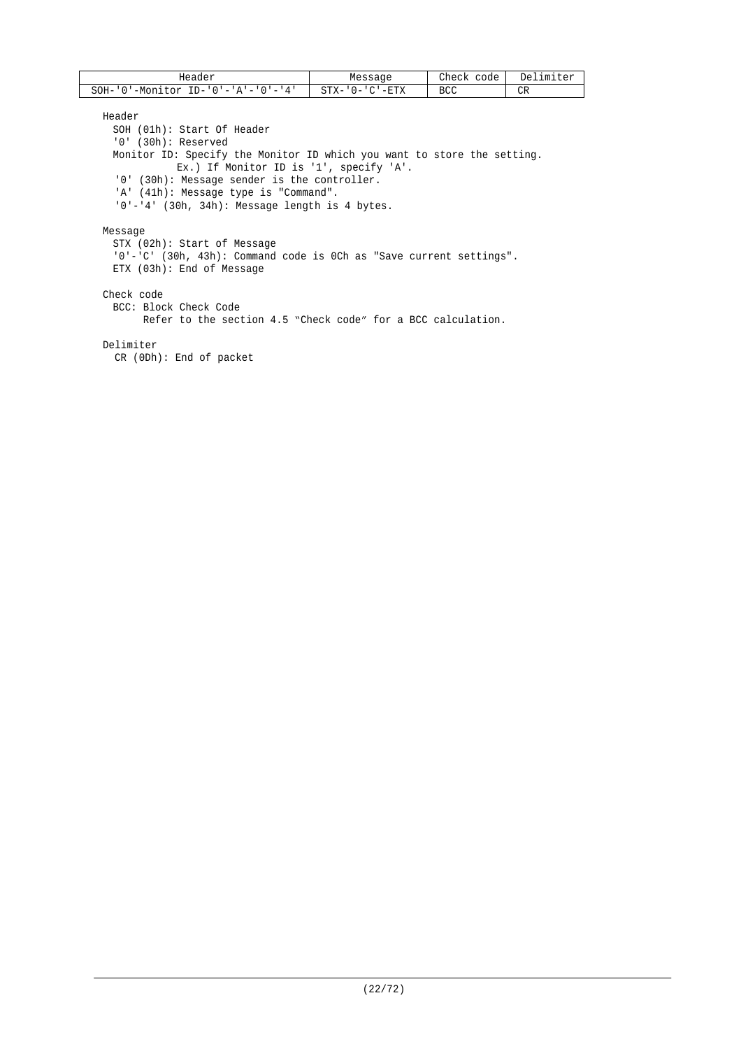| Header | Message | Check code | Delimiter |
|---|---|---|---|
| SOH-'0'-Monitor ID-'0'-'A'-'0'-'4' | STX-'0-'C'-ETX | BCC | CR |

Header
  SOH (01h): Start Of Header
  '0' (30h): Reserved
  Monitor ID: Specify the Monitor ID which you want to store the setting.
    Ex.) If Monitor ID is '1', specify 'A'.
  '0' (30h): Message sender is the controller.
  'A' (41h): Message type is "Command".
  '0'-'4' (30h, 34h): Message length is 4 bytes.

Message
  STX (02h): Start of Message
  '0'-'C' (30h, 43h): Command code is 0Ch as "Save current settings".
  ETX (03h): End of Message

Check code
  BCC: Block Check Code
    Refer to the section 4.5 "Check code" for a BCC calculation.

Delimiter
  CR (0Dh): End of packet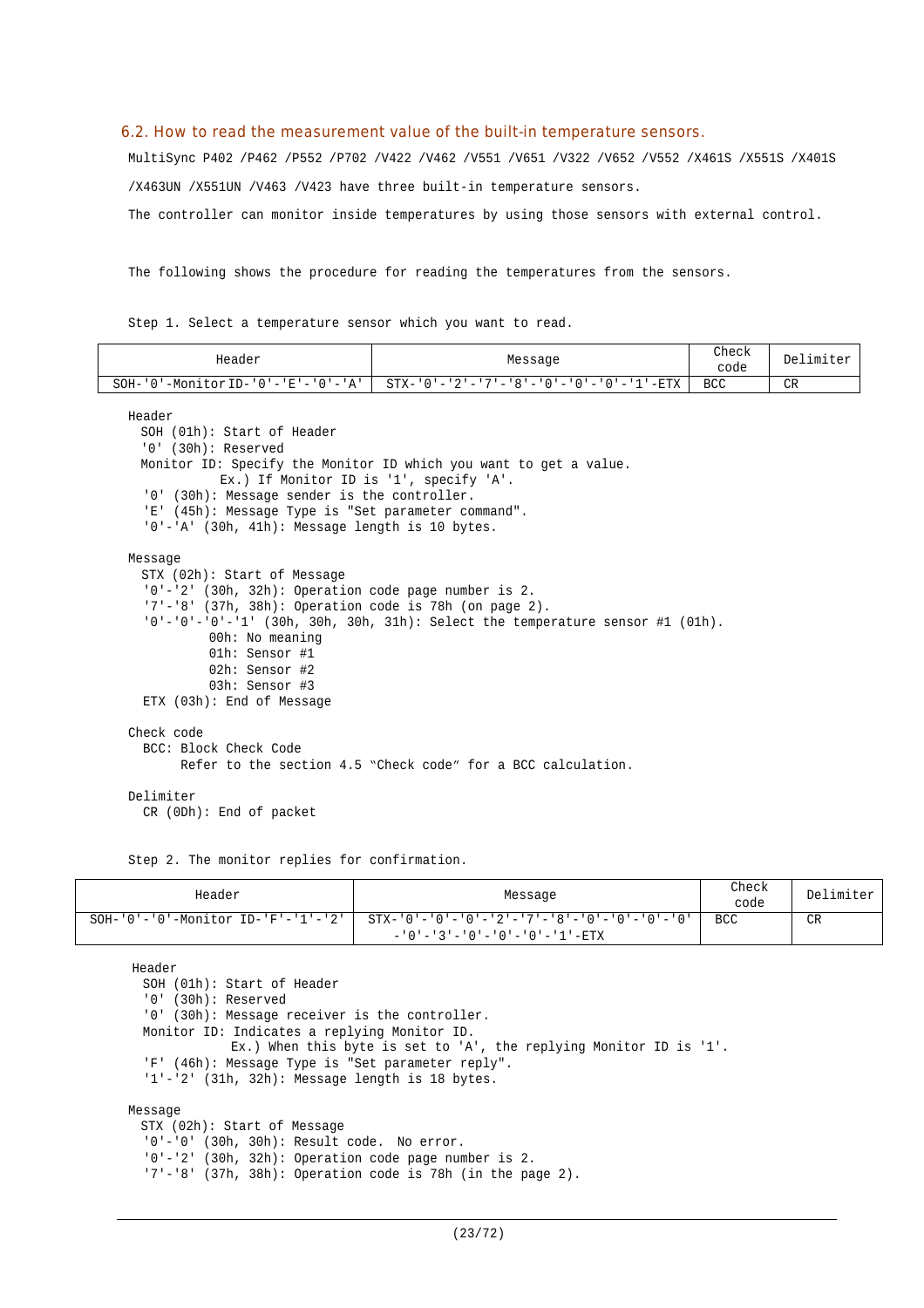### 6.2. How to read the measurement value of the built-in temperature sensors.

MultiSync P402 /P462 /P552 /P702 /V422 /V462 /V551 /V651 /V322 /V652 /V552 /X461S /X551S /X401S /X463UN /X551UN /V463 /V423 have three built-in temperature sensors.

The controller can monitor inside temperatures by using those sensors with external control.

The following shows the procedure for reading the temperatures from the sensors.

Step 1. Select a temperature sensor which you want to read.

| Header | Message | Check code | Delimiter |
|---|---|---|---|
| SOH-'0'-Monitor ID-'0'-'E'-'0'-'A' | STX-'0'-'2'-'7'-'8'-'0'-'0'-'0'-'1'-ETX | BCC | CR |

```
Header
  SOH (01h): Start of Header
  '0' (30h): Reserved
  Monitor ID: Specify the Monitor ID which you want to get a value.
            Ex.) If Monitor ID is '1', specify 'A'.
  '0' (30h): Message sender is the controller.
  'E' (45h): Message Type is "Set parameter command".
  '0'-'A' (30h, 41h): Message length is 10 bytes.

Message
  STX (02h): Start of Message
  '0'-'2' (30h, 32h): Operation code page number is 2.
  '7'-'8' (37h, 38h): Operation code is 78h (on page 2).
  '0'-'0'-'0'-'1' (30h, 30h, 30h, 31h): Select the temperature sensor #1 (01h).
          00h: No meaning
          01h: Sensor #1
          02h: Sensor #2
          03h: Sensor #3
  ETX (03h): End of Message

Check code
  BCC: Block Check Code
       Refer to the section 4.5 "Check code" for a BCC calculation.

Delimiter
  CR (0Dh): End of packet
```

Step 2. The monitor replies for confirmation.

| Header | Message | Check code | Delimiter |
|---|---|---|---|
| SOH-'0'-'0'-Monitor ID-'F'-'1'-'2' | STX-'0'-'0'-'0'-'2'-'7'-'8'-'0'-'0'-'0'-'0'-'0'-'3'-'0'-'0'-'0'-'1'-ETX | BCC | CR |

```
Header
  SOH (01h): Start of Header
  '0' (30h): Reserved
  '0' (30h): Message receiver is the controller.
  Monitor ID: Indicates a replying Monitor ID.
             Ex.) When this byte is set to 'A', the replying Monitor ID is '1'.
  'F' (46h): Message Type is "Set parameter reply".
  '1'-'2' (31h, 32h): Message length is 18 bytes.

Message
  STX (02h): Start of Message
  '0'-'0' (30h, 30h): Result code.  No error.
  '0'-'2' (30h, 32h): Operation code page number is 2.
  '7'-'8' (37h, 38h): Operation code is 78h (in the page 2).
```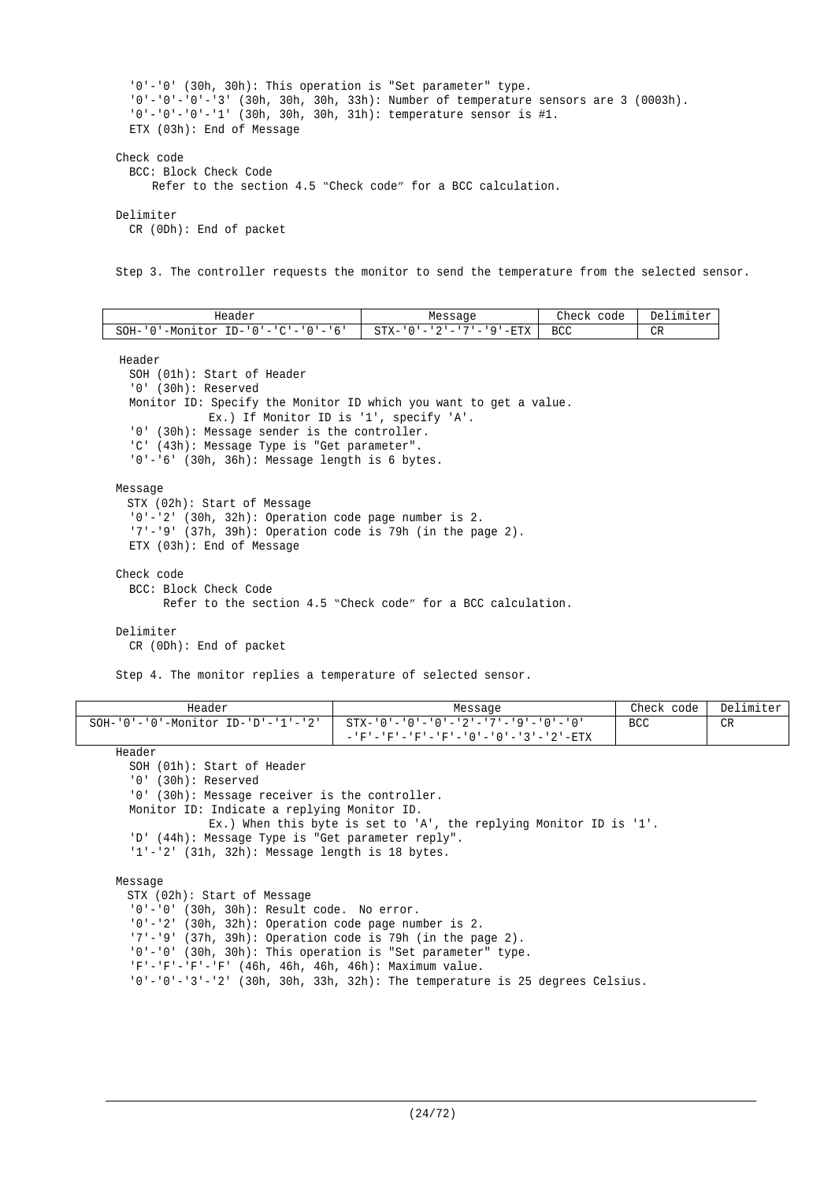'0'-'0' (30h, 30h): This operation is "Set parameter" type.
'0'-'0'-'0'-'3' (30h, 30h, 30h, 33h): Number of temperature sensors are 3 (0003h).
'0'-'0'-'0'-'1' (30h, 30h, 30h, 31h): temperature sensor is #1.
ETX (03h): End of Message

Check code
BCC: Block Check Code
Refer to the section 4.5 "Check code" for a BCC calculation.

Delimiter
CR (0Dh): End of packet

Step 3. The controller requests the monitor to send the temperature from the selected sensor.

| Header | Message | Check code | Delimiter |
|---|---|---|---|
| SOH-'0'-Monitor ID-'0'-'C'-'0'-'6' | STX-'0'-'2'-'7'-'9'-ETX | BCC | CR |

Header
SOH (01h): Start of Header
'0' (30h): Reserved
Monitor ID: Specify the Monitor ID which you want to get a value.
Ex.) If Monitor ID is '1', specify 'A'.
'0' (30h): Message sender is the controller.
'C' (43h): Message Type is "Get parameter".
'0'-'6' (30h, 36h): Message length is 6 bytes.

Message
STX (02h): Start of Message
'0'-'2' (30h, 32h): Operation code page number is 2.
'7'-'9' (37h, 39h): Operation code is 79h (in the page 2).
ETX (03h): End of Message

Check code
BCC: Block Check Code
Refer to the section 4.5 "Check code" for a BCC calculation.

Delimiter
CR (0Dh): End of packet

Step 4. The monitor replies a temperature of selected sensor.

| Header | Message | Check code | Delimiter |
|---|---|---|---|
| SOH-'0'-'0'-Monitor ID-'D'-'1'-'2' | STX-'0'-'0'-'0'-'2'-'7'-'9'-'0'-'0' -'F'-'F'-'F'-'F'-'0'-'0'-'3'-'2'-ETX | BCC | CR |

Header
SOH (01h): Start of Header
'0' (30h): Reserved
'0' (30h): Message receiver is the controller.
Monitor ID: Indicate a replying Monitor ID.
Ex.) When this byte is set to 'A', the replying Monitor ID is '1'.
'D' (44h): Message Type is "Get parameter reply".
'1'-'2' (31h, 32h): Message length is 18 bytes.

Message
STX (02h): Start of Message
'0'-'0' (30h, 30h): Result code. No error.
'0'-'2' (30h, 32h): Operation code page number is 2.
'7'-'9' (37h, 39h): Operation code is 79h (in the page 2).
'0'-'0' (30h, 30h): This operation is "Set parameter" type.
'F'-'F'-'F'-'F' (46h, 46h, 46h, 46h): Maximum value.
'0'-'0'-'3'-'2' (30h, 30h, 33h, 32h): The temperature is 25 degrees Celsius.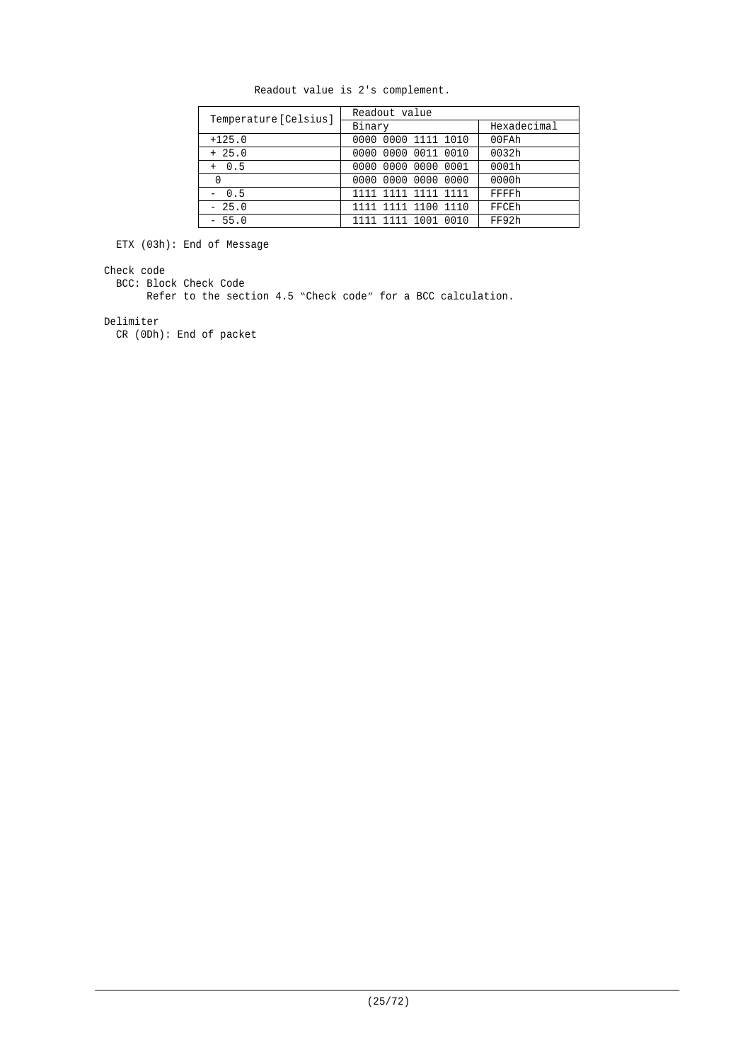Readout value is 2's complement.

| Temperature [Celsius] | Readout value | |
|---|---|---|
| | Binary | Hexadecimal |
| +125.0 | 0000 0000 1111 1010 | 00FAh |
| + 25.0 | 0000 0000 0011 0010 | 0032h |
| + 0.5 | 0000 0000 0000 0001 | 0001h |
| 0 | 0000 0000 0000 0000 | 0000h |
| - 0.5 | 1111 1111 1111 1111 | FFFFh |
| - 25.0 | 1111 1111 1100 1110 | FFCEh |
| - 55.0 | 1111 1111 1001 0010 | FF92h |

ETX (03h): End of Message

Check code

BCC: Block Check Code

Refer to the section 4.5 "Check code" for a BCC calculation.

Delimiter

CR (0Dh): End of packet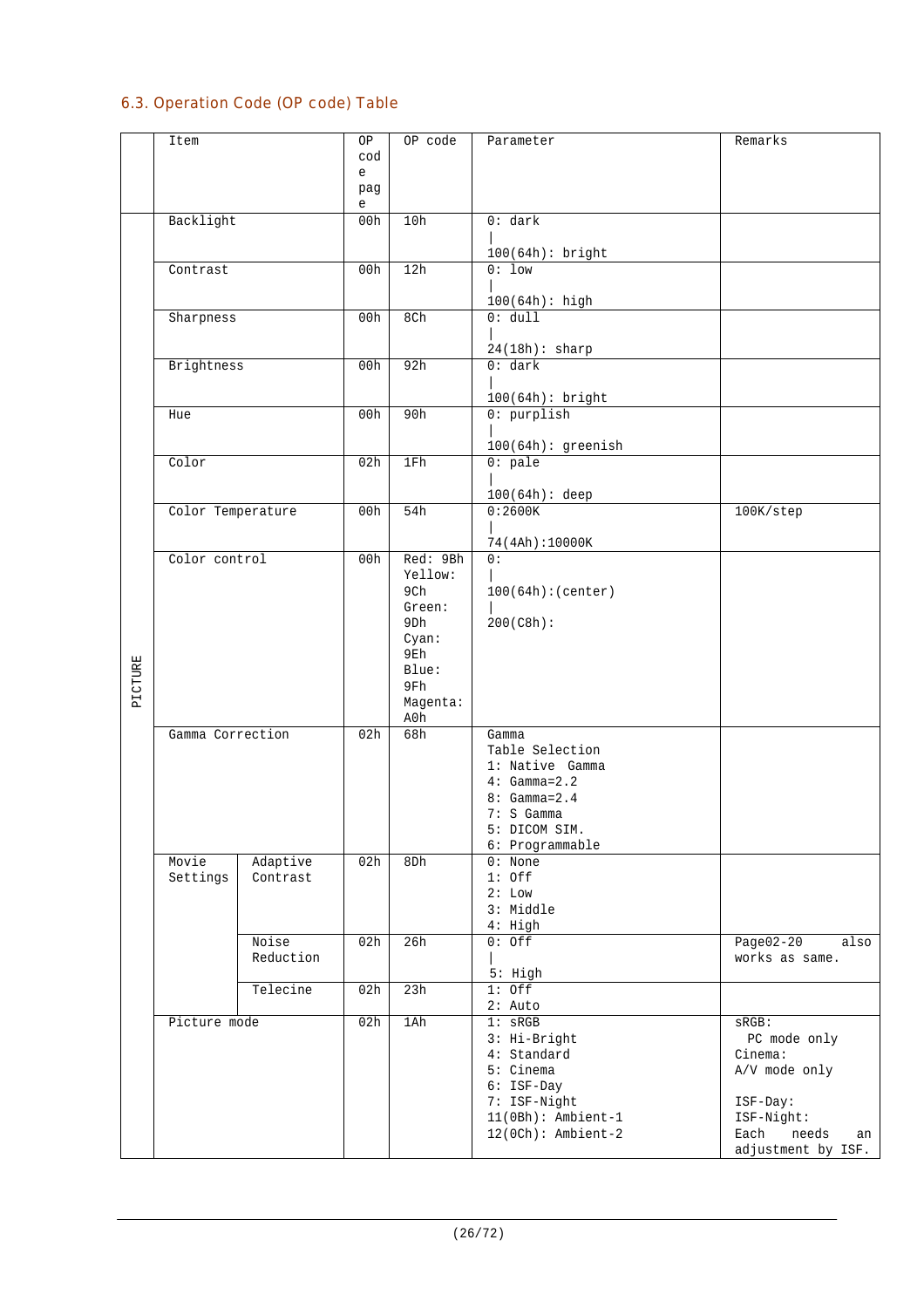## 6.3. Operation Code (OP code) Table

| | Item | | OP code page | OP code | Parameter | Remarks |
|---|---|---|---|---|---|---|
| PICTURE | Backlight | | 00h | 10h | 0: dark<br>\|<br>100(64h): bright | |
| | Contrast | | 00h | 12h | 0: low<br>\|<br>100(64h): high | |
| | Sharpness | | 00h | 8Ch | 0: dull<br>\|<br>24(18h): sharp | |
| | Brightness | | 00h | 92h | 0: dark<br>\|<br>100(64h): bright | |
| | Hue | | 00h | 90h | 0: purplish<br>\|<br>100(64h): greenish | |
| | Color | | 02h | 1Fh | 0: pale<br>\|<br>100(64h): deep | |
| | Color Temperature | | 00h | 54h | 0:2600K<br>\|<br>74(4Ah):10000K | 100K/step |
| | Color control | | 00h | Red: 9Bh<br>Yellow: 9Ch<br>Green: 9Dh<br>Cyan: 9Eh<br>Blue: 9Fh<br>Magenta: A0h | 0:<br>\|<br>100(64h):(center)<br>\|<br>200(C8h): | |
| | Gamma Correction | | 02h | 68h | Gamma Table Selection<br>1: Native Gamma<br>4: Gamma=2.2<br>8: Gamma=2.4<br>7: S Gamma<br>5: DICOM SIM.<br>6: Programmable | |
| | Movie Settings | Adaptive Contrast | 02h | 8Dh | 0: None<br>1: Off<br>2: Low<br>3: Middle<br>4: High | |
| | | Noise Reduction | 02h | 26h | 0: Off<br>\|<br>5: High | Page02-20 also works as same. |
| | | Telecine | 02h | 23h | 1: Off<br>2: Auto | |
| | Picture mode | | 02h | 1Ah | 1: sRGB<br>3: Hi-Bright<br>4: Standard<br>5: Cinema<br>6: ISF-Day<br>7: ISF-Night<br>11(0Bh): Ambient-1<br>12(0Ch): Ambient-2 | sRGB:<br>PC mode only<br>Cinema:<br>A/V mode only<br><br>ISF-Day:<br>ISF-Night:<br>Each needs an adjustment by ISF. |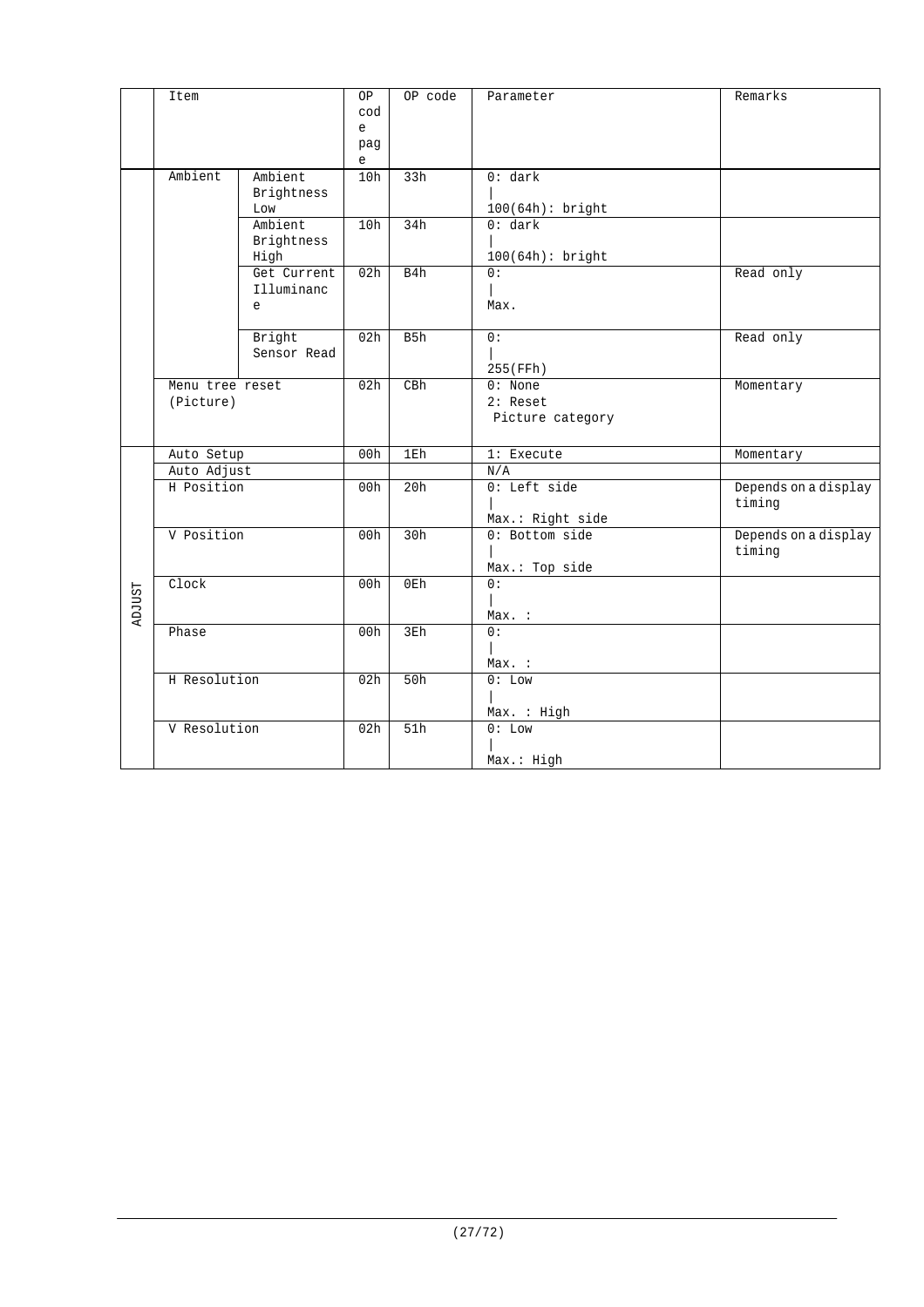| | Item | | OP code page | OP code | Parameter | Remarks |
|---|---|---|---|---|---|---|
| | Ambient | Ambient Brightness Low | 10h | 33h | 0: dark<br>\|<br>100(64h): bright | |
| | | Ambient Brightness High | 10h | 34h | 0: dark<br>\|<br>100(64h): bright | |
| | | Get Current Illuminance | 02h | B4h | 0:<br>\|<br>Max. | Read only |
| | | Bright Sensor Read | 02h | B5h | 0:<br>\|<br>255(FFh) | Read only |
| | Menu tree reset (Picture) | | 02h | CBh | 0: None<br>2: Reset Picture category | Momentary |
| ADJUST | Auto Setup | | 00h | 1Eh | 1: Execute | Momentary |
| | Auto Adjust | | | | N/A | |
| | H Position | | 00h | 20h | 0: Left side<br>\|<br>Max.: Right side | Depends on a display timing |
| | V Position | | 00h | 30h | 0: Bottom side<br>\|<br>Max.: Top side | Depends on a display timing |
| | Clock | | 00h | 0Eh | 0:<br>\|<br>Max. : | |
| | Phase | | 00h | 3Eh | 0:<br>\|<br>Max. : | |
| | H Resolution | | 02h | 50h | 0: Low<br>\|<br>Max. : High | |
| | V Resolution | | 02h | 51h | 0: Low<br>\|<br>Max.: High | |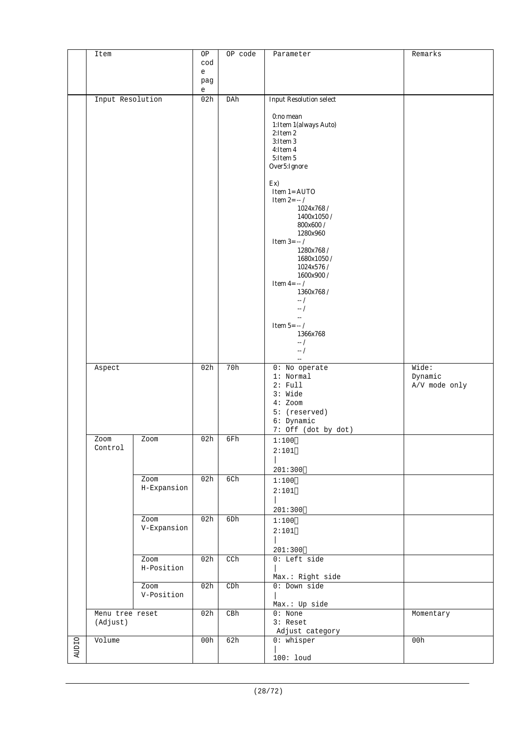|  | Item |  | OP code page | OP code | Parameter | Remarks |
|---|---|---|---|---|---|---|
|  | Input Resolution |  | 02h | DAh | Input Resolution select<br><br>0:no mean<br>1:Item 1(always Auto)<br>2:Item 2<br>3:Item 3<br>4:Item 4<br>5:Item 5<br>Over5:Ignore<br><br>Ex)<br>Item 1=AUTO<br>Item 2=-- /<br>1024x768 /<br>1400x1050 /<br>800x600 /<br>1280x960<br>Item 3=-- /<br>1280x768 /<br>1680x1050 /<br>1024x576 /<br>1600x900 /<br>Item 4=-- /<br>1360x768 /<br>-- /<br>-- /<br>--<br>Item 5=-- /<br>1366x768<br>-- /<br>-- /<br>-- |  |
|  | Aspect |  | 02h | 70h | 0: No operate<br>1: Normal<br>2: Full<br>3: Wide<br>4: Zoom<br>5: (reserved)<br>6: Dynamic<br>7: Off (dot by dot) | Wide:<br>Dynamic<br>A/V mode only |
|  | Zoom Control | Zoom | 02h | 6Fh | 1:100<br>2:101<br>\|<br>201:300 |  |
|  |  | Zoom H-Expansion | 02h | 6Ch | 1:100<br>2:101<br>\|<br>201:300 |  |
|  |  | Zoom V-Expansion | 02h | 6Dh | 1:100<br>2:101<br>\|<br>201:300 |  |
|  |  | Zoom H-Position | 02h | CCh | 0: Left side<br>\|<br>Max.: Right side |  |
|  |  | Zoom V-Position | 02h | CDh | 0: Down side<br>\|<br>Max.: Up side |  |
|  | Menu tree reset (Adjust) |  | 02h | CBh | 0: None<br>3: Reset<br>Adjust category | Momentary |
| AUDIO | Volume |  | 00h | 62h | 0: whisper<br>\|<br>100: loud | 00h |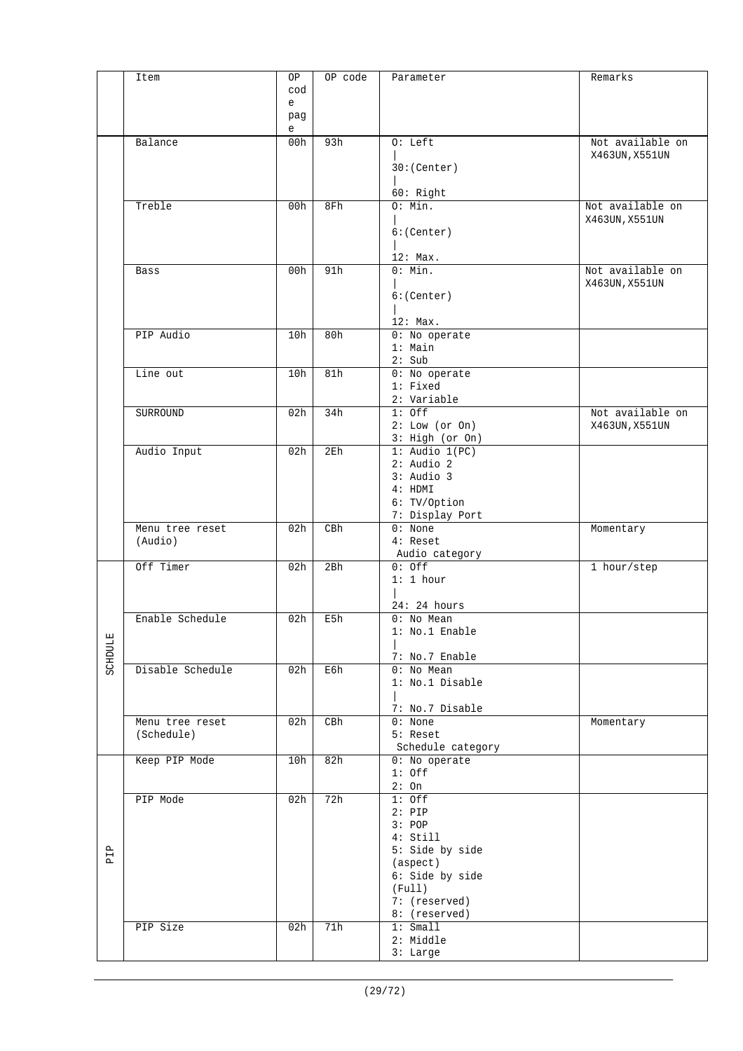| | Item | OP code page | OP code | Parameter | Remarks |
|---|---|---|---|---|---|
| | Balance | 00h | 93h | 0: Left<br>\|<br>30:(Center)<br>\|<br>60: Right | Not available on X463UN,X551UN |
| | Treble | 00h | 8Fh | 0: Min.<br>\|<br>6:(Center)<br>\|<br>12: Max. | Not available on X463UN,X551UN |
| | Bass | 00h | 91h | 0: Min.<br>\|<br>6:(Center)<br>\|<br>12: Max. | Not available on X463UN,X551UN |
| | PIP Audio | 10h | 80h | 0: No operate<br>1: Main<br>2: Sub | |
| | Line out | 10h | 81h | 0: No operate<br>1: Fixed<br>2: Variable | |
| | SURROUND | 02h | 34h | 1: Off<br>2: Low (or On)<br>3: High (or On) | Not available on X463UN,X551UN |
| | Audio Input | 02h | 2Eh | 1: Audio 1(PC)<br>2: Audio 2<br>3: Audio 3<br>4: HDMI<br>6: TV/Option<br>7: Display Port | |
| | Menu tree reset (Audio) | 02h | CBh | 0: None<br>4: Reset<br>Audio category | Momentary |
| SCHDULE | Off Timer | 02h | 2Bh | 0: Off<br>1: 1 hour<br>\|<br>24: 24 hours | 1 hour/step |
| | Enable Schedule | 02h | E5h | 0: No Mean<br>1: No.1 Enable<br>\|<br>7: No.7 Enable | |
| | Disable Schedule | 02h | E6h | 0: No Mean<br>1: No.1 Disable<br>\|<br>7: No.7 Disable | |
| | Menu tree reset (Schedule) | 02h | CBh | 0: None<br>5: Reset<br>Schedule category | Momentary |
| PIP | Keep PIP Mode | 10h | 82h | 0: No operate<br>1: Off<br>2: On | |
| | PIP Mode | 02h | 72h | 1: Off<br>2: PIP<br>3: POP<br>4: Still<br>5: Side by side (aspect)<br>6: Side by side (Full)<br>7: (reserved)<br>8: (reserved) | |
| | PIP Size | 02h | 71h | 1: Small<br>2: Middle<br>3: Large | |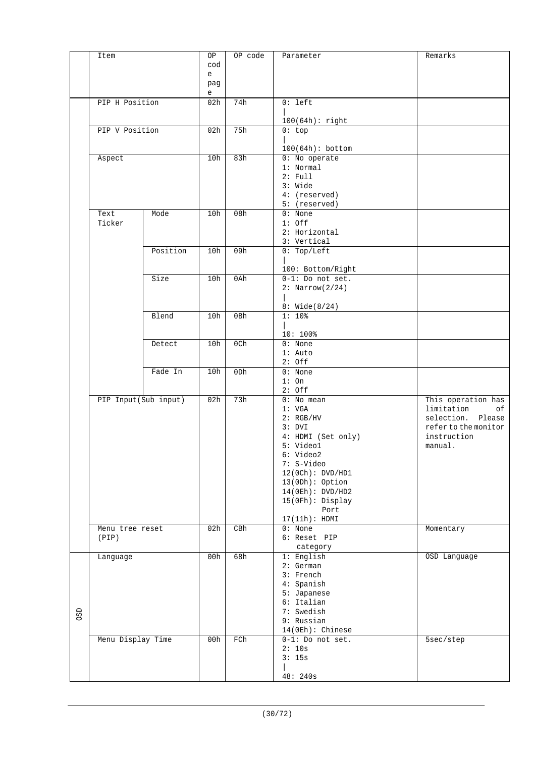| | Item | | OP code page | OP code | Parameter | Remarks |
|---|---|---|---|---|---|---|
| | PIP H Position | | 02h | 74h | 0: left<br>\|<br>100(64h): right | |
| | PIP V Position | | 02h | 75h | 0: top<br>\|<br>100(64h): bottom | |
| | Aspect | | 10h | 83h | 0: No operate<br>1: Normal<br>2: Full<br>3: Wide<br>4: (reserved)<br>5: (reserved) | |
| | Text Ticker | Mode | 10h | 08h | 0: None<br>1: Off<br>2: Horizontal<br>3: Vertical | |
| | | Position | 10h | 09h | 0: Top/Left<br>\|<br>100: Bottom/Right | |
| | | Size | 10h | 0Ah | 0-1: Do not set.<br>2: Narrow(2/24)<br>\|<br>8: Wide(8/24) | |
| | | Blend | 10h | 0Bh | 1: 10%<br>\|<br>10: 100% | |
| | | Detect | 10h | 0Ch | 0: None<br>1: Auto<br>2: Off | |
| | | Fade In | 10h | 0Dh | 0: None<br>1: On<br>2: Off | |
| | PIP Input(Sub input) | | 02h | 73h | 0: No mean<br>1: VGA<br>2: RGB/HV<br>3: DVI<br>4: HDMI (Set only)<br>5: Video1<br>6: Video2<br>7: S-Video<br>12(0Ch): DVD/HD1<br>13(0Dh): Option<br>14(0Eh): DVD/HD2<br>15(0Fh): Display Port<br>17(11h): HDMI | This operation has limitation of selection. Please refer to the monitor instruction manual. |
| | Menu tree reset (PIP) | | 02h | CBh | 0: None<br>6: Reset PIP category | Momentary |
| OSD | Language | | 00h | 68h | 1: English<br>2: German<br>3: French<br>4: Spanish<br>5: Japanese<br>6: Italian<br>7: Swedish<br>9: Russian<br>14(0Eh): Chinese | OSD Language |
| | Menu Display Time | | 00h | FCh | 0-1: Do not set.<br>2: 10s<br>3: 15s<br>\|<br>48: 240s | 5sec/step |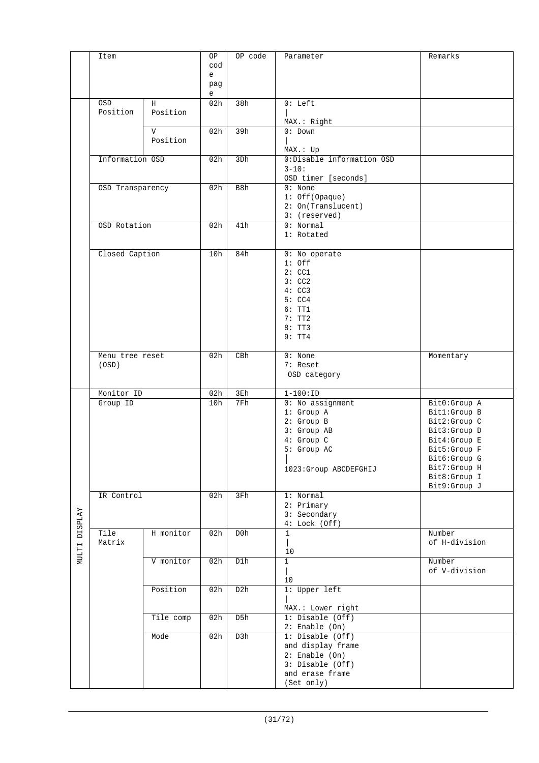| | Item | | OP code page | OP code | Parameter | Remarks |
|---|---|---|---|---|---|---|
| | OSD Position | H Position | 02h | 38h | 0: Left<br>\|<br>MAX.: Right | |
| | | V Position | 02h | 39h | 0: Down<br>\|<br>MAX.: Up | |
| | Information OSD | | 02h | 3Dh | 0:Disable information OSD<br>3-10:<br>OSD timer [seconds] | |
| | OSD Transparency | | 02h | B8h | 0: None<br>1: Off(Opaque)<br>2: On(Translucent)<br>3: (reserved) | |
| | OSD Rotation | | 02h | 41h | 0: Normal<br>1: Rotated | |
| | Closed Caption | | 10h | 84h | 0: No operate<br>1: Off<br>2: CC1<br>3: CC2<br>4: CC3<br>5: CC4<br>6: TT1<br>7: TT2<br>8: TT3<br>9: TT4 | |
| | Menu tree reset (OSD) | | 02h | CBh | 0: None<br>7: Reset<br>OSD category | Momentary |
| MULTI DISPLAY | Monitor ID | | 02h | 3Eh | 1-100:ID | |
| | Group ID | | 10h | 7Fh | 0: No assignment<br>1: Group A<br>2: Group B<br>3: Group AB<br>4: Group C<br>5: Group AC<br>\|<br>1023:Group ABCDEFGHIJ | Bit0:Group A<br>Bit1:Group B<br>Bit2:Group C<br>Bit3:Group D<br>Bit4:Group E<br>Bit5:Group F<br>Bit6:Group G<br>Bit7:Group H<br>Bit8:Group I<br>Bit9:Group J |
| | IR Control | | 02h | 3Fh | 1: Normal<br>2: Primary<br>3: Secondary<br>4: Lock (Off) | |
| | Tile Matrix | H monitor | 02h | D0h | 1<br>\|<br>10 | Number of H-division |
| | | V monitor | 02h | D1h | 1<br>\|<br>10 | Number of V-division |
| | | Position | 02h | D2h | 1: Upper left<br>\|<br>MAX.: Lower right | |
| | | Tile comp | 02h | D5h | 1: Disable (Off)<br>2: Enable (On) | |
| | | Mode | 02h | D3h | 1: Disable (Off) and display frame<br>2: Enable (On)<br>3: Disable (Off) and erase frame<br>(Set only) | |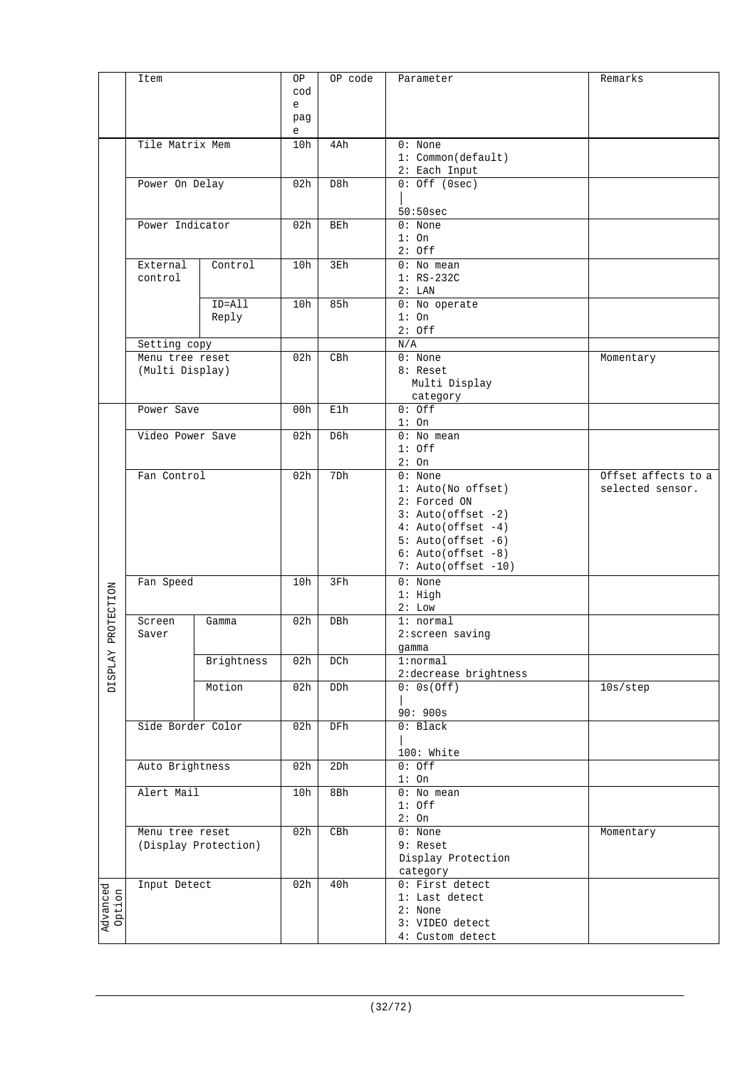| | Item | | OP code page | OP code | Parameter | Remarks |
|---|---|---|---|---|---|---|
| | Tile Matrix Mem | | 10h | 4Ah | 0: None<br>1: Common(default)<br>2: Each Input | |
| | Power On Delay | | 02h | D8h | 0: Off (0sec)<br>\|<br>50:50sec | |
| | Power Indicator | | 02h | BEh | 0: None<br>1: On<br>2: Off | |
| | External control | Control | 10h | 3Eh | 0: No mean<br>1: RS-232C<br>2: LAN | |
| | | ID=All Reply | 10h | 85h | 0: No operate<br>1: On<br>2: Off | |
| | Setting copy | | | | N/A | |
| | Menu tree reset (Multi Display) | | 02h | CBh | 0: None<br>8: Reset Multi Display category | Momentary |
| DISPLAY PROTECTION | Power Save | | 00h | E1h | 0: Off<br>1: On | |
| | Video Power Save | | 02h | D6h | 0: No mean<br>1: Off<br>2: On | |
| | Fan Control | | 02h | 7Dh | 0: None<br>1: Auto(No offset)<br>2: Forced ON<br>3: Auto(offset -2)<br>4: Auto(offset -4)<br>5: Auto(offset -6)<br>6: Auto(offset -8)<br>7: Auto(offset -10) | Offset affects to a selected sensor. |
| | Fan Speed | | 10h | 3Fh | 0: None<br>1: High<br>2: Low | |
| | Screen Saver | Gamma | 02h | DBh | 1: normal<br>2:screen saving gamma | |
| | | Brightness | 02h | DCh | 1:normal<br>2:decrease brightness | |
| | | Motion | 02h | DDh | 0: 0s(Off)<br>\|<br>90: 900s | 10s/step |
| | Side Border Color | | 02h | DFh | 0: Black<br>\|<br>100: White | |
| | Auto Brightness | | 02h | 2Dh | 0: Off<br>1: On | |
| | Alert Mail | | 10h | 8Bh | 0: No mean<br>1: Off<br>2: On | |
| | Menu tree reset (Display Protection) | | 02h | CBh | 0: None<br>9: Reset Display Protection category | Momentary |
| Advanced Option | Input Detect | | 02h | 40h | 0: First detect<br>1: Last detect<br>2: None<br>3: VIDEO detect<br>4: Custom detect | |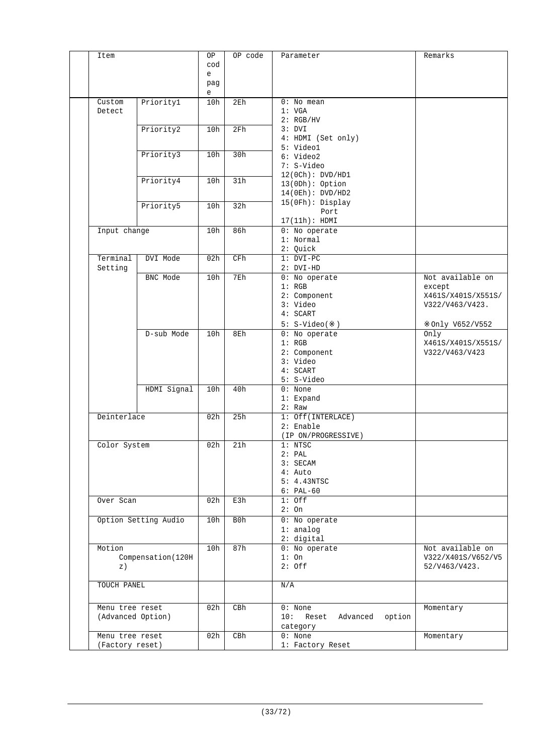| Item | | OP code page | OP code | Parameter | Remarks |
|---|---|---|---|---|---|
| Custom Detect | Priority1 | 10h | 2Eh | 0: No mean<br>1: VGA<br>2: RGB/HV<br>3: DVI<br>4: HDMI (Set only)<br>5: Video1<br>6: Video2<br>7: S-Video<br>12(0Ch): DVD/HD1<br>13(0Dh): Option<br>14(0Eh): DVD/HD2<br>15(0Fh): Display Port<br>17(11h): HDMI | |
| | Priority2 | 10h | 2Fh | | |
| | Priority3 | 10h | 30h | | |
| | Priority4 | 10h | 31h | | |
| | Priority5 | 10h | 32h | | |
| Input change | | 10h | 86h | 0: No operate<br>1: Normal<br>2: Quick | |
| Terminal Setting | DVI Mode | 02h | CFh | 1: DVI-PC<br>2: DVI-HD | |
| | BNC Mode | 10h | 7Eh | 0: No operate<br>1: RGB<br>2: Component<br>3: Video<br>4: SCART<br>5: S-Video(※) | Not available on except X461S/X401S/X551S/ V322/V463/V423.<br>※Only V652/V552 |
| | D-sub Mode | 10h | 8Eh | 0: No operate<br>1: RGB<br>2: Component<br>3: Video<br>4: SCART<br>5: S-Video | Only X461S/X401S/X551S/ V322/V463/V423 |
| | HDMI Signal | 10h | 40h | 0: None<br>1: Expand<br>2: Raw | |
| Deinterlace | | 02h | 25h | 1: Off(INTERLACE)<br>2: Enable (IP ON/PROGRESSIVE) | |
| Color System | | 02h | 21h | 1: NTSC<br>2: PAL<br>3: SECAM<br>4: Auto<br>5: 4.43NTSC<br>6: PAL-60 | |
| Over Scan | | 02h | E3h | 1: Off<br>2: On | |
| Option Setting Audio | | 10h | B0h | 0: No operate<br>1: analog<br>2: digital | |
| Motion Compensation(120Hz) | | 10h | 87h | 0: No operate<br>1: On<br>2: Off | Not available on V322/X401S/V652/V552/V463/V423. |
| TOUCH PANEL | | | | N/A | |
| Menu tree reset (Advanced Option) | | 02h | CBh | 0: None<br>10: Reset Advanced option category | Momentary |
| Menu tree reset (Factory reset) | | 02h | CBh | 0: None<br>1: Factory Reset | Momentary |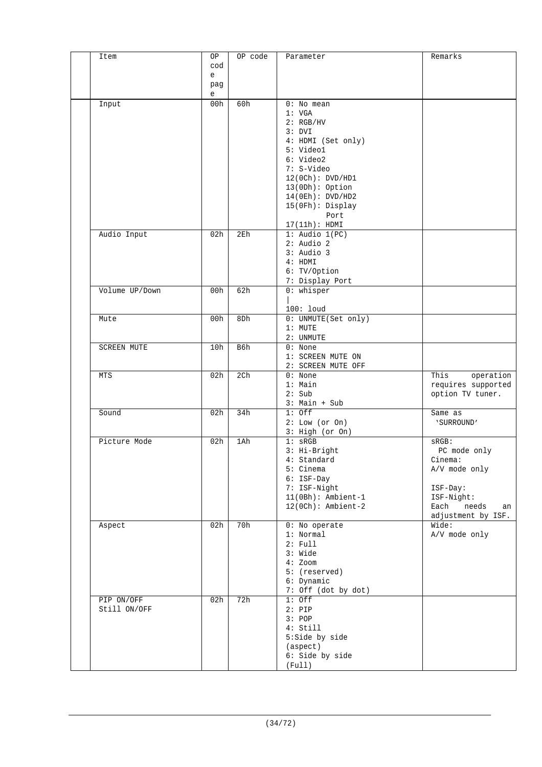| Item | OP code page | OP code | Parameter | Remarks |
|---|---|---|---|---|
| Input | 00h | 60h | 0: No mean<br>1: VGA<br>2: RGB/HV<br>3: DVI<br>4: HDMI (Set only)<br>5: Video1<br>6: Video2<br>7: S-Video<br>12(0Ch): DVD/HD1<br>13(0Dh): Option<br>14(0Eh): DVD/HD2<br>15(0Fh): Display Port<br>17(11h): HDMI | |
| Audio Input | 02h | 2Eh | 1: Audio 1(PC)<br>2: Audio 2<br>3: Audio 3<br>4: HDMI<br>6: TV/Option<br>7: Display Port | |
| Volume UP/Down | 00h | 62h | 0: whisper<br>\|<br>100: loud | |
| Mute | 00h | 8Dh | 0: UNMUTE(Set only)<br>1: MUTE<br>2: UNMUTE | |
| SCREEN MUTE | 10h | B6h | 0: None<br>1: SCREEN MUTE ON<br>2: SCREEN MUTE OFF | |
| MTS | 02h | 2Ch | 0: None<br>1: Main<br>2: Sub<br>3: Main + Sub | This operation requires supported option TV tuner. |
| Sound | 02h | 34h | 1: Off<br>2: Low (or On)<br>3: High (or On) | Same as 'SURROUND' |
| Picture Mode | 02h | 1Ah | 1: sRGB<br>3: Hi-Bright<br>4: Standard<br>5: Cinema<br>6: ISF-Day<br>7: ISF-Night<br>11(0Bh): Ambient-1<br>12(0Ch): Ambient-2 | sRGB:<br>PC mode only<br>Cinema:<br>A/V mode only<br><br>ISF-Day:<br>ISF-Night:<br>Each needs an adjustment by ISF. |
| Aspect | 02h | 70h | 0: No operate<br>1: Normal<br>2: Full<br>3: Wide<br>4: Zoom<br>5: (reserved)<br>6: Dynamic<br>7: Off (dot by dot) | Wide:<br>A/V mode only |
| PIP ON/OFF<br>Still ON/OFF | 02h | 72h | 1: Off<br>2: PIP<br>3: POP<br>4: Still<br>5:Side by side (aspect)<br>6: Side by side (Full) | |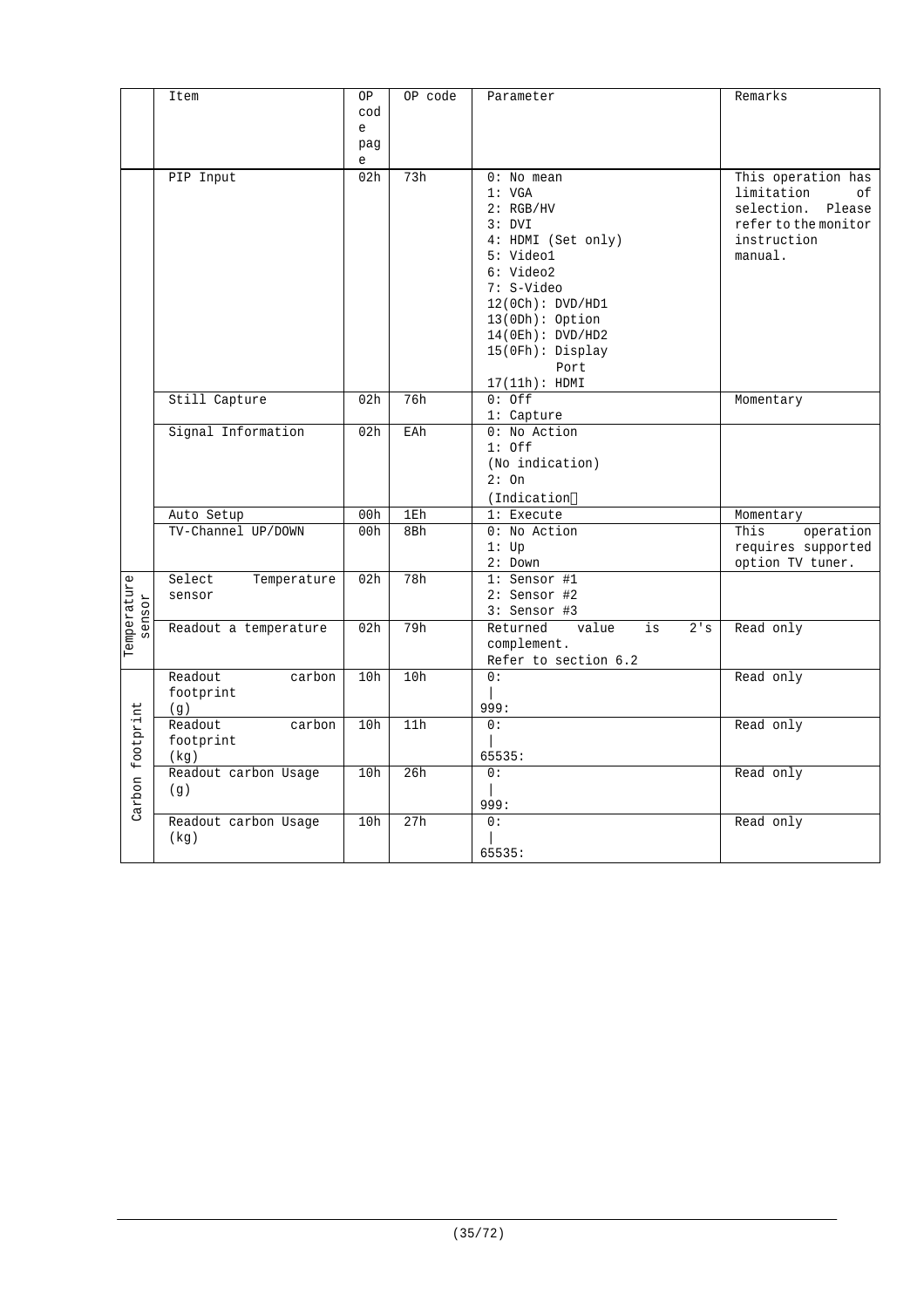| | Item | OP code page | OP code | Parameter | Remarks |
|---|---|---|---|---|---|
| | PIP Input | 02h | 73h | 0: No mean<br>1: VGA<br>2: RGB/HV<br>3: DVI<br>4: HDMI (Set only)<br>5: Video1<br>6: Video2<br>7: S-Video<br>12(0Ch): DVD/HD1<br>13(0Dh): Option<br>14(0Eh): DVD/HD2<br>15(0Fh): Display Port<br>17(11h): HDMI | This operation has limitation of selection. Please refer to the monitor instruction manual. |
| | Still Capture | 02h | 76h | 0: Off<br>1: Capture | Momentary |
| | Signal Information | 02h | EAh | 0: No Action<br>1: Off<br>(No indication)<br>2: On<br>(Indication) | |
| | Auto Setup | 00h | 1Eh | 1: Execute | Momentary |
| | TV-Channel UP/DOWN | 00h | 8Bh | 0: No Action<br>1: Up<br>2: Down | This operation requires supported option TV tuner. |
| Temperature sensor | Select Temperature sensor | 02h | 78h | 1: Sensor #1<br>2: Sensor #2<br>3: Sensor #3 | |
| | Readout a temperature | 02h | 79h | Returned value is 2's complement.<br>Refer to section 6.2 | Read only |
| Carbon footprint | Readout carbon footprint (g) | 10h | 10h | 0:<br>\|<br>999: | Read only |
| | Readout carbon footprint (kg) | 10h | 11h | 0:<br>\|<br>65535: | Read only |
| | Readout carbon Usage (g) | 10h | 26h | 0:<br>\|<br>999: | Read only |
| | Readout carbon Usage (kg) | 10h | 27h | 0:<br>\|<br>65535: | Read only |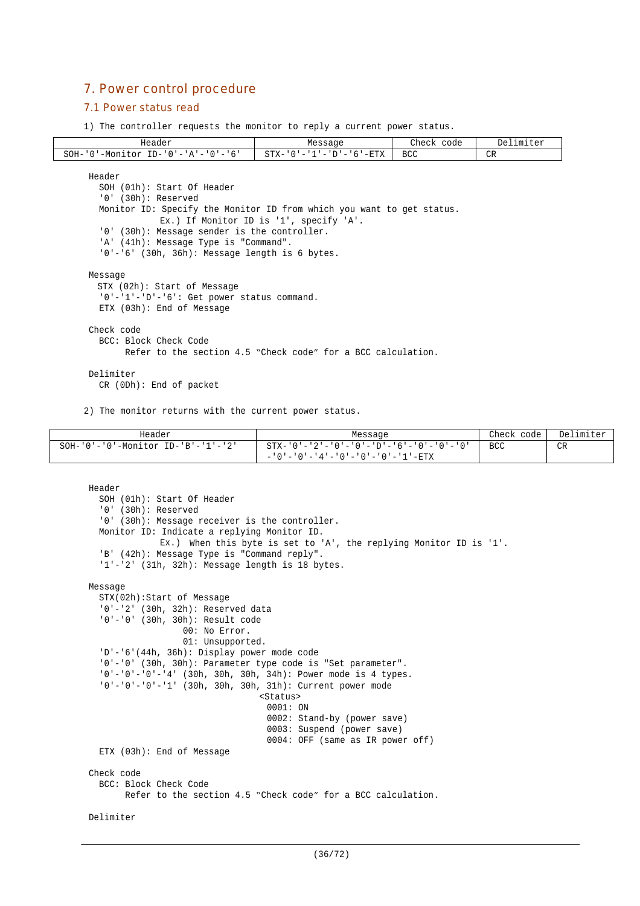## 7. Power control procedure

### 7.1 Power status read

1) The controller requests the monitor to reply a current power status.

| Header | Message | Check code | Delimiter |
|---|---|---|---|
| SOH-'0'-Monitor ID-'0'-'A'-'0'-'6' | STX-'0'-'1'-'D'-'6'-ETX | BCC | CR |

Header
  SOH (01h): Start Of Header
  '0' (30h): Reserved
  Monitor ID: Specify the Monitor ID from which you want to get status.
    Ex.) If Monitor ID is '1', specify 'A'.
  '0' (30h): Message sender is the controller.
  'A' (41h): Message Type is "Command".
  '0'-'6' (30h, 36h): Message length is 6 bytes.

Message
  STX (02h): Start of Message
  '0'-'1'-'D'-'6': Get power status command.
  ETX (03h): End of Message

Check code
  BCC: Block Check Code
    Refer to the section 4.5 "Check code" for a BCC calculation.

Delimiter
  CR (0Dh): End of packet

2) The monitor returns with the current power status.

| Header | Message | Check code | Delimiter |
|---|---|---|---|
| SOH-'0'-'0'-Monitor ID-'B'-'1'-'2' | STX-'0'-'2'-'0'-'0'-'D'-'6'-'0'-'0'-'0'-'0'-'4'-'0'-'0'-'0'-'1'-ETX | BCC | CR |

Header
  SOH (01h): Start Of Header
  '0' (30h): Reserved
  '0' (30h): Message receiver is the controller.
  Monitor ID: Indicate a replying Monitor ID.
    Ex.) When this byte is set to 'A', the replying Monitor ID is '1'.
  'B' (42h): Message Type is "Command reply".
  '1'-'2' (31h, 32h): Message length is 18 bytes.

Message
  STX(02h):Start of Message
  '0'-'2' (30h, 32h): Reserved data
  '0'-'0' (30h, 30h): Result code
    00: No Error.
    01: Unsupported.
  'D'-'6'(44h, 36h): Display power mode code
  '0'-'0' (30h, 30h): Parameter type code is "Set parameter".
  '0'-'0'-'0'-'4' (30h, 30h, 30h, 34h): Power mode is 4 types.
  '0'-'0'-'0'-'1' (30h, 30h, 30h, 31h): Current power mode
    <Status>
    0001: ON
    0002: Stand-by (power save)
    0003: Suspend (power save)
    0004: OFF (same as IR power off)
  ETX (03h): End of Message

Check code
  BCC: Block Check Code
    Refer to the section 4.5 "Check code" for a BCC calculation.

Delimiter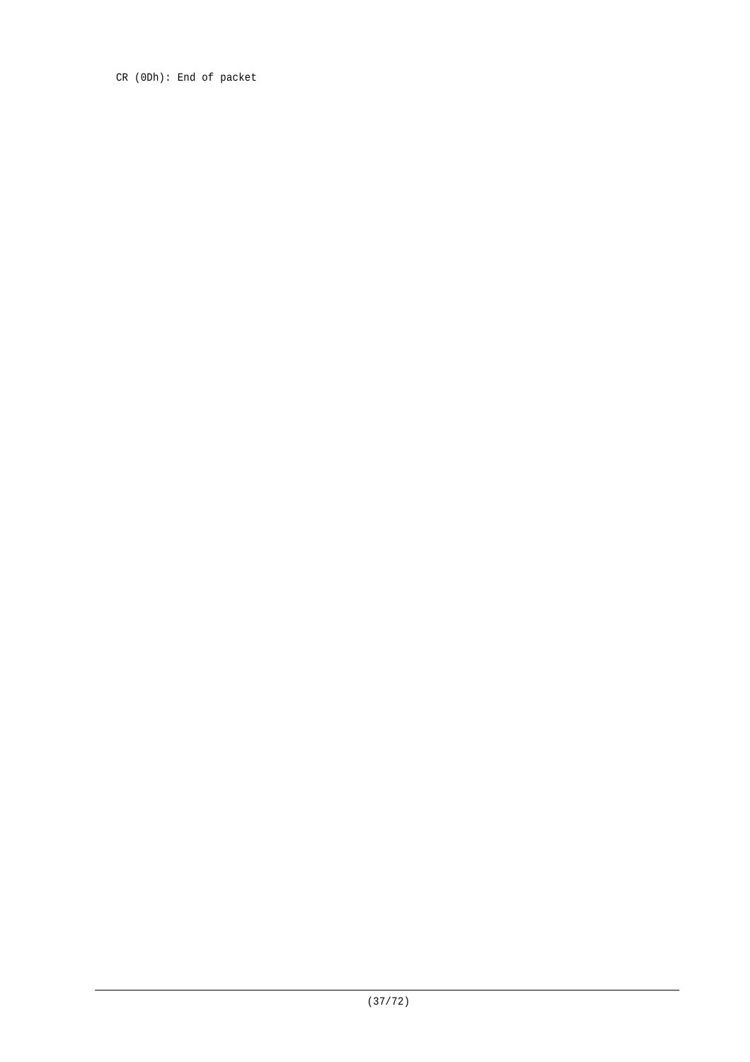CR (0Dh): End of packet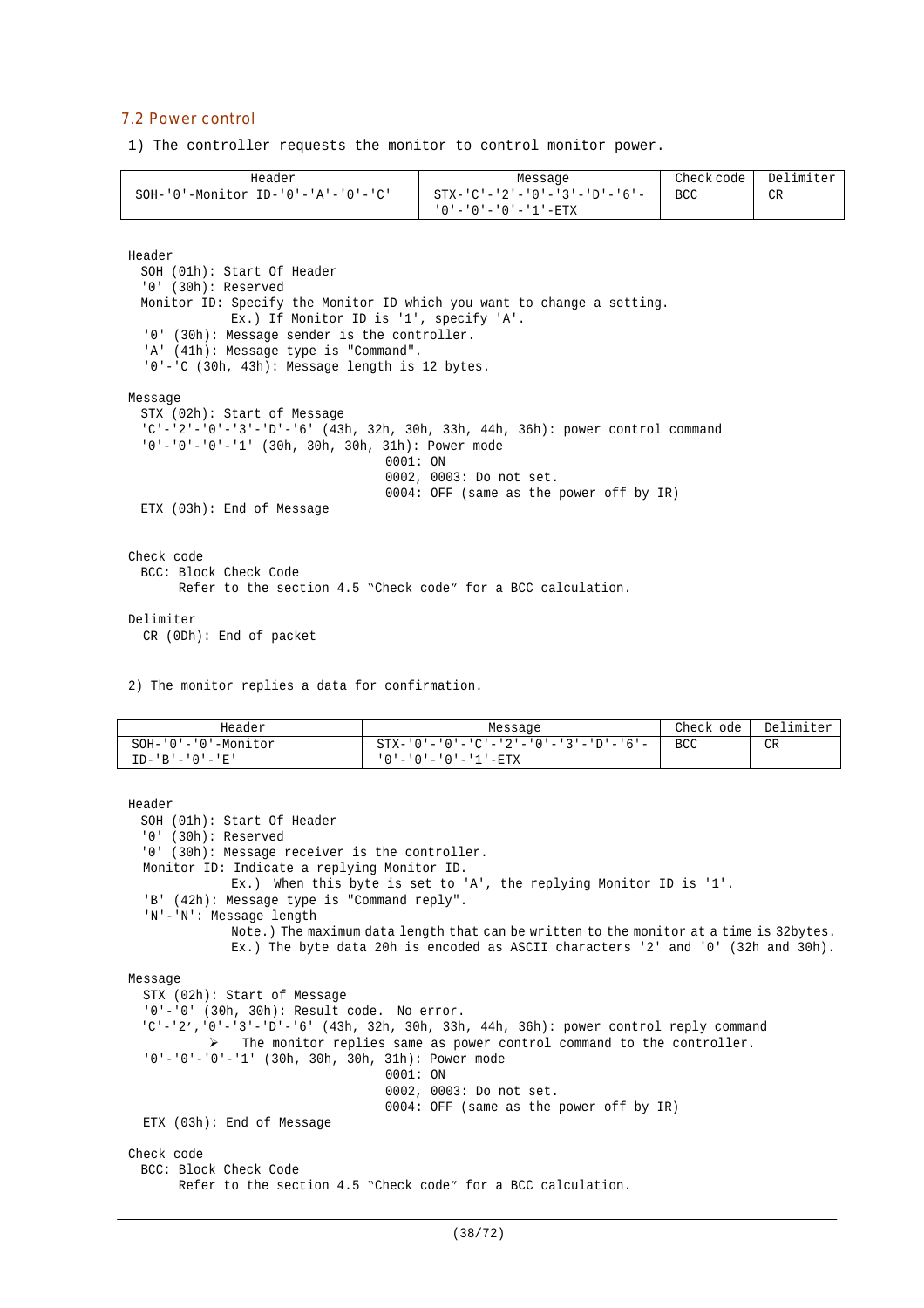## 7.2 Power control

1) The controller requests the monitor to control monitor power.

| Header | Message | Check code | Delimiter |
|---|---|---|---|
| SOH-'0'-Monitor ID-'0'-'A'-'0'-'C' | STX-'C'-'2'-'0'-'3'-'D'-'6'-'0'-'0'-'0'-'1'-ETX | BCC | CR |

Header
  SOH (01h): Start Of Header
  '0' (30h): Reserved
  Monitor ID: Specify the Monitor ID which you want to change a setting.
    Ex.) If Monitor ID is '1', specify 'A'.
  '0' (30h): Message sender is the controller.
  'A' (41h): Message type is "Command".
  '0'-'C (30h, 43h): Message length is 12 bytes.

Message
  STX (02h): Start of Message
  'C'-'2'-'0'-'3'-'D'-'6' (43h, 32h, 30h, 33h, 44h, 36h): power control command
  '0'-'0'-'0'-'1' (30h, 30h, 30h, 31h): Power mode
    0001: ON
    0002, 0003: Do not set.
    0004: OFF (same as the power off by IR)
  ETX (03h): End of Message

Check code
  BCC: Block Check Code
    Refer to the section 4.5 "Check code" for a BCC calculation.

Delimiter
  CR (0Dh): End of packet

2) The monitor replies a data for confirmation.

| Header | Message | Check ode | Delimiter |
|---|---|---|---|
| SOH-'0'-'0'-Monitor ID-'B'-'0'-'E' | STX-'0'-'0'-'C'-'2'-'0'-'3'-'D'-'6'-'0'-'0'-'0'-'1'-ETX | BCC | CR |

Header
  SOH (01h): Start Of Header
  '0' (30h): Reserved
  '0' (30h): Message receiver is the controller.
  Monitor ID: Indicate a replying Monitor ID.
    Ex.) When this byte is set to 'A', the replying Monitor ID is '1'.
  'B' (42h): Message type is "Command reply".
  'N'-'N': Message length
    Note.) The maximum data length that can be written to the monitor at a time is 32bytes.
    Ex.) The byte data 20h is encoded as ASCII characters '2' and '0' (32h and 30h).

Message
  STX (02h): Start of Message
  '0'-'0' (30h, 30h): Result code. No error.
  'C'-'2','0'-'3'-'D'-'6' (43h, 32h, 30h, 33h, 44h, 36h): power control reply command
    ➢ The monitor replies same as power control command to the controller.
  '0'-'0'-'0'-'1' (30h, 30h, 30h, 31h): Power mode
    0001: ON
    0002, 0003: Do not set.
    0004: OFF (same as the power off by IR)
  ETX (03h): End of Message

Check code
  BCC: Block Check Code
    Refer to the section 4.5 "Check code" for a BCC calculation.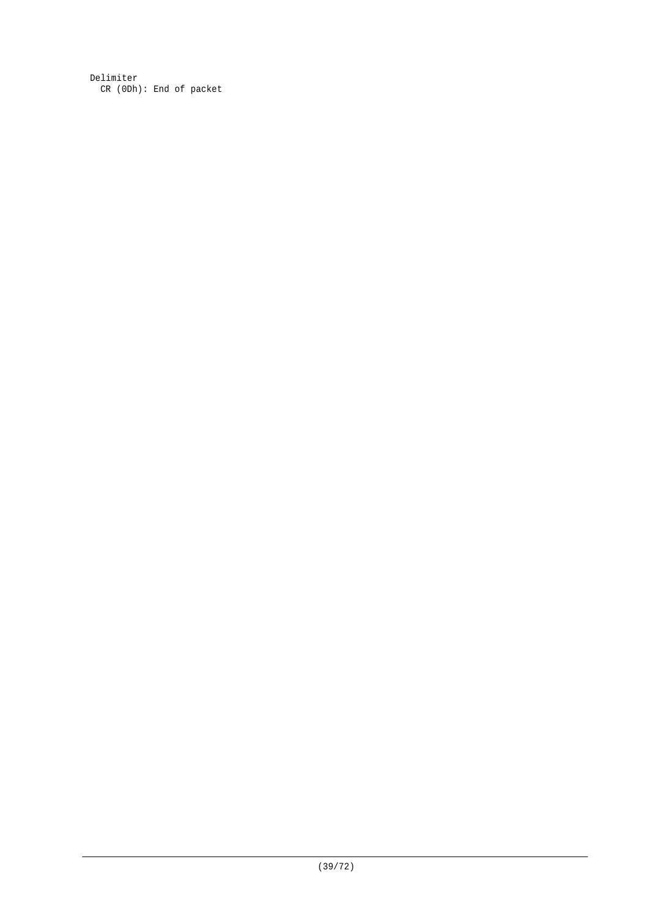Delimiter
  CR (0Dh): End of packet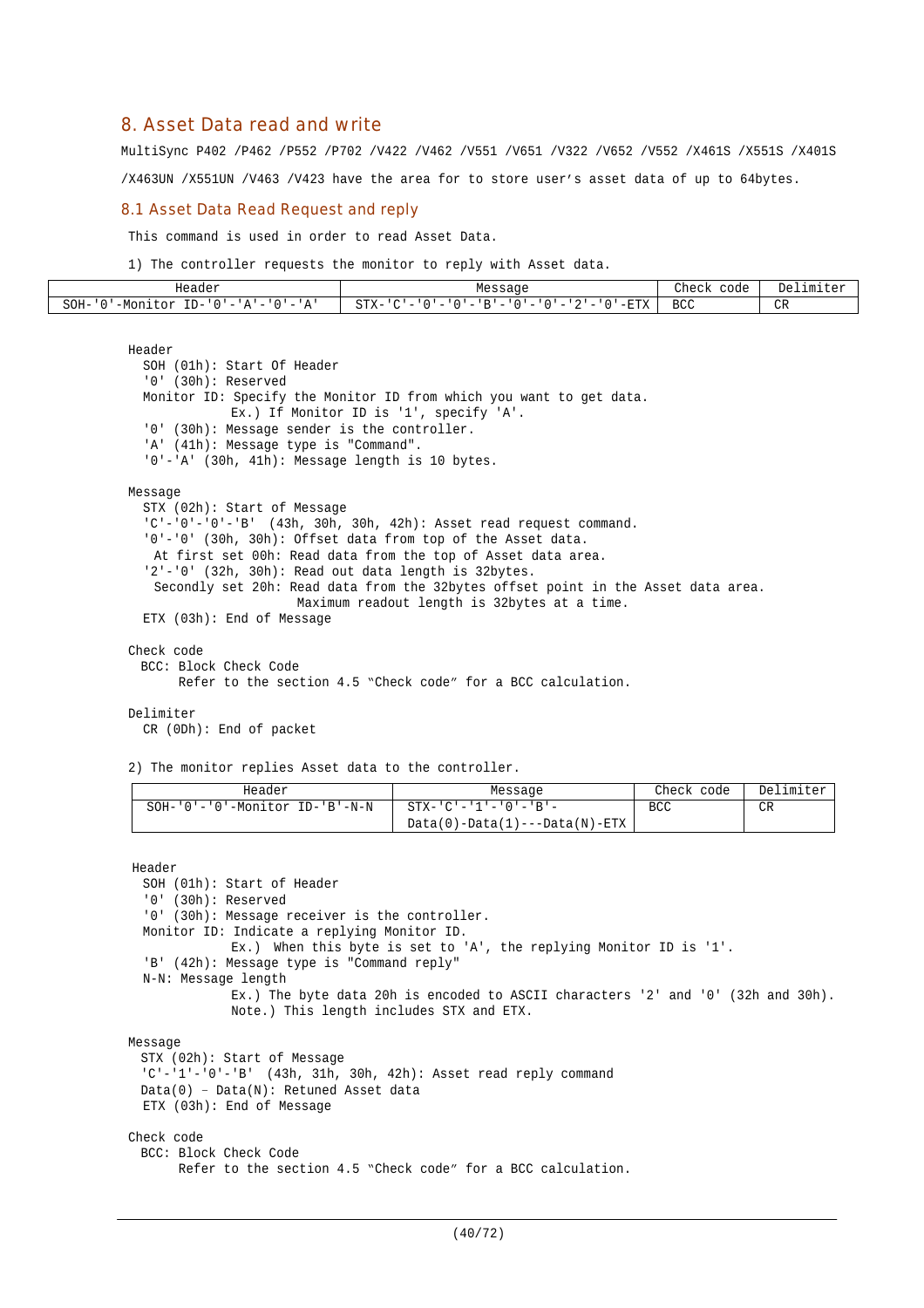## 8. Asset Data read and write

MultiSync P402 /P462 /P552 /P702 /V422 /V462 /V551 /V651 /V322 /V652 /V552 /X461S /X551S /X401S /X463UN /X551UN /V463 /V423 have the area for to store user's asset data of up to 64bytes.

### 8.1 Asset Data Read Request and reply

This command is used in order to read Asset Data.

1) The controller requests the monitor to reply with Asset data.

| Header | Message | Check code | Delimiter |
|---|---|---|---|
| SOH-'0'-Monitor ID-'0'-'A'-'0'-'A' | STX-'C'-'0'-'0'-'B'-'0'-'0'-'2'-'0'-ETX | BCC | CR |

Header
- SOH (01h): Start Of Header
- '0' (30h): Reserved
- Monitor ID: Specify the Monitor ID from which you want to get data.
  Ex.) If Monitor ID is '1', specify 'A'.
- '0' (30h): Message sender is the controller.
- 'A' (41h): Message type is "Command".
- '0'-'A' (30h, 41h): Message length is 10 bytes.

Message
- STX (02h): Start of Message
- 'C'-'0'-'0'-'B' (43h, 30h, 30h, 42h): Asset read request command.
- '0'-'0' (30h, 30h): Offset data from top of the Asset data.
  At first set 00h: Read data from the top of Asset data area.
- '2'-'0' (32h, 30h): Read out data length is 32bytes.
  Secondly set 20h: Read data from the 32bytes offset point in the Asset data area.
  Maximum readout length is 32bytes at a time.
- ETX (03h): End of Message

Check code
- BCC: Block Check Code
  Refer to the section 4.5 "Check code" for a BCC calculation.

Delimiter
- CR (0Dh): End of packet

2) The monitor replies Asset data to the controller.

| Header | Message | Check code | Delimiter |
|---|---|---|---|
| SOH-'0'-'0'-Monitor ID-'B'-N-N | STX-'C'-'1'-'0'-'B'-Data(0)-Data(1)---Data(N)-ETX | BCC | CR |

Header
- SOH (01h): Start of Header
- '0' (30h): Reserved
- '0' (30h): Message receiver is the controller.
- Monitor ID: Indicate a replying Monitor ID.
  Ex.) When this byte is set to 'A', the replying Monitor ID is '1'.
- 'B' (42h): Message type is "Command reply"
- N-N: Message length
  Ex.) The byte data 20h is encoded to ASCII characters '2' and '0' (32h and 30h).
  Note.) This length includes STX and ETX.

Message
- STX (02h): Start of Message
- 'C'-'1'-'0'-'B' (43h, 31h, 30h, 42h): Asset read reply command
- Data(0) – Data(N): Retuned Asset data
- ETX (03h): End of Message

Check code
- BCC: Block Check Code
  Refer to the section 4.5 "Check code" for a BCC calculation.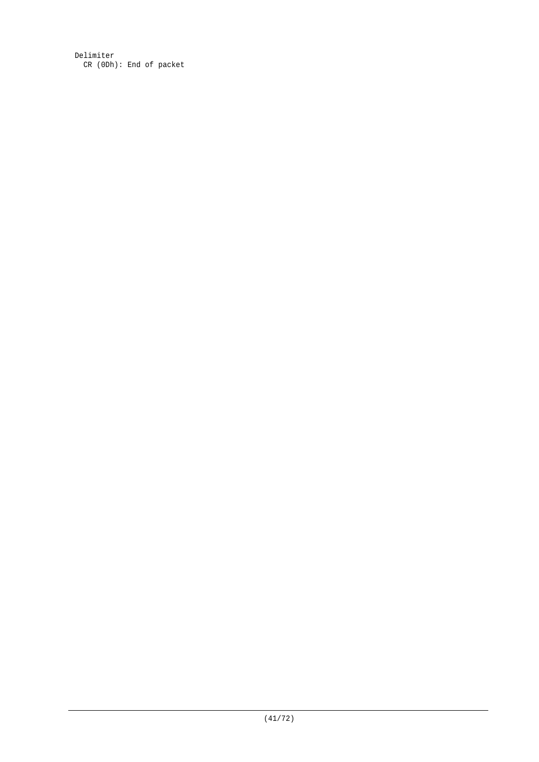Delimiter
  CR (0Dh): End of packet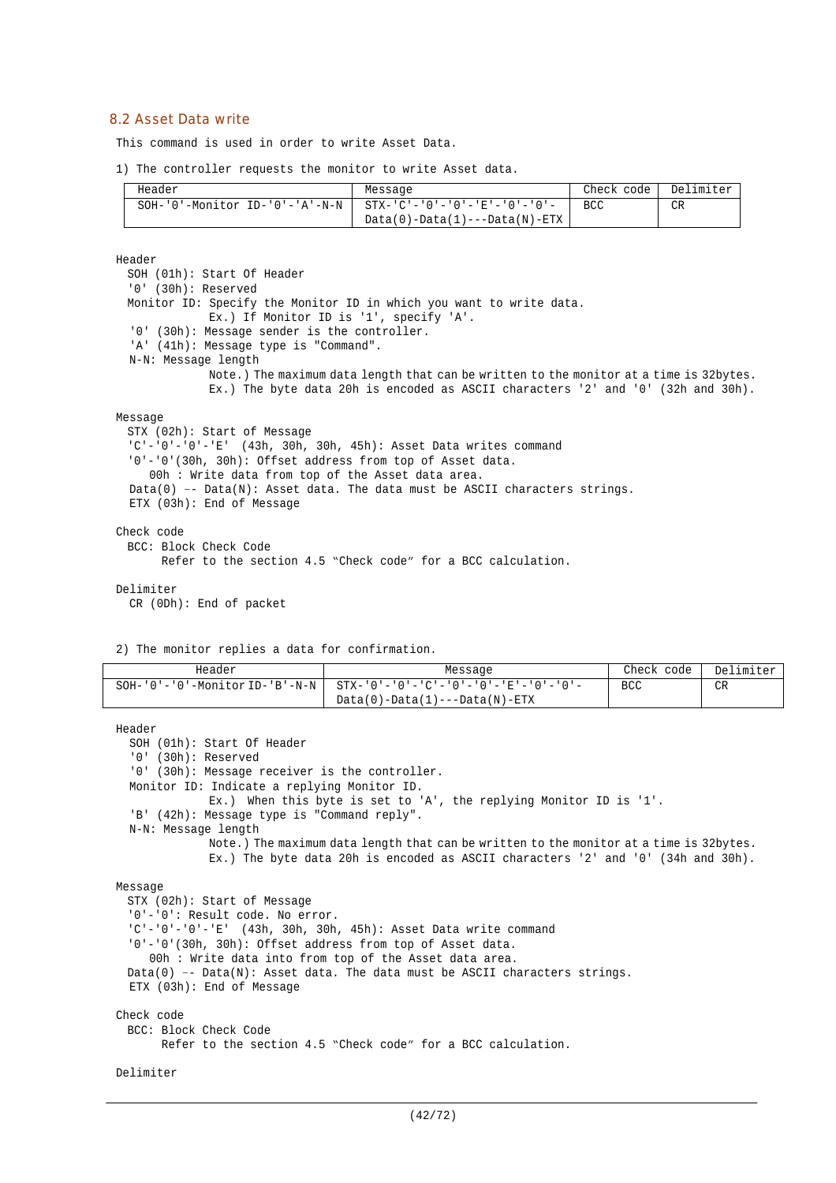## 8.2 Asset Data write

This command is used in order to write Asset Data.

1) The controller requests the monitor to write Asset data.

| Header | Message | Check code | Delimiter |
|---|---|---|---|
| SOH-'0'-Monitor ID-'0'-'A'-N-N | STX-'C'-'0'-'0'-'E'-'0'-'0'-Data(0)-Data(1)---Data(N)-ETX | BCC | CR |

Header
  SOH (01h): Start Of Header
  '0' (30h): Reserved
  Monitor ID: Specify the Monitor ID in which you want to write data.
     Ex.) If Monitor ID is '1', specify 'A'.
  '0' (30h): Message sender is the controller.
  'A' (41h): Message type is "Command".
  N-N: Message length
     Note.) The maximum data length that can be written to the monitor at a time is 32bytes.
     Ex.) The byte data 20h is encoded as ASCII characters '2' and '0' (32h and 30h).

Message
  STX (02h): Start of Message
  'C'-'0'-'0'-'E' (43h, 30h, 30h, 45h): Asset Data writes command
  '0'-'0'(30h, 30h): Offset address from top of Asset data.
    00h : Write data from top of the Asset data area.
  Data(0) -- Data(N): Asset data. The data must be ASCII characters strings.
  ETX (03h): End of Message

Check code
  BCC: Block Check Code
    Refer to the section 4.5 "Check code" for a BCC calculation.

Delimiter
  CR (0Dh): End of packet

2) The monitor replies a data for confirmation.

| Header | Message | Check code | Delimiter |
|---|---|---|---|
| SOH-'0'-'0'-Monitor ID-'B'-N-N | STX-'0'-'0'-'C'-'0'-'0'-'E'-'0'-'0'-Data(0)-Data(1)---Data(N)-ETX | BCC | CR |

Header
  SOH (01h): Start Of Header
  '0' (30h): Reserved
  '0' (30h): Message receiver is the controller.
  Monitor ID: Indicate a replying Monitor ID.
     Ex.) When this byte is set to 'A', the replying Monitor ID is '1'.
  'B' (42h): Message type is "Command reply".
  N-N: Message length
     Note.) The maximum data length that can be written to the monitor at a time is 32bytes.
     Ex.) The byte data 20h is encoded as ASCII characters '2' and '0' (34h and 30h).

Message
  STX (02h): Start of Message
  '0'-'0': Result code. No error.
  'C'-'0'-'0'-'E' (43h, 30h, 30h, 45h): Asset Data write command
  '0'-'0'(30h, 30h): Offset address from top of Asset data.
    00h : Write data into from top of the Asset data area.
  Data(0) -- Data(N): Asset data. The data must be ASCII characters strings.
  ETX (03h): End of Message

Check code
  BCC: Block Check Code
    Refer to the section 4.5 "Check code" for a BCC calculation.

Delimiter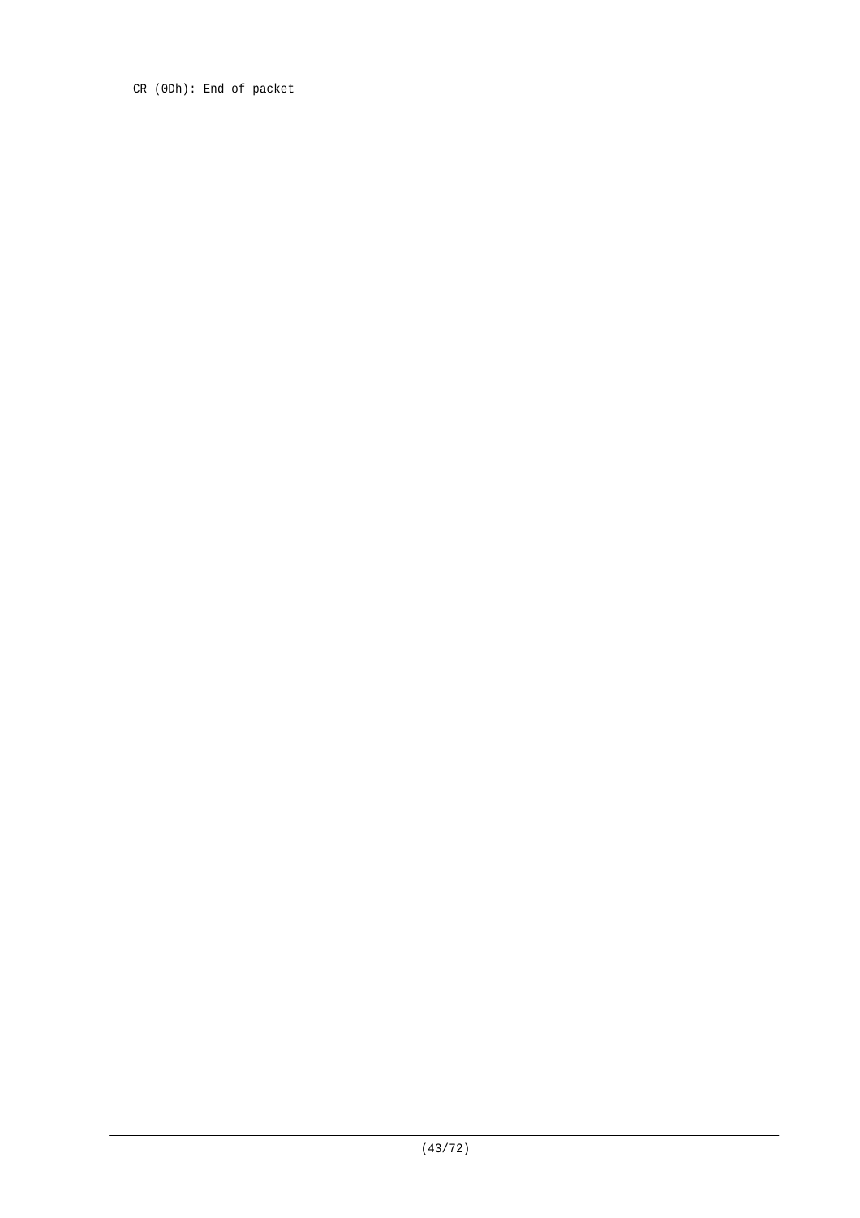CR (0Dh): End of packet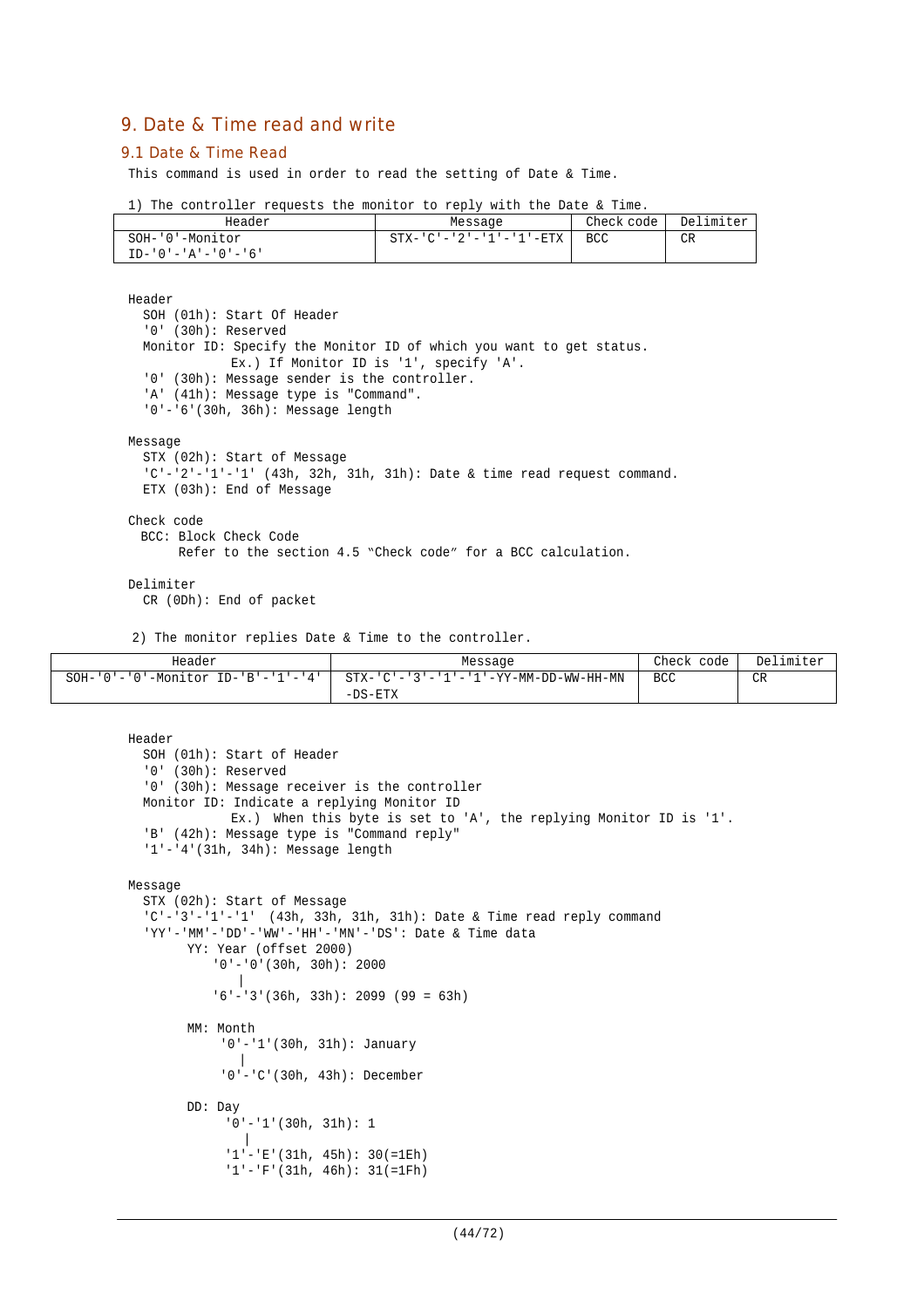# 9. Date & Time read and write

## 9.1 Date & Time Read

This command is used in order to read the setting of Date & Time.

1) The controller requests the monitor to reply with the Date & Time.

| Header | Message | Check code | Delimiter |
|---|---|---|---|
| SOH-'0'-Monitor ID-'0'-'A'-'0'-'6' | STX-'C'-'2'-'1'-'1'-ETX | BCC | CR |

Header
  SOH (01h): Start Of Header
  '0' (30h): Reserved
  Monitor ID: Specify the Monitor ID of which you want to get status.
             Ex.) If Monitor ID is '1', specify 'A'.
  '0' (30h): Message sender is the controller.
  'A' (41h): Message type is "Command".
  '0'-'6'(30h, 36h): Message length

Message
  STX (02h): Start of Message
  'C'-'2'-'1'-'1' (43h, 32h, 31h, 31h): Date & time read request command.
  ETX (03h): End of Message

Check code
  BCC: Block Check Code
       Refer to the section 4.5 "Check code" for a BCC calculation.

Delimiter
  CR (0Dh): End of packet

2) The monitor replies Date & Time to the controller.

| Header | Message | Check code | Delimiter |
|---|---|---|---|
| SOH-'0'-'0'-Monitor ID-'B'-'1'-'4' | STX-'C'-'3'-'1'-'1'-YY-MM-DD-WW-HH-MN-DS-ETX | BCC | CR |

Header
  SOH (01h): Start of Header
  '0' (30h): Reserved
  '0' (30h): Message receiver is the controller
  Monitor ID: Indicate a replying Monitor ID
             Ex.) When this byte is set to 'A', the replying Monitor ID is '1'.
  'B' (42h): Message type is "Command reply"
  '1'-'4'(31h, 34h): Message length

Message
  STX (02h): Start of Message
  'C'-'3'-'1'-'1' (43h, 33h, 31h, 31h): Date & Time read reply command
  'YY'-'MM'-'DD'-'WW'-'HH'-'MN'-'DS': Date & Time data
      YY: Year (offset 2000)
          '0'-'0'(30h, 30h): 2000
             |
          '6'-'3'(36h, 33h): 2099 (99 = 63h)

      MM: Month
          '0'-'1'(30h, 31h): January
             |
          '0'-'C'(30h, 43h): December

      DD: Day
          '0'-'1'(30h, 31h): 1
             |
          '1'-'E'(31h, 45h): 30(=1Eh)
          '1'-'F'(31h, 46h): 31(=1Fh)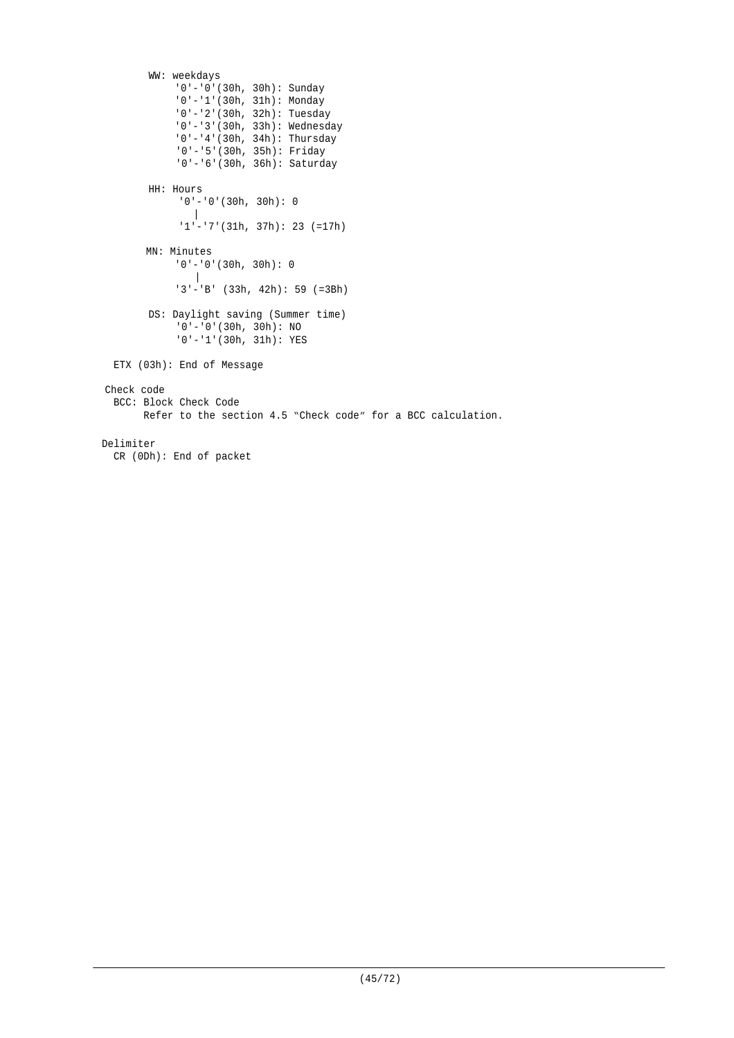```
        WW: weekdays
             '0'-'0'(30h, 30h): Sunday
             '0'-'1'(30h, 31h): Monday
             '0'-'2'(30h, 32h): Tuesday
             '0'-'3'(30h, 33h): Wednesday
             '0'-'4'(30h, 34h): Thursday
             '0'-'5'(30h, 35h): Friday
             '0'-'6'(30h, 36h): Saturday

        HH: Hours
              '0'-'0'(30h, 30h): 0
                 |
              '1'-'7'(31h, 37h): 23 (=17h)

       MN: Minutes
             '0'-'0'(30h, 30h): 0
                 |
             '3'-'B' (33h, 42h): 59 (=3Bh)

        DS: Daylight saving (Summer time)
             '0'-'0'(30h, 30h): NO
             '0'-'1'(30h, 31h): YES

  ETX (03h): End of Message

 Check code
  BCC: Block Check Code
       Refer to the section 4.5 "Check code" for a BCC calculation.

Delimiter
  CR (0Dh): End of packet
```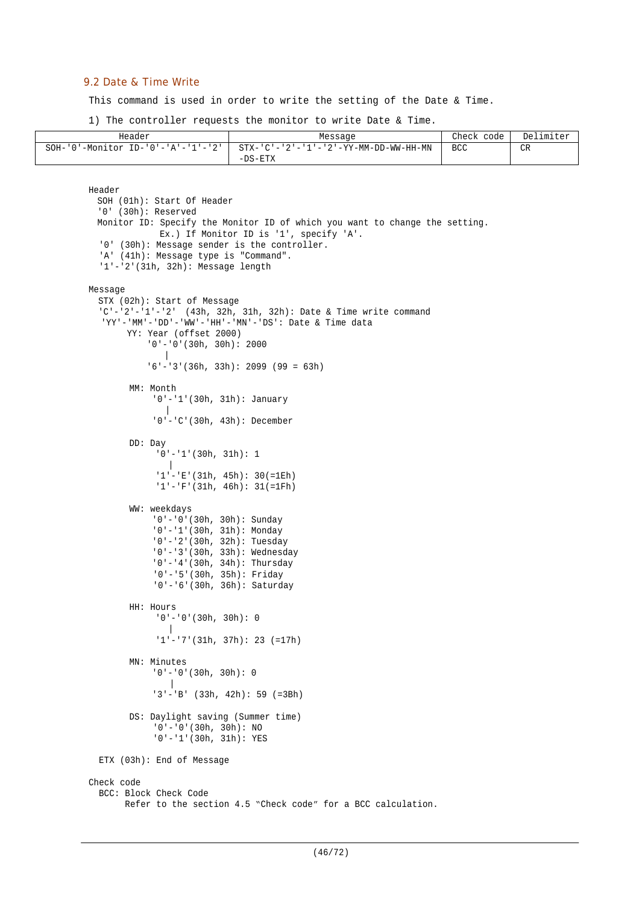### 9.2 Date & Time Write

This command is used in order to write the setting of the Date & Time.

1) The controller requests the monitor to write Date & Time.

| Header | Message | Check code | Delimiter |
|---|---|---|---|
| SOH-'0'-Monitor ID-'0'-'A'-'1'-'2' | STX-'C'-'2'-'1'-'2'-YY-MM-DD-WW-HH-MN -DS-ETX | BCC | CR |

```
Header
  SOH (01h): Start Of Header
  '0' (30h): Reserved
  Monitor ID: Specify the Monitor ID of which you want to change the setting.
              Ex.) If Monitor ID is '1', specify 'A'.
  '0' (30h): Message sender is the controller.
  'A' (41h): Message type is "Command".
  '1'-'2'(31h, 32h): Message length

Message
  STX (02h): Start of Message
  'C'-'2'-'1'-'2'  (43h, 32h, 31h, 32h): Date & Time write command
  'YY'-'MM'-'DD'-'WW'-'HH'-'MN'-'DS': Date & Time data
       YY: Year (offset 2000)
           '0'-'0'(30h, 30h): 2000
               |
           '6'-'3'(36h, 33h): 2099 (99 = 63h)

       MM: Month
            '0'-'1'(30h, 31h): January
               |
            '0'-'C'(30h, 43h): December

       DD: Day
            '0'-'1'(30h, 31h): 1
               |
            '1'-'E'(31h, 45h): 30(=1Eh)
            '1'-'F'(31h, 46h): 31(=1Fh)

       WW: weekdays
            '0'-'0'(30h, 30h): Sunday
            '0'-'1'(30h, 31h): Monday
            '0'-'2'(30h, 32h): Tuesday
            '0'-'3'(30h, 33h): Wednesday
            '0'-'4'(30h, 34h): Thursday
            '0'-'5'(30h, 35h): Friday
            '0'-'6'(30h, 36h): Saturday

       HH: Hours
            '0'-'0'(30h, 30h): 0
               |
            '1'-'7'(31h, 37h): 23 (=17h)

       MN: Minutes
            '0'-'0'(30h, 30h): 0
               |
            '3'-'B' (33h, 42h): 59 (=3Bh)

       DS: Daylight saving (Summer time)
            '0'-'0'(30h, 30h): NO
            '0'-'1'(30h, 31h): YES

  ETX (03h): End of Message

Check code
  BCC: Block Check Code
       Refer to the section 4.5 "Check code" for a BCC calculation.
```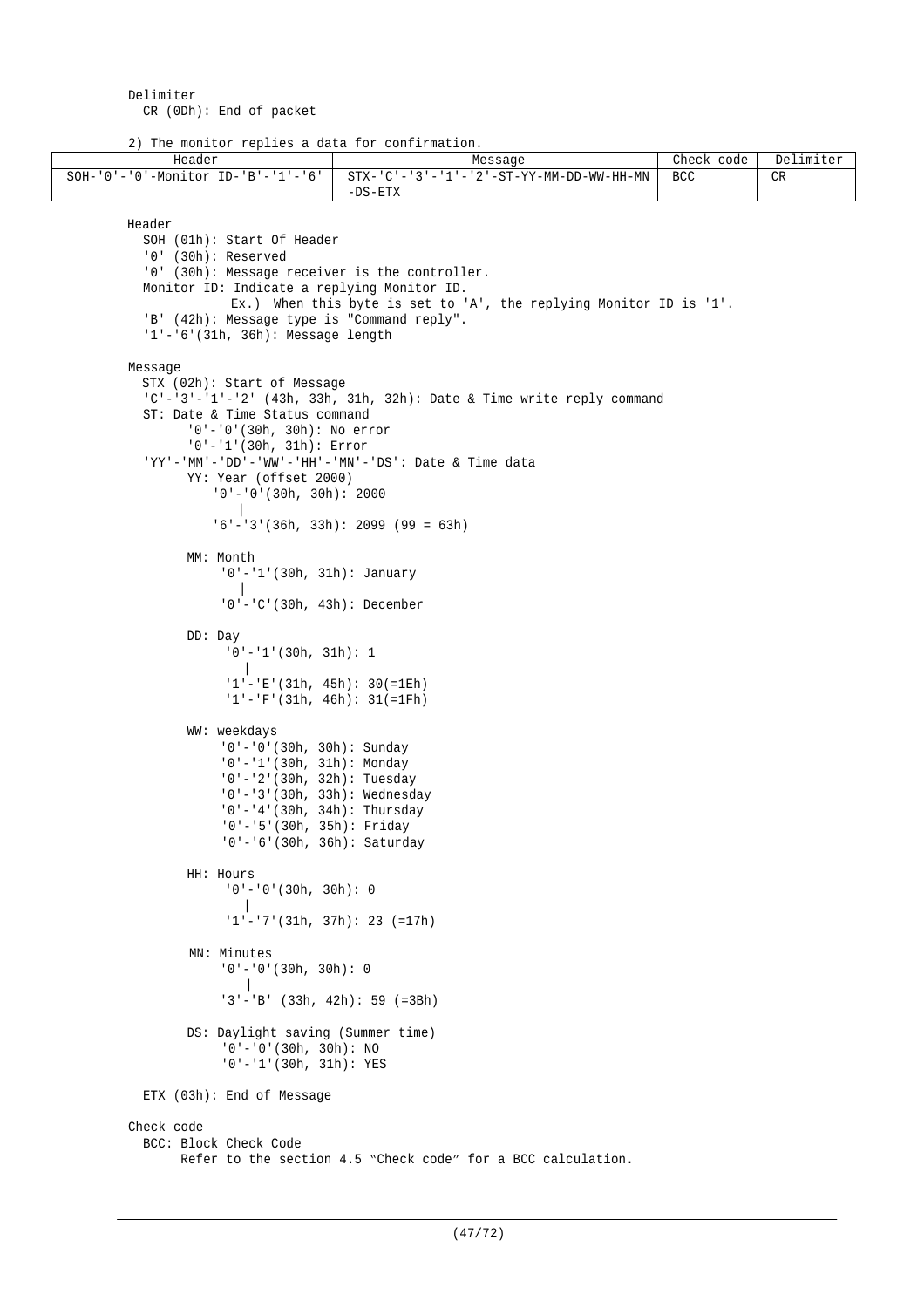Delimiter
  CR (0Dh): End of packet

2) The monitor replies a data for confirmation.

| Header | Message | Check code | Delimiter |
|---|---|---|---|
| SOH-'0'-'0'-Monitor ID-'B'-'1'-'6' | STX-'C'-'3'-'1'-'2'-ST-YY-MM-DD-WW-HH-MN -DS-ETX | BCC | CR |

Header
  SOH (01h): Start Of Header
  '0' (30h): Reserved
  '0' (30h): Message receiver is the controller.
  Monitor ID: Indicate a replying Monitor ID.
      Ex.) When this byte is set to 'A', the replying Monitor ID is '1'.
  'B' (42h): Message type is "Command reply".
  '1'-'6'(31h, 36h): Message length

Message
  STX (02h): Start of Message
  'C'-'3'-'1'-'2' (43h, 33h, 31h, 32h): Date & Time write reply command
  ST: Date & Time Status command
      '0'-'0'(30h, 30h): No error
      '0'-'1'(30h, 31h): Error
  'YY'-'MM'-'DD'-'WW'-'HH'-'MN'-'DS': Date & Time data
      YY: Year (offset 2000)
          '0'-'0'(30h, 30h): 2000
              |
          '6'-'3'(36h, 33h): 2099 (99 = 63h)

      MM: Month
          '0'-'1'(30h, 31h): January
              |
          '0'-'C'(30h, 43h): December

      DD: Day
          '0'-'1'(30h, 31h): 1
              |
          '1'-'E'(31h, 45h): 30(=1Eh)
          '1'-'F'(31h, 46h): 31(=1Fh)

      WW: weekdays
          '0'-'0'(30h, 30h): Sunday
          '0'-'1'(30h, 31h): Monday
          '0'-'2'(30h, 32h): Tuesday
          '0'-'3'(30h, 33h): Wednesday
          '0'-'4'(30h, 34h): Thursday
          '0'-'5'(30h, 35h): Friday
          '0'-'6'(30h, 36h): Saturday

      HH: Hours
          '0'-'0'(30h, 30h): 0
              |
          '1'-'7'(31h, 37h): 23 (=17h)

      MN: Minutes
          '0'-'0'(30h, 30h): 0
              |
          '3'-'B' (33h, 42h): 59 (=3Bh)

      DS: Daylight saving (Summer time)
          '0'-'0'(30h, 30h): NO
          '0'-'1'(30h, 31h): YES

  ETX (03h): End of Message

Check code
  BCC: Block Check Code
      Refer to the section 4.5 "Check code" for a BCC calculation.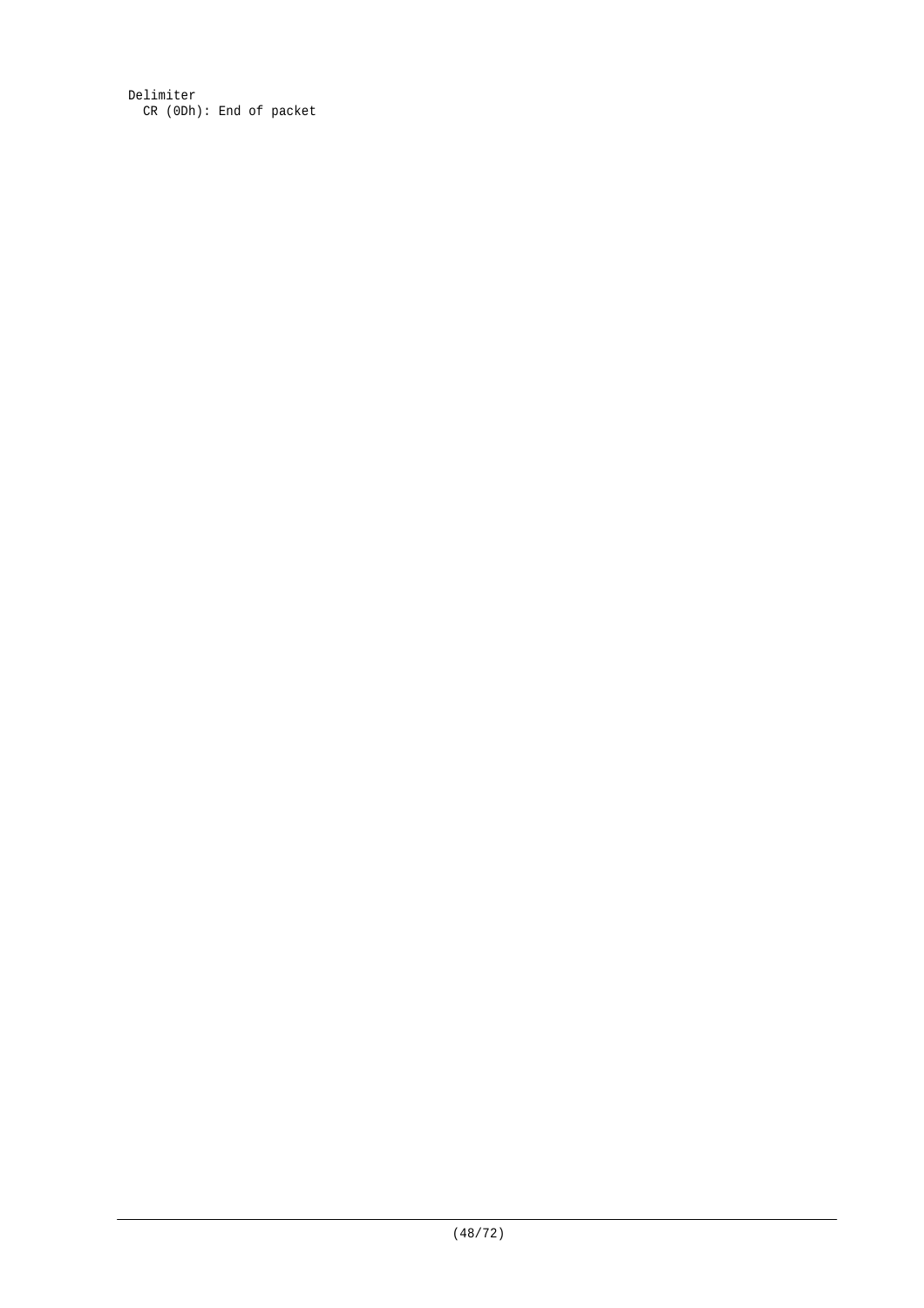Delimiter

CR (0Dh): End of packet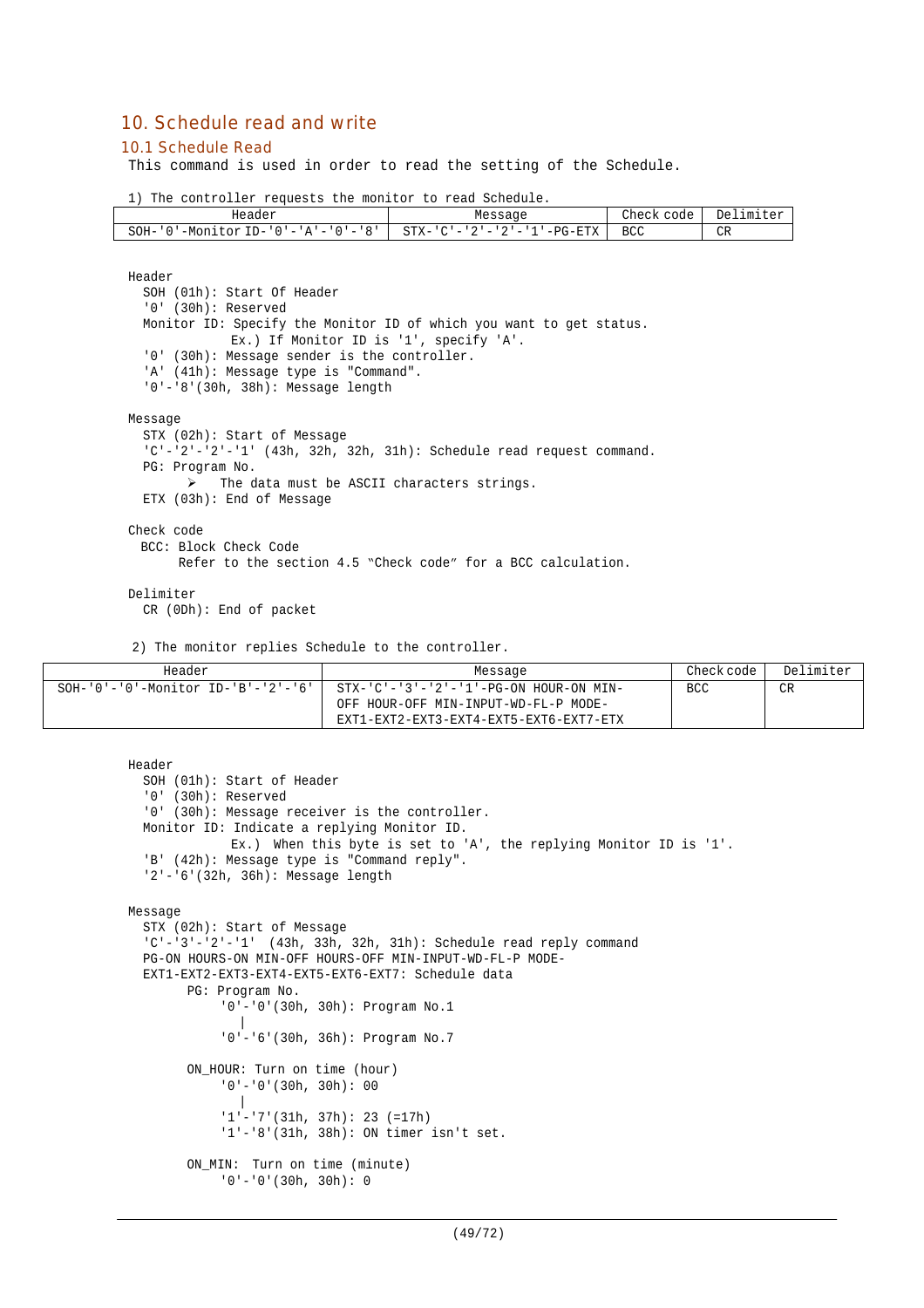# 10. Schedule read and write

## 10.1 Schedule Read

This command is used in order to read the setting of the Schedule.

1) The controller requests the monitor to read Schedule.

| Header | Message | Check code | Delimiter |
|---|---|---|---|
| SOH-'0'-Monitor ID-'0'-'A'-'0'-'8' | STX-'C'-'2'-'2'-'1'-PG-ETX | BCC | CR |

Header
- SOH (01h): Start Of Header
- '0' (30h): Reserved
- Monitor ID: Specify the Monitor ID of which you want to get status.
  Ex.) If Monitor ID is '1', specify 'A'.
- '0' (30h): Message sender is the controller.
- 'A' (41h): Message type is "Command".
- '0'-'8'(30h, 38h): Message length

Message
- STX (02h): Start of Message
- 'C'-'2'-'2'-'1' (43h, 32h, 32h, 31h): Schedule read request command.
- PG: Program No.
  - ➢ The data must be ASCII characters strings.
- ETX (03h): End of Message

Check code
- BCC: Block Check Code
  Refer to the section 4.5 "Check code" for a BCC calculation.

Delimiter
- CR (0Dh): End of packet

2) The monitor replies Schedule to the controller.

| Header | Message | Check code | Delimiter |
|---|---|---|---|
| SOH-'0'-'0'-Monitor ID-'B'-'2'-'6' | STX-'C'-'3'-'2'-'1'-PG-ON HOUR-ON MIN-OFF HOUR-OFF MIN-INPUT-WD-FL-P MODE-EXT1-EXT2-EXT3-EXT4-EXT5-EXT6-EXT7-ETX | BCC | CR |

Header
- SOH (01h): Start of Header
- '0' (30h): Reserved
- '0' (30h): Message receiver is the controller.
- Monitor ID: Indicate a replying Monitor ID.
  Ex.) when this byte is set to 'A', the replying Monitor ID is '1'.
- 'B' (42h): Message type is "Command reply".
- '2'-'6'(32h, 36h): Message length

Message
- STX (02h): Start of Message
- 'C'-'3'-'2'-'1' (43h, 33h, 32h, 31h): Schedule read reply command
- PG-ON HOURS-ON MIN-OFF HOURS-OFF MIN-INPUT-WD-FL-P MODE-EXT1-EXT2-EXT3-EXT4-EXT5-EXT6-EXT7: Schedule data
  - PG: Program No.
    - '0'-'0'(30h, 30h): Program No.1
    - |
    - '0'-'6'(30h, 36h): Program No.7
  - ON_HOUR: Turn on time (hour)
    - '0'-'0'(30h, 30h): 00
    - |
    - '1'-'7'(31h, 37h): 23 (=17h)
    - '1'-'8'(31h, 38h): ON timer isn't set.
  - ON_MIN: Turn on time (minute)
    - '0'-'0'(30h, 30h): 0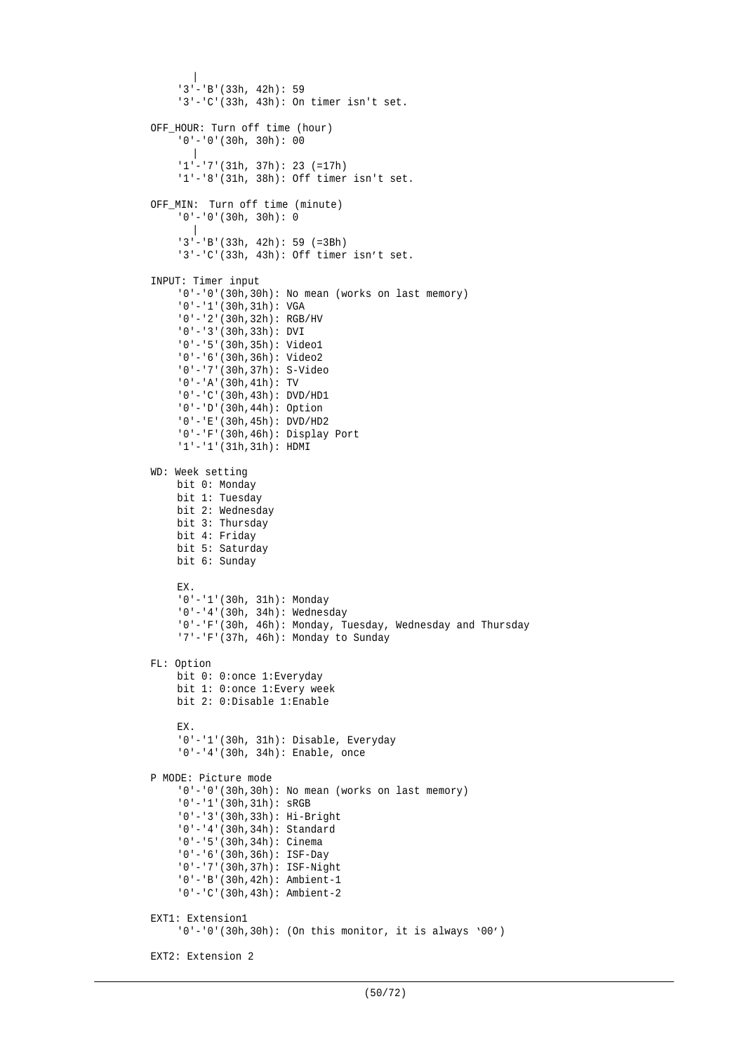```
        |
    '3'-'B'(33h, 42h): 59
    '3'-'C'(33h, 43h): On timer isn't set.

OFF_HOUR: Turn off time (hour)
    '0'-'0'(30h, 30h): 00
        |
    '1'-'7'(31h, 37h): 23 (=17h)
    '1'-'8'(31h, 38h): Off timer isn't set.

OFF_MIN:  Turn off time (minute)
    '0'-'0'(30h, 30h): 0
        |
    '3'-'B'(33h, 42h): 59 (=3Bh)
    '3'-'C'(33h, 43h): Off timer isn't set.

INPUT: Timer input
    '0'-'0'(30h,30h): No mean (works on last memory)
    '0'-'1'(30h,31h): VGA
    '0'-'2'(30h,32h): RGB/HV
    '0'-'3'(30h,33h): DVI
    '0'-'5'(30h,35h): Video1
    '0'-'6'(30h,36h): Video2
    '0'-'7'(30h,37h): S-Video
    '0'-'A'(30h,41h): TV
    '0'-'C'(30h,43h): DVD/HD1
    '0'-'D'(30h,44h): Option
    '0'-'E'(30h,45h): DVD/HD2
    '0'-'F'(30h,46h): Display Port
    '1'-'1'(31h,31h): HDMI

WD: Week setting
    bit 0: Monday
    bit 1: Tuesday
    bit 2: Wednesday
    bit 3: Thursday
    bit 4: Friday
    bit 5: Saturday
    bit 6: Sunday

    EX.
    '0'-'1'(30h, 31h): Monday
    '0'-'4'(30h, 34h): Wednesday
    '0'-'F'(30h, 46h): Monday, Tuesday, Wednesday and Thursday
    '7'-'F'(37h, 46h): Monday to Sunday

FL: Option
    bit 0: 0:once 1:Everyday
    bit 1: 0:once 1:Every week
    bit 2: 0:Disable 1:Enable

    EX.
    '0'-'1'(30h, 31h): Disable, Everyday
    '0'-'4'(30h, 34h): Enable, once

P MODE: Picture mode
    '0'-'0'(30h,30h): No mean (works on last memory)
    '0'-'1'(30h,31h): sRGB
    '0'-'3'(30h,33h): Hi-Bright
    '0'-'4'(30h,34h): Standard
    '0'-'5'(30h,34h): Cinema
    '0'-'6'(30h,36h): ISF-Day
    '0'-'7'(30h,37h): ISF-Night
    '0'-'B'(30h,42h): Ambient-1
    '0'-'C'(30h,43h): Ambient-2

EXT1: Extension1
    '0'-'0'(30h,30h): (On this monitor, it is always '00')

EXT2: Extension 2
```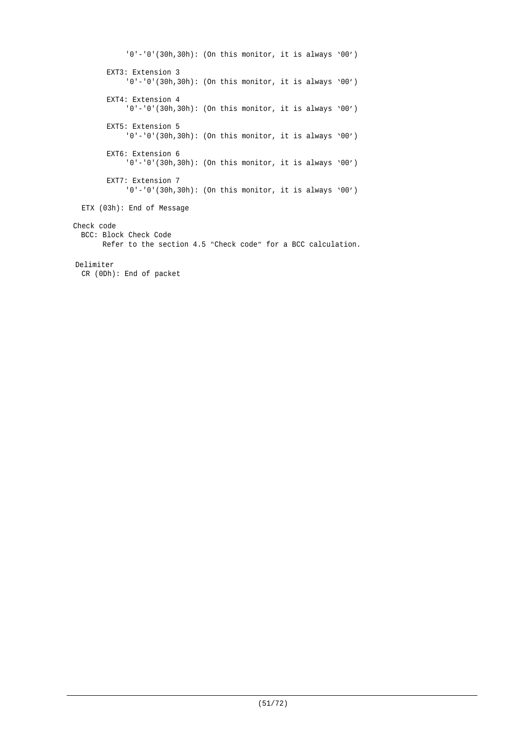'0'-'0'(30h,30h): (On this monitor, it is always '00')

EXT3: Extension 3
'0'-'0'(30h,30h): (On this monitor, it is always '00')

EXT4: Extension 4
'0'-'0'(30h,30h): (On this monitor, it is always '00')

EXT5: Extension 5
'0'-'0'(30h,30h): (On this monitor, it is always '00')

EXT6: Extension 6
'0'-'0'(30h,30h): (On this monitor, it is always '00')

EXT7: Extension 7
'0'-'0'(30h,30h): (On this monitor, it is always '00')

ETX (03h): End of Message

Check code
BCC: Block Check Code
Refer to the section 4.5 "Check code" for a BCC calculation.

Delimiter
CR (0Dh): End of packet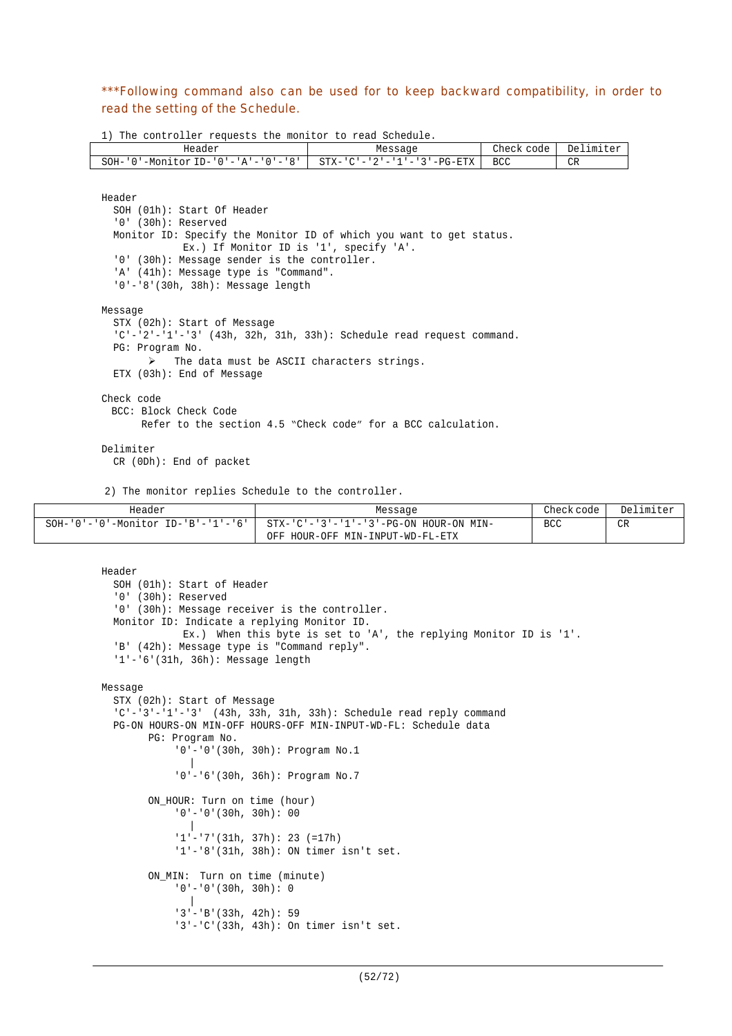***Following command also can be used for to keep backward compatibility, in order to read the setting of the Schedule.

1) The controller requests the monitor to read Schedule.

| Header | Message | Check code | Delimiter |
|---|---|---|---|
| SOH-'0'-Monitor ID-'0'-'A'-'0'-'8' | STX-'C'-'2'-'1'-'3'-PG-ETX | BCC | CR |

Header
  SOH (01h): Start Of Header
  '0' (30h): Reserved
  Monitor ID: Specify the Monitor ID of which you want to get status.
    Ex.) If Monitor ID is '1', specify 'A'.
  '0' (30h): Message sender is the controller.
  'A' (41h): Message type is "Command".
  '0'-'8'(30h, 38h): Message length

Message
  STX (02h): Start of Message
  'C'-'2'-'1'-'3' (43h, 32h, 31h, 33h): Schedule read request command.
  PG: Program No.
  - The data must be ASCII characters strings.
  ETX (03h): End of Message

Check code
  BCC: Block Check Code
    Refer to the section 4.5 "Check code" for a BCC calculation.

Delimiter
  CR (0Dh): End of packet

2) The monitor replies Schedule to the controller.

| Header | Message | Check code | Delimiter |
|---|---|---|---|
| SOH-'0'-'0'-Monitor ID-'B'-'1'-'6' | STX-'C'-'3'-'1'-'3'-PG-ON HOUR-ON MIN-OFF HOUR-OFF MIN-INPUT-WD-FL-ETX | BCC | CR |

Header
  SOH (01h): Start of Header
  '0' (30h): Reserved
  '0' (30h): Message receiver is the controller.
  Monitor ID: Indicate a replying Monitor ID.
    Ex.) When this byte is set to 'A', the replying Monitor ID is '1'.
  'B' (42h): Message type is "Command reply".
  '1'-'6'(31h, 36h): Message length

Message
  STX (02h): Start of Message
  'C'-'3'-'1'-'3' (43h, 33h, 31h, 33h): Schedule read reply command
  PG-ON HOURS-ON MIN-OFF HOURS-OFF MIN-INPUT-WD-FL: Schedule data
    PG: Program No.
      '0'-'0'(30h, 30h): Program No.1
        |
      '0'-'6'(30h, 36h): Program No.7

    ON_HOUR: Turn on time (hour)
      '0'-'0'(30h, 30h): 00
        |
      '1'-'7'(31h, 37h): 23 (=17h)
      '1'-'8'(31h, 38h): ON timer isn't set.

    ON_MIN: Turn on time (minute)
      '0'-'0'(30h, 30h): 0
        |
      '3'-'B'(33h, 42h): 59
      '3'-'C'(33h, 43h): On timer isn't set.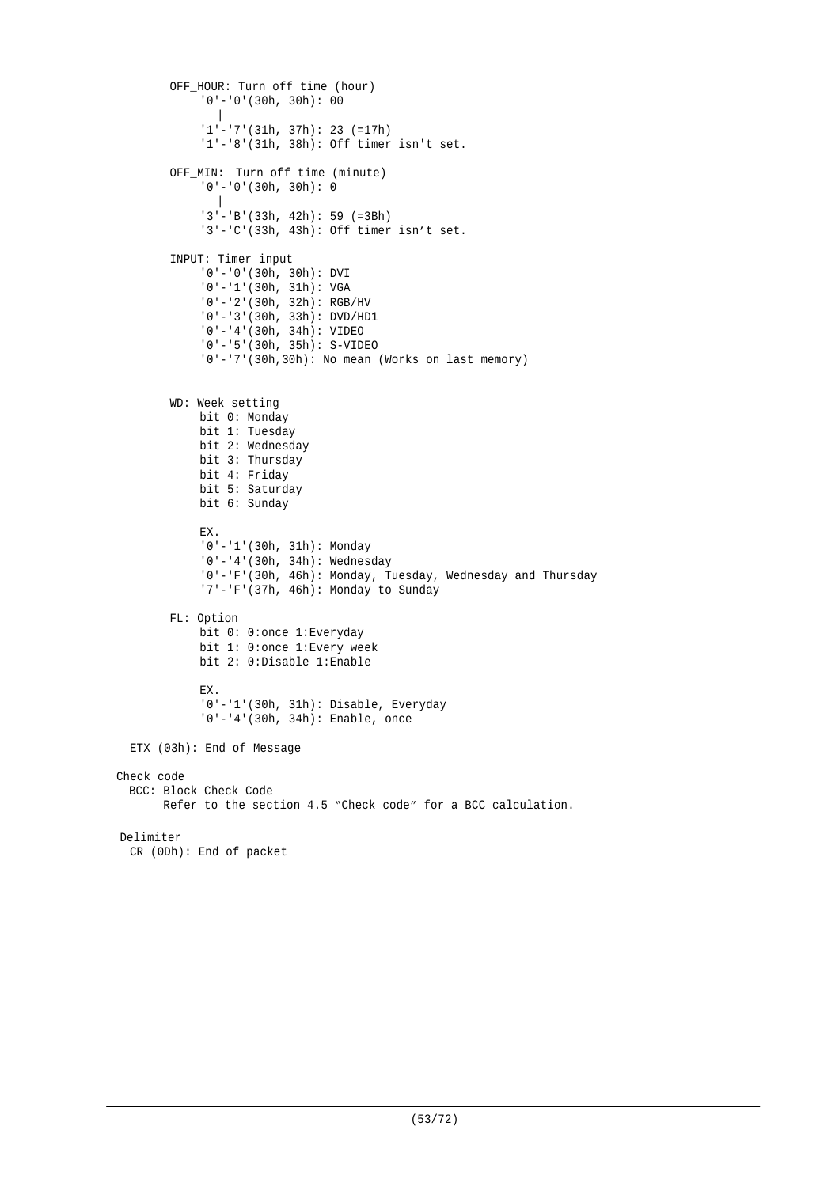OFF_HOUR: Turn off time (hour)

'0'-'0'(30h, 30h): 00
|
'1'-'7'(31h, 37h): 23 (=17h)
'1'-'8'(31h, 38h): Off timer isn't set.

OFF_MIN: Turn off time (minute)

'0'-'0'(30h, 30h): 0
|
'3'-'B'(33h, 42h): 59 (=3Bh)
'3'-'C'(33h, 43h): Off timer isn't set.

INPUT: Timer input

'0'-'0'(30h, 30h): DVI
'0'-'1'(30h, 31h): VGA
'0'-'2'(30h, 32h): RGB/HV
'0'-'3'(30h, 33h): DVD/HD1
'0'-'4'(30h, 34h): VIDEO
'0'-'5'(30h, 35h): S-VIDEO
'0'-'7'(30h,30h): No mean (Works on last memory)

WD: Week setting

bit 0: Monday
bit 1: Tuesday
bit 2: Wednesday
bit 3: Thursday
bit 4: Friday
bit 5: Saturday
bit 6: Sunday

EX.
'0'-'1'(30h, 31h): Monday
'0'-'4'(30h, 34h): Wednesday
'0'-'F'(30h, 46h): Monday, Tuesday, Wednesday and Thursday
'7'-'F'(37h, 46h): Monday to Sunday

FL: Option

bit 0: 0:once 1:Everyday
bit 1: 0:once 1:Every week
bit 2: 0:Disable 1:Enable

EX.
'0'-'1'(30h, 31h): Disable, Everyday
'0'-'4'(30h, 34h): Enable, once

ETX (03h): End of Message

Check code

BCC: Block Check Code
Refer to the section 4.5 "Check code" for a BCC calculation.

Delimiter

CR (0Dh): End of packet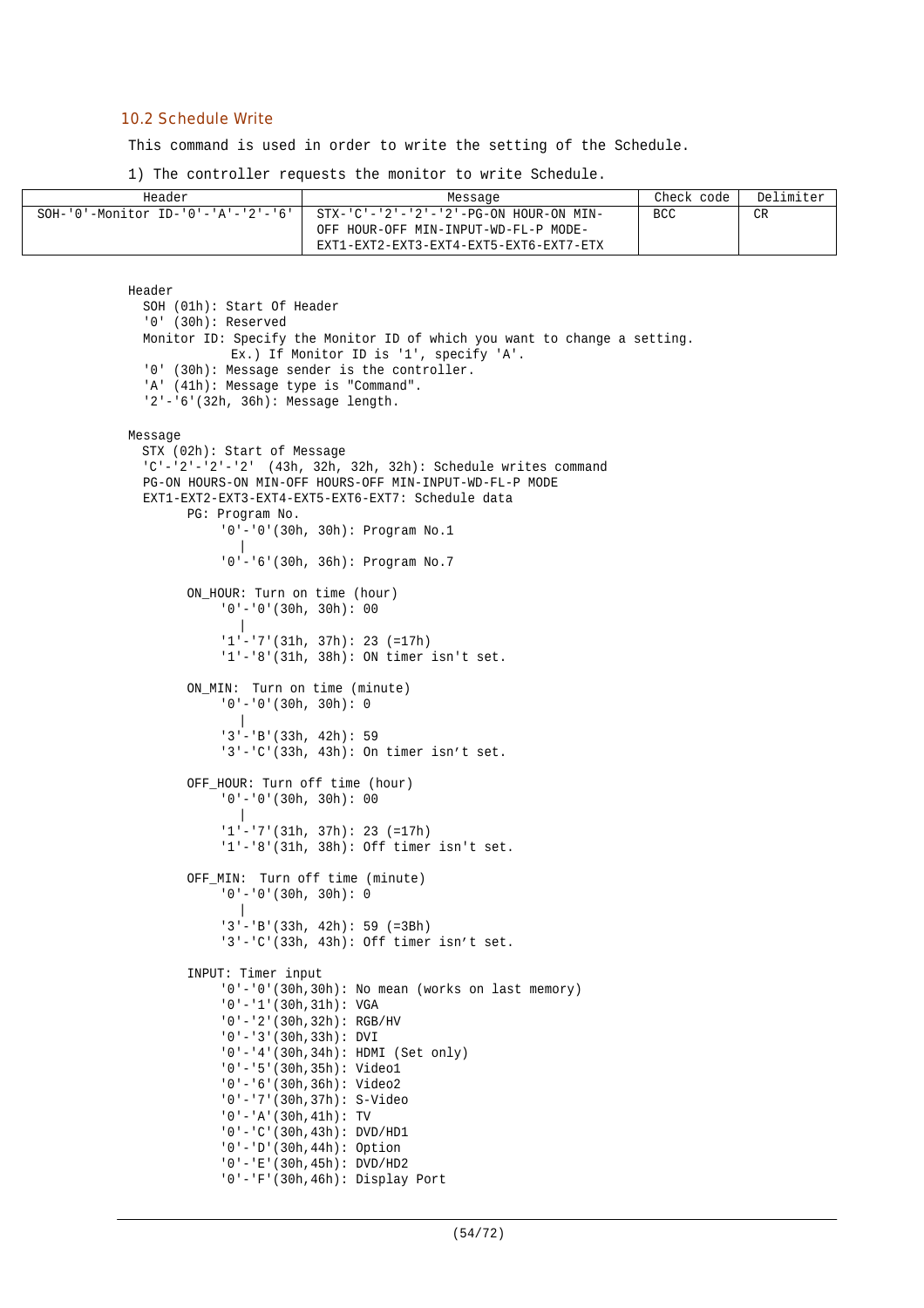## 10.2 Schedule Write

This command is used in order to write the setting of the Schedule.

1) The controller requests the monitor to write Schedule.

| Header | Message | Check code | Delimiter |
|---|---|---|---|
| SOH-'0'-Monitor ID-'0'-'A'-'2'-'6' | STX-'C'-'2'-'2'-'2'-PG-ON HOUR-ON MIN-OFF HOUR-OFF MIN-INPUT-WD-FL-P MODE-EXT1-EXT2-EXT3-EXT4-EXT5-EXT6-EXT7-ETX | BCC | CR |

```
Header
  SOH (01h): Start Of Header
  '0' (30h): Reserved
  Monitor ID: Specify the Monitor ID of which you want to change a setting.
             Ex.) If Monitor ID is '1', specify 'A'.
  '0' (30h): Message sender is the controller.
  'A' (41h): Message type is "Command".
  '2'-'6'(32h, 36h): Message length.

Message
  STX (02h): Start of Message
  'C'-'2'-'2'-'2'  (43h, 32h, 32h, 32h): Schedule writes command
  PG-ON HOURS-ON MIN-OFF HOURS-OFF MIN-INPUT-WD-FL-P MODE
  EXT1-EXT2-EXT3-EXT4-EXT5-EXT6-EXT7: Schedule data
        PG: Program No.
             '0'-'0'(30h, 30h): Program No.1
                |
             '0'-'6'(30h, 36h): Program No.7

        ON_HOUR: Turn on time (hour)
             '0'-'0'(30h, 30h): 00
                |
             '1'-'7'(31h, 37h): 23 (=17h)
             '1'-'8'(31h, 38h): ON timer isn't set.

        ON_MIN:  Turn on time (minute)
             '0'-'0'(30h, 30h): 0
                |
             '3'-'B'(33h, 42h): 59
             '3'-'C'(33h, 43h): On timer isn't set.

        OFF_HOUR: Turn off time (hour)
             '0'-'0'(30h, 30h): 00
                |
             '1'-'7'(31h, 37h): 23 (=17h)
             '1'-'8'(31h, 38h): Off timer isn't set.

        OFF_MIN:  Turn off time (minute)
             '0'-'0'(30h, 30h): 0
                |
             '3'-'B'(33h, 42h): 59 (=3Bh)
             '3'-'C'(33h, 43h): Off timer isn't set.

        INPUT: Timer input
             '0'-'0'(30h,30h): No mean (works on last memory)
             '0'-'1'(30h,31h): VGA
             '0'-'2'(30h,32h): RGB/HV
             '0'-'3'(30h,33h): DVI
             '0'-'4'(30h,34h): HDMI (Set only)
             '0'-'5'(30h,35h): Video1
             '0'-'6'(30h,36h): Video2
             '0'-'7'(30h,37h): S-Video
             '0'-'A'(30h,41h): TV
             '0'-'C'(30h,43h): DVD/HD1
             '0'-'D'(30h,44h): Option
             '0'-'E'(30h,45h): DVD/HD2
             '0'-'F'(30h,46h): Display Port
```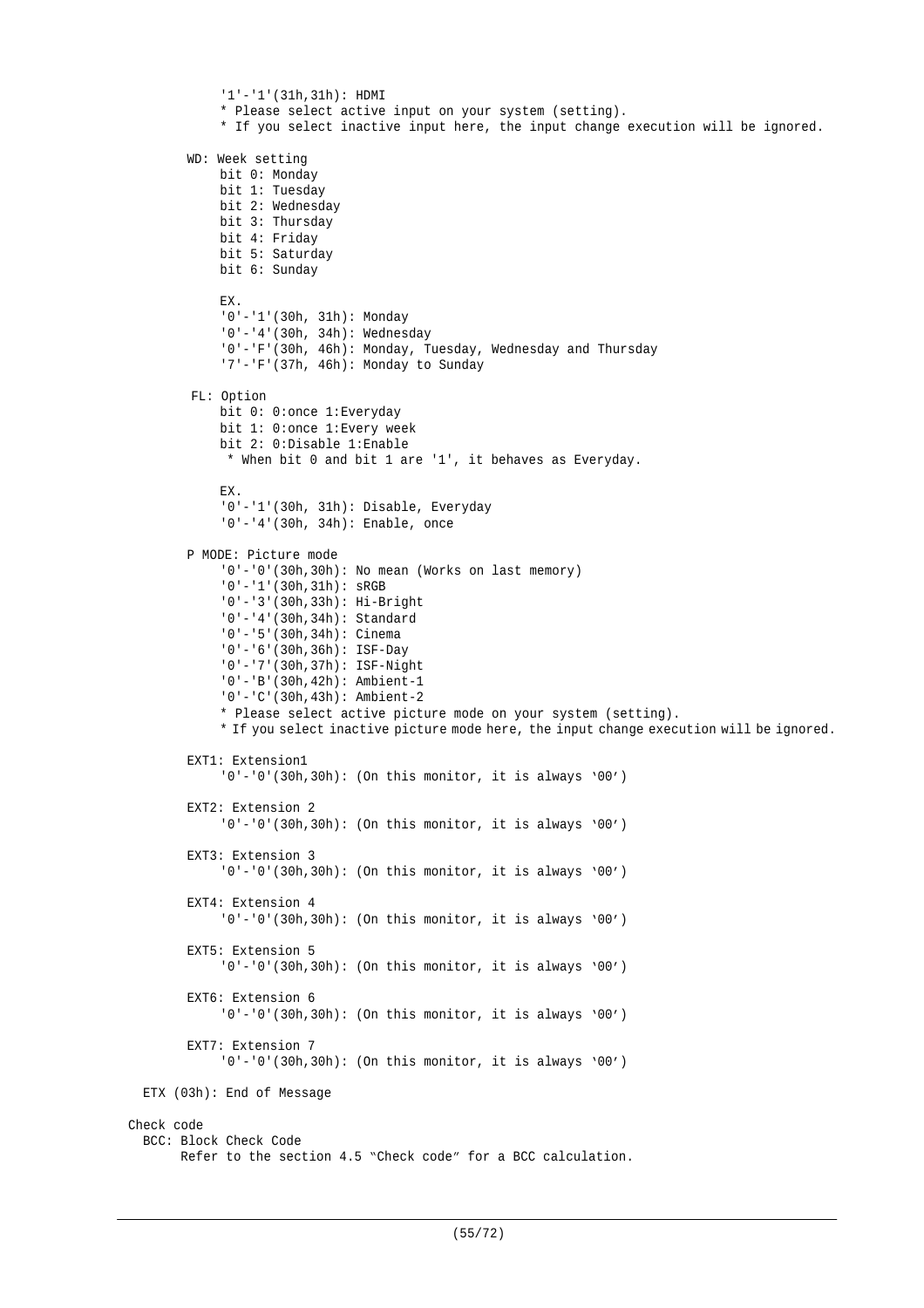'1'-'1'(31h,31h): HDMI
* Please select active input on your system (setting).
* If you select inactive input here, the input change execution will be ignored.

WD: Week setting
bit 0: Monday
bit 1: Tuesday
bit 2: Wednesday
bit 3: Thursday
bit 4: Friday
bit 5: Saturday
bit 6: Sunday

EX.
'0'-'1'(30h, 31h): Monday
'0'-'4'(30h, 34h): Wednesday
'0'-'F'(30h, 46h): Monday, Tuesday, Wednesday and Thursday
'7'-'F'(37h, 46h): Monday to Sunday

FL: Option
bit 0: 0:once 1:Everyday
bit 1: 0:once 1:Every week
bit 2: 0:Disable 1:Enable
* When bit 0 and bit 1 are '1', it behaves as Everyday.

EX.
'0'-'1'(30h, 31h): Disable, Everyday
'0'-'4'(30h, 34h): Enable, once

P MODE: Picture mode
'0'-'0'(30h,30h): No mean (Works on last memory)
'0'-'1'(30h,31h): sRGB
'0'-'3'(30h,33h): Hi-Bright
'0'-'4'(30h,34h): Standard
'0'-'5'(30h,34h): Cinema
'0'-'6'(30h,36h): ISF-Day
'0'-'7'(30h,37h): ISF-Night
'0'-'B'(30h,42h): Ambient-1
'0'-'C'(30h,43h): Ambient-2
* Please select active picture mode on your system (setting).
* If you select inactive picture mode here, the input change execution will be ignored.

EXT1: Extension1
'0'-'0'(30h,30h): (On this monitor, it is always '00')

EXT2: Extension 2
'0'-'0'(30h,30h): (On this monitor, it is always '00')

EXT3: Extension 3
'0'-'0'(30h,30h): (On this monitor, it is always '00')

EXT4: Extension 4
'0'-'0'(30h,30h): (On this monitor, it is always '00')

EXT5: Extension 5
'0'-'0'(30h,30h): (On this monitor, it is always '00')

EXT6: Extension 6
'0'-'0'(30h,30h): (On this monitor, it is always '00')

EXT7: Extension 7
'0'-'0'(30h,30h): (On this monitor, it is always '00')

ETX (03h): End of Message

Check code
BCC: Block Check Code
Refer to the section 4.5 "Check code" for a BCC calculation.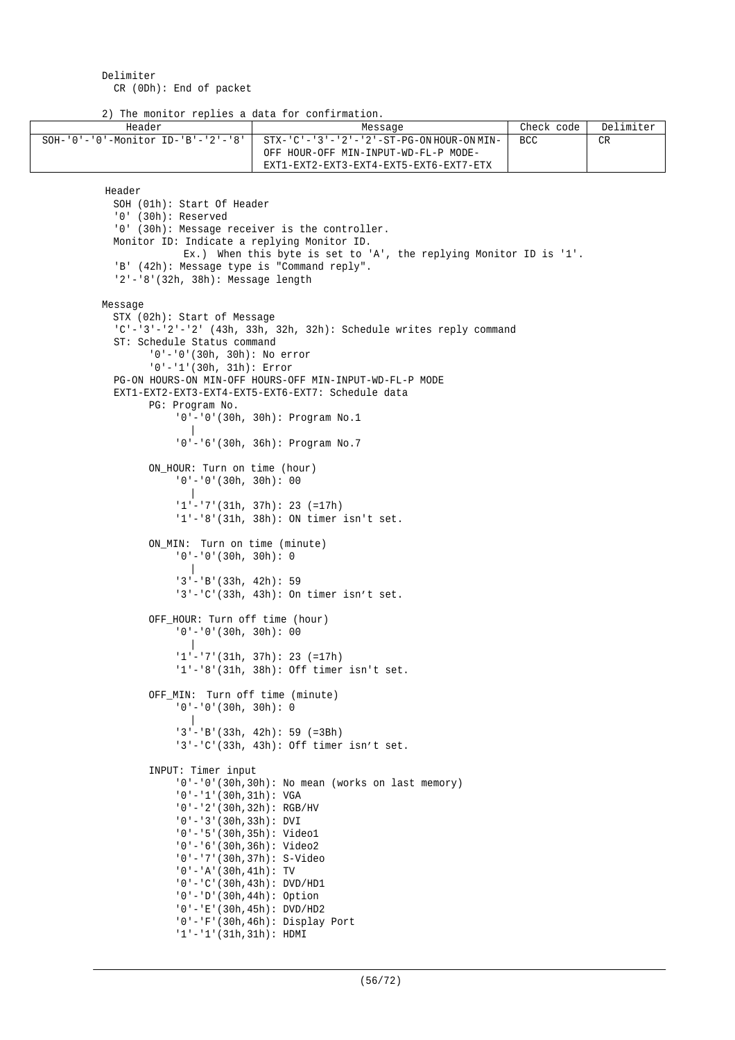Delimiter
  CR (0Dh): End of packet

2) The monitor replies a data for confirmation.

| Header | Message | Check code | Delimiter |
|---|---|---|---|
| SOH-'0'-'0'-Monitor ID-'B'-'2'-'8' | STX-'C'-'3'-'2'-'2'-ST-PG-ON HOUR-ON MIN-OFF HOUR-OFF MIN-INPUT-WD-FL-P MODE-EXT1-EXT2-EXT3-EXT4-EXT5-EXT6-EXT7-ETX | BCC | CR |

Header
  SOH (01h): Start Of Header
  '0' (30h): Reserved
  '0' (30h): Message receiver is the controller.
  Monitor ID: Indicate a replying Monitor ID.
      Ex.) When this byte is set to 'A', the replying Monitor ID is '1'.
  'B' (42h): Message type is "Command reply".
  '2'-'8'(32h, 38h): Message length

Message
  STX (02h): Start of Message
  'C'-'3'-'2'-'2' (43h, 33h, 32h, 32h): Schedule writes reply command
  ST: Schedule Status command
      '0'-'0'(30h, 30h): No error
      '0'-'1'(30h, 31h): Error
  PG-ON HOURS-ON MIN-OFF HOURS-OFF MIN-INPUT-WD-FL-P MODE
  EXT1-EXT2-EXT3-EXT4-EXT5-EXT6-EXT7: Schedule data
      PG: Program No.
          '0'-'0'(30h, 30h): Program No.1
            |
          '0'-'6'(30h, 36h): Program No.7

      ON_HOUR: Turn on time (hour)
          '0'-'0'(30h, 30h): 00
            |
          '1'-'7'(31h, 37h): 23 (=17h)
          '1'-'8'(31h, 38h): ON timer isn't set.

      ON_MIN: Turn on time (minute)
          '0'-'0'(30h, 30h): 0
            |
          '3'-'B'(33h, 42h): 59
          '3'-'C'(33h, 43h): On timer isn't set.

      OFF_HOUR: Turn off time (hour)
          '0'-'0'(30h, 30h): 00
            |
          '1'-'7'(31h, 37h): 23 (=17h)
          '1'-'8'(31h, 38h): Off timer isn't set.

      OFF_MIN: Turn off time (minute)
          '0'-'0'(30h, 30h): 0
            |
          '3'-'B'(33h, 42h): 59 (=3Bh)
          '3'-'C'(33h, 43h): Off timer isn't set.

      INPUT: Timer input
          '0'-'0'(30h,30h): No mean (works on last memory)
          '0'-'1'(30h,31h): VGA
          '0'-'2'(30h,32h): RGB/HV
          '0'-'3'(30h,33h): DVI
          '0'-'5'(30h,35h): Video1
          '0'-'6'(30h,36h): Video2
          '0'-'7'(30h,37h): S-Video
          '0'-'A'(30h,41h): TV
          '0'-'C'(30h,43h): DVD/HD1
          '0'-'D'(30h,44h): Option
          '0'-'E'(30h,45h): DVD/HD2
          '0'-'F'(30h,46h): Display Port
          '1'-'1'(31h,31h): HDMI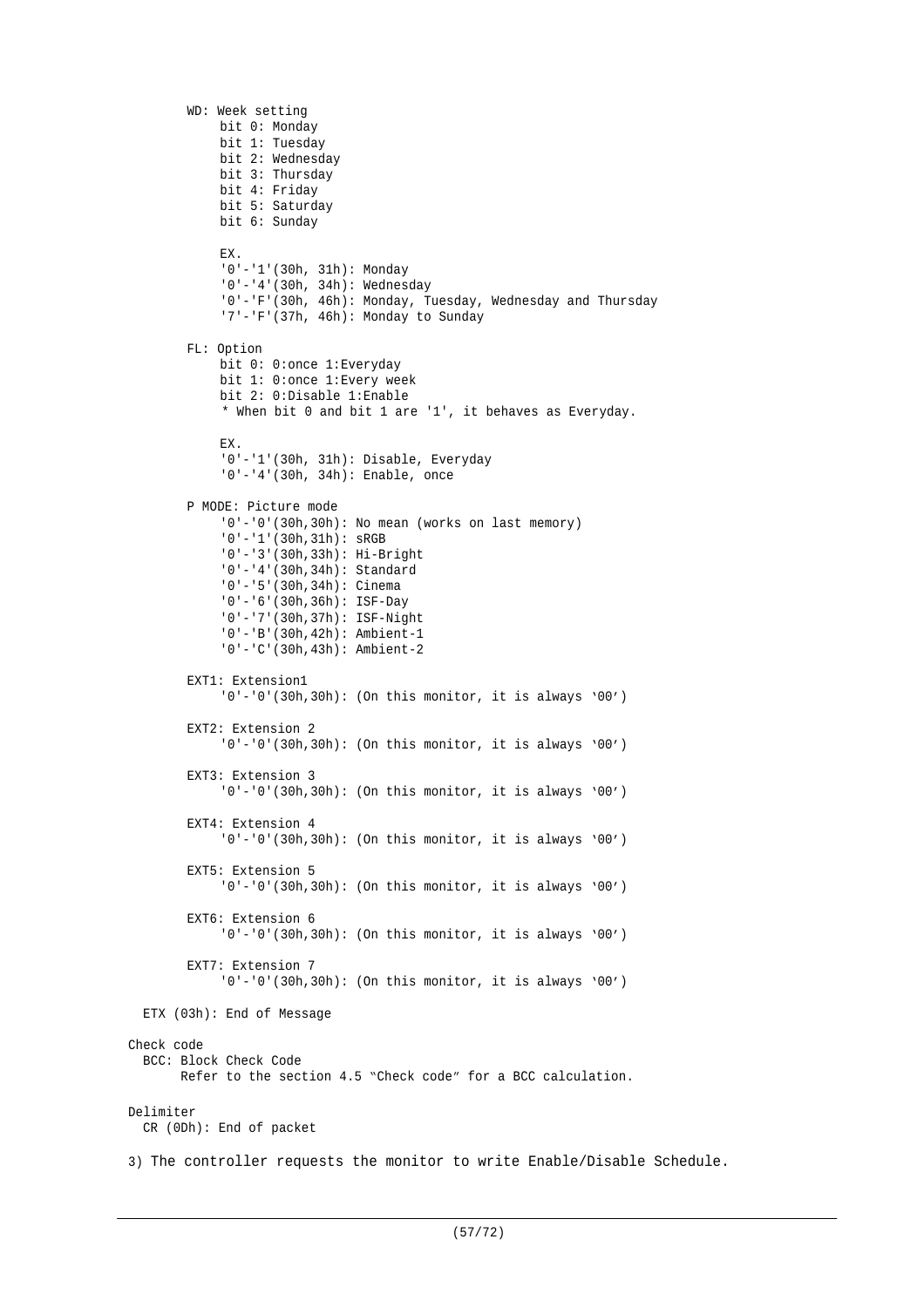WD: Week setting
- bit 0: Monday
- bit 1: Tuesday
- bit 2: Wednesday
- bit 3: Thursday
- bit 4: Friday
- bit 5: Saturday
- bit 6: Sunday

EX.
'0'-'1'(30h, 31h): Monday
'0'-'4'(30h, 34h): Wednesday
'0'-'F'(30h, 46h): Monday, Tuesday, Wednesday and Thursday
'7'-'F'(37h, 46h): Monday to Sunday

FL: Option
- bit 0: 0:once 1:Everyday
- bit 1: 0:once 1:Every week
- bit 2: 0:Disable 1:Enable

* When bit 0 and bit 1 are '1', it behaves as Everyday.

EX.
'0'-'1'(30h, 31h): Disable, Everyday
'0'-'4'(30h, 34h): Enable, once

P MODE: Picture mode
'0'-'0'(30h,30h): No mean (works on last memory)
'0'-'1'(30h,31h): sRGB
'0'-'3'(30h,33h): Hi-Bright
'0'-'4'(30h,34h): Standard
'0'-'5'(30h,34h): Cinema
'0'-'6'(30h,36h): ISF-Day
'0'-'7'(30h,37h): ISF-Night
'0'-'B'(30h,42h): Ambient-1
'0'-'C'(30h,43h): Ambient-2

EXT1: Extension1
'0'-'0'(30h,30h): (On this monitor, it is always '00')

EXT2: Extension 2
'0'-'0'(30h,30h): (On this monitor, it is always '00')

EXT3: Extension 3
'0'-'0'(30h,30h): (On this monitor, it is always '00')

EXT4: Extension 4
'0'-'0'(30h,30h): (On this monitor, it is always '00')

EXT5: Extension 5
'0'-'0'(30h,30h): (On this monitor, it is always '00')

EXT6: Extension 6
'0'-'0'(30h,30h): (On this monitor, it is always '00')

EXT7: Extension 7
'0'-'0'(30h,30h): (On this monitor, it is always '00')

ETX (03h): End of Message

Check code
BCC: Block Check Code
Refer to the section 4.5 "Check code" for a BCC calculation.

Delimiter
CR (0Dh): End of packet

3) The controller requests the monitor to write Enable/Disable Schedule.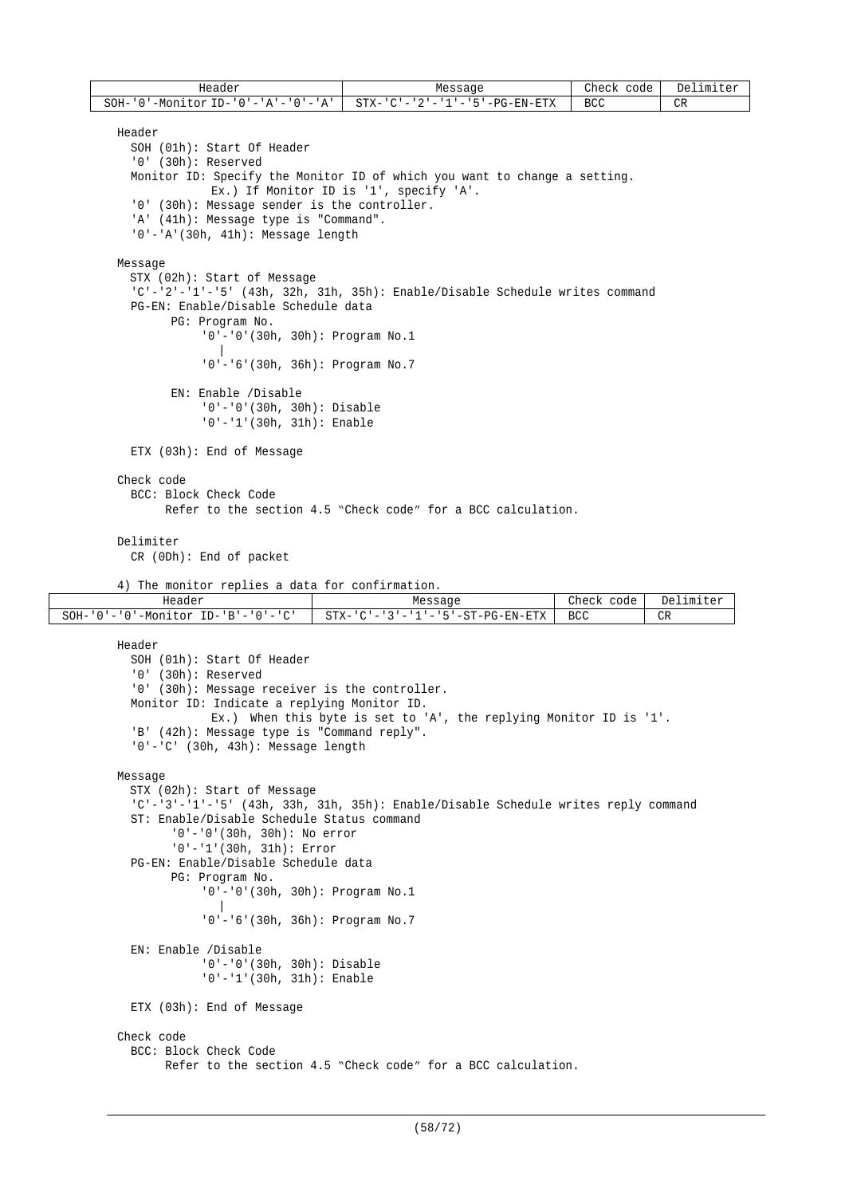| Header | Message | Check code | Delimiter |
| --- | --- | --- | --- |
| SOH-'0'-Monitor ID-'0'-'A'-'0'-'A' | STX-'C'-'2'-'1'-'5'-PG-EN-ETX | BCC | CR |

Header
- SOH (01h): Start Of Header
- '0' (30h): Reserved
- Monitor ID: Specify the Monitor ID of which you want to change a setting.
  Ex.) If Monitor ID is '1', specify 'A'.
- '0' (30h): Message sender is the controller.
- 'A' (41h): Message type is "Command".
- '0'-'A'(30h, 41h): Message length

Message
- STX (02h): Start of Message
- 'C'-'2'-'1'-'5' (43h, 32h, 31h, 35h): Enable/Disable Schedule writes command
- PG-EN: Enable/Disable Schedule data
  - PG: Program No.
    - '0'-'0'(30h, 30h): Program No.1
      |
    - '0'-'6'(30h, 36h): Program No.7
  - EN: Enable /Disable
    - '0'-'0'(30h, 30h): Disable
    - '0'-'1'(30h, 31h): Enable
- ETX (03h): End of Message

Check code
- BCC: Block Check Code
  Refer to the section 4.5 "Check code" for a BCC calculation.

Delimiter
- CR (0Dh): End of packet

4) The monitor replies a data for confirmation.

| Header | Message | Check code | Delimiter |
| --- | --- | --- | --- |
| SOH-'0'-'0'-Monitor ID-'B'-'0'-'C' | STX-'C'-'3'-'1'-'5'-ST-PG-EN-ETX | BCC | CR |

Header
- SOH (01h): Start Of Header
- '0' (30h): Reserved
- '0' (30h): Message receiver is the controller.
- Monitor ID: Indicate a replying Monitor ID.
  Ex.) When this byte is set to 'A', the replying Monitor ID is '1'.
- 'B' (42h): Message type is "Command reply".
- '0'-'C' (30h, 43h): Message length

Message
- STX (02h): Start of Message
- 'C'-'3'-'1'-'5' (43h, 33h, 31h, 35h): Enable/Disable Schedule writes reply command
- ST: Enable/Disable Schedule Status command
  - '0'-'0'(30h, 30h): No error
  - '0'-'1'(30h, 31h): Error
- PG-EN: Enable/Disable Schedule data
  - PG: Program No.
    - '0'-'0'(30h, 30h): Program No.1
      |
    - '0'-'6'(30h, 36h): Program No.7
- EN: Enable /Disable
  - '0'-'0'(30h, 30h): Disable
  - '0'-'1'(30h, 31h): Enable
- ETX (03h): End of Message

Check code
- BCC: Block Check Code
  Refer to the section 4.5 "Check code" for a BCC calculation.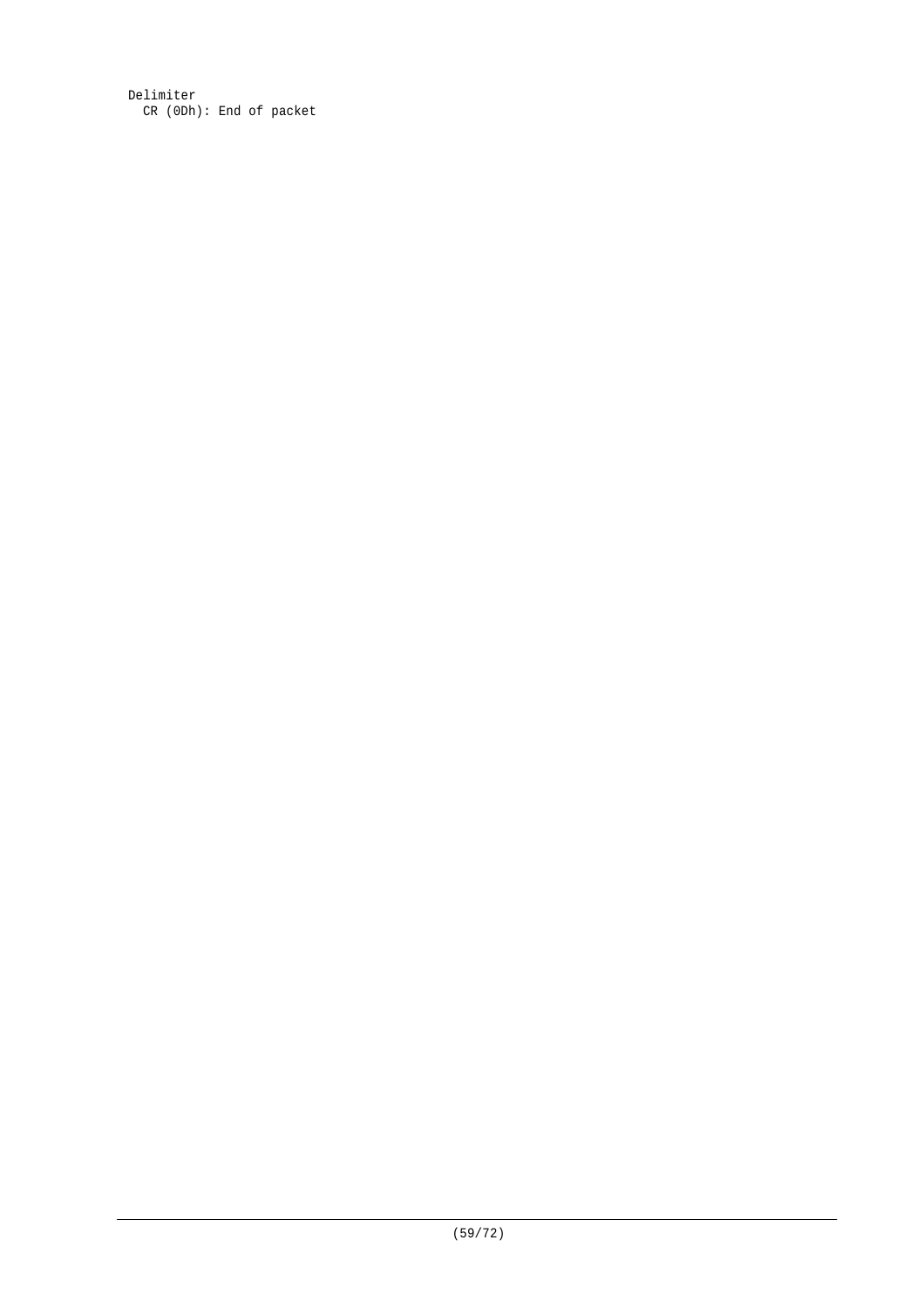Delimiter
  CR (0Dh): End of packet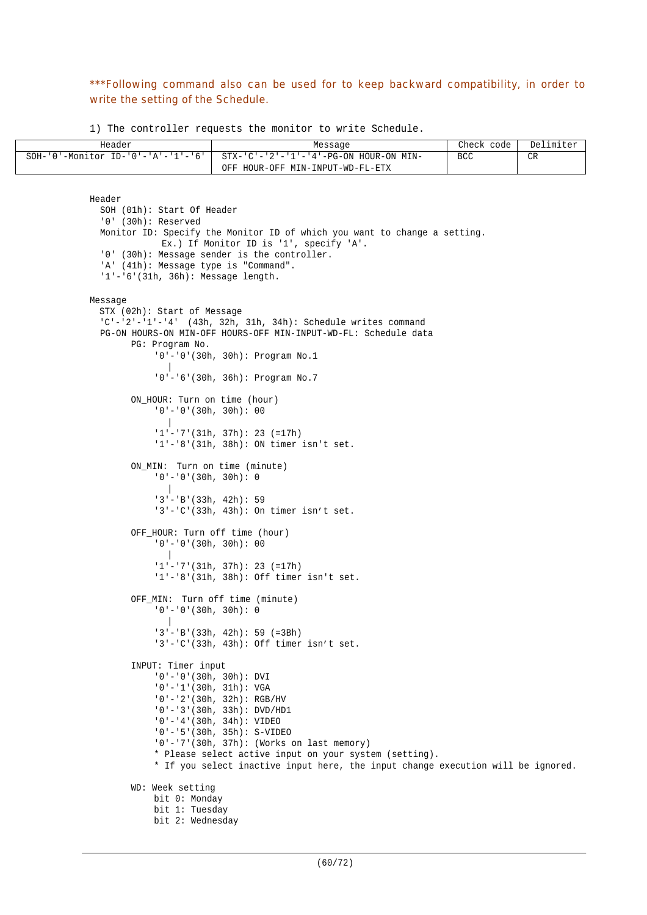***Following command also can be used for to keep backward compatibility, in order to write the setting of the Schedule.

1) The controller requests the monitor to write Schedule.

| Header | Message | Check code | Delimiter |
|---|---|---|---|
| SOH-'0'-Monitor ID-'0'-'A'-'1'-'6' | STX-'C'-'2'-'1'-'4'-PG-ON HOUR-ON MIN-OFF HOUR-OFF MIN-INPUT-WD-FL-ETX | BCC | CR |

```
Header
  SOH (01h): Start Of Header
  '0' (30h): Reserved
  Monitor ID: Specify the Monitor ID of which you want to change a setting.
              Ex.) If Monitor ID is '1', specify 'A'.
  '0' (30h): Message sender is the controller.
  'A' (41h): Message type is "Command".
  '1'-'6'(31h, 36h): Message length.

Message
  STX (02h): Start of Message
  'C'-'2'-'1'-'4'  (43h, 32h, 31h, 34h): Schedule writes command
  PG-ON HOURS-ON MIN-OFF HOURS-OFF MIN-INPUT-WD-FL: Schedule data
        PG: Program No.
             '0'-'0'(30h, 30h): Program No.1
               |
             '0'-'6'(30h, 36h): Program No.7

        ON_HOUR: Turn on time (hour)
             '0'-'0'(30h, 30h): 00
               |
             '1'-'7'(31h, 37h): 23 (=17h)
             '1'-'8'(31h, 38h): ON timer isn't set.

        ON_MIN:  Turn on time (minute)
             '0'-'0'(30h, 30h): 0
               |
             '3'-'B'(33h, 42h): 59
             '3'-'C'(33h, 43h): On timer isn't set.

        OFF_HOUR: Turn off time (hour)
             '0'-'0'(30h, 30h): 00
               |
             '1'-'7'(31h, 37h): 23 (=17h)
             '1'-'8'(31h, 38h): Off timer isn't set.

        OFF_MIN:  Turn off time (minute)
             '0'-'0'(30h, 30h): 0
               |
             '3'-'B'(33h, 42h): 59 (=3Bh)
             '3'-'C'(33h, 43h): Off timer isn't set.

        INPUT: Timer input
             '0'-'0'(30h, 30h): DVI
             '0'-'1'(30h, 31h): VGA
             '0'-'2'(30h, 32h): RGB/HV
             '0'-'3'(30h, 33h): DVD/HD1
             '0'-'4'(30h, 34h): VIDEO
             '0'-'5'(30h, 35h): S-VIDEO
             '0'-'7'(30h, 37h): (Works on last memory)
             * Please select active input on your system (setting).
             * If you select inactive input here, the input change execution will be ignored.

        WD: Week setting
             bit 0: Monday
             bit 1: Tuesday
             bit 2: Wednesday
```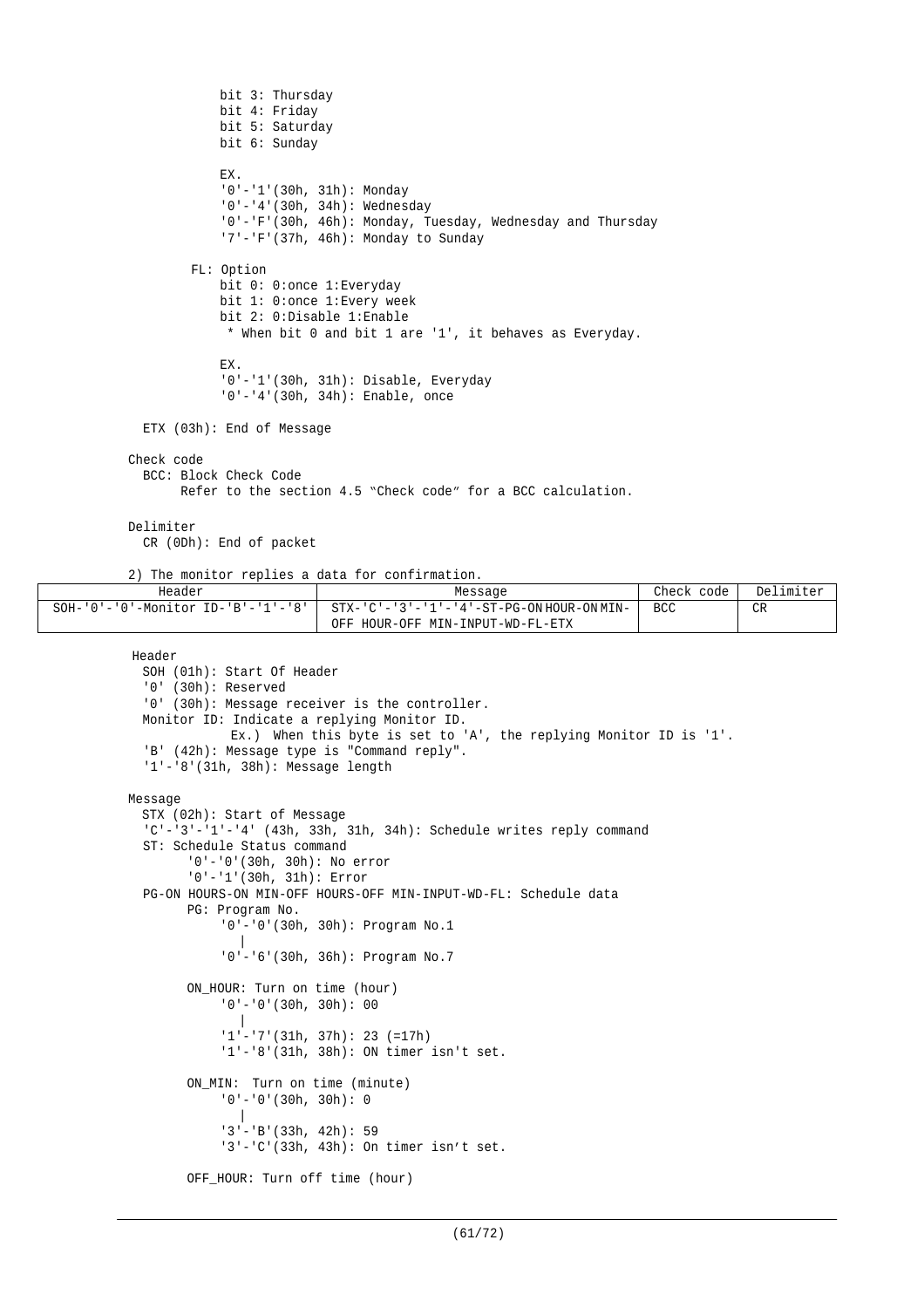bit 3: Thursday
bit 4: Friday
bit 5: Saturday
bit 6: Sunday

EX.
'0'-'1'(30h, 31h): Monday
'0'-'4'(30h, 34h): Wednesday
'0'-'F'(30h, 46h): Monday, Tuesday, Wednesday and Thursday
'7'-'F'(37h, 46h): Monday to Sunday

FL: Option
bit 0: 0:once 1:Everyday
bit 1: 0:once 1:Every week
bit 2: 0:Disable 1:Enable
 * When bit 0 and bit 1 are '1', it behaves as Everyday.

EX.
'0'-'1'(30h, 31h): Disable, Everyday
'0'-'4'(30h, 34h): Enable, once

ETX (03h): End of Message

Check code
BCC: Block Check Code
Refer to the section 4.5 "Check code" for a BCC calculation.

Delimiter
CR (0Dh): End of packet

2) The monitor replies a data for confirmation.

| Header | Message | Check code | Delimiter |
|---|---|---|---|
| SOH-'0'-'0'-Monitor ID-'B'-'1'-'8' | STX-'C'-'3'-'1'-'4'-ST-PG-ON HOUR-ON MIN-OFF HOUR-OFF MIN-INPUT-WD-FL-ETX | BCC | CR |

Header
SOH (01h): Start Of Header
'0' (30h): Reserved
'0' (30h): Message receiver is the controller.
Monitor ID: Indicate a replying Monitor ID.
Ex.) When this byte is set to 'A', the replying Monitor ID is '1'.
'B' (42h): Message type is "Command reply".
'1'-'8'(31h, 38h): Message length

Message
STX (02h): Start of Message
'C'-'3'-'1'-'4' (43h, 33h, 31h, 34h): Schedule writes reply command
ST: Schedule Status command
'0'-'0'(30h, 30h): No error
'0'-'1'(30h, 31h): Error
PG-ON HOURS-ON MIN-OFF HOURS-OFF MIN-INPUT-WD-FL: Schedule data
PG: Program No.
'0'-'0'(30h, 30h): Program No.1
|
'0'-'6'(30h, 36h): Program No.7

ON_HOUR: Turn on time (hour)
'0'-'0'(30h, 30h): 00
|
'1'-'7'(31h, 37h): 23 (=17h)
'1'-'8'(31h, 38h): ON timer isn't set.

ON_MIN: Turn on time (minute)
'0'-'0'(30h, 30h): 0
|
'3'-'B'(33h, 42h): 59
'3'-'C'(33h, 43h): On timer isn't set.

OFF_HOUR: Turn off time (hour)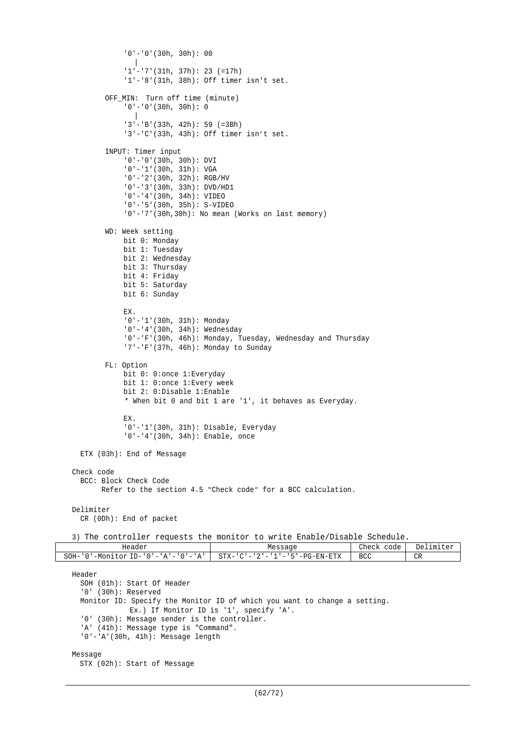'0'-'0'(30h, 30h): 00
  |
'1'-'7'(31h, 37h): 23 (=17h)
'1'-'8'(31h, 38h): Off timer isn't set.

OFF_MIN: Turn off time (minute)
'0'-'0'(30h, 30h): 0
  |
'3'-'B'(33h, 42h): 59 (=3Bh)
'3'-'C'(33h, 43h): Off timer isn't set.

INPUT: Timer input
'0'-'0'(30h, 30h): DVI
'0'-'1'(30h, 31h): VGA
'0'-'2'(30h, 32h): RGB/HV
'0'-'3'(30h, 33h): DVD/HD1
'0'-'4'(30h, 34h): VIDEO
'0'-'5'(30h, 35h): S-VIDEO
'0'-'7'(30h,30h): No mean (Works on last memory)

WD: Week setting
bit 0: Monday
bit 1: Tuesday
bit 2: Wednesday
bit 3: Thursday
bit 4: Friday
bit 5: Saturday
bit 6: Sunday

EX.
'0'-'1'(30h, 31h): Monday
'0'-'4'(30h, 34h): Wednesday
'0'-'F'(30h, 46h): Monday, Tuesday, Wednesday and Thursday
'7'-'F'(37h, 46h): Monday to Sunday

FL: Option
bit 0: 0:once 1:Everyday
bit 1: 0:once 1:Every week
bit 2: 0:Disable 1:Enable
* When bit 0 and bit 1 are '1', it behaves as Everyday.

EX.
'0'-'1'(30h, 31h): Disable, Everyday
'0'-'4'(30h, 34h): Enable, once

ETX (03h): End of Message

Check code
BCC: Block Check Code
Refer to the section 4.5 "Check code" for a BCC calculation.

Delimiter
CR (0Dh): End of packet

3) The controller requests the monitor to write Enable/Disable Schedule.

| Header | Message | Check code | Delimiter |
|---|---|---|---|
| SOH-'0'-Monitor ID-'0'-'A'-'0'-'A' | STX-'C'-'2'-'1'-'5'-PG-EN-ETX | BCC | CR |

Header
SOH (01h): Start Of Header
'0' (30h): Reserved
Monitor ID: Specify the Monitor ID of which you want to change a setting.
Ex.) If Monitor ID is '1', specify 'A'.
'0' (30h): Message sender is the controller.
'A' (41h): Message type is "Command".
'0'-'A'(30h, 41h): Message length

Message
STX (02h): Start of Message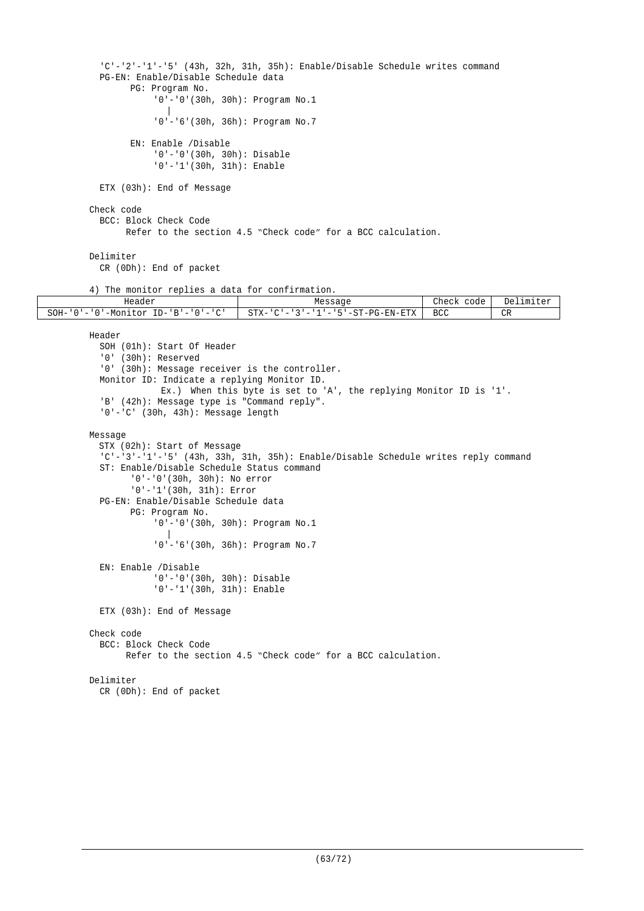'C'-'2'-'1'-'5' (43h, 32h, 31h, 35h): Enable/Disable Schedule writes command

PG-EN: Enable/Disable Schedule data

PG: Program No.

'0'-'0'(30h, 30h): Program No.1

|

'0'-'6'(30h, 36h): Program No.7

EN: Enable /Disable

'0'-'0'(30h, 30h): Disable

'0'-'1'(30h, 31h): Enable

ETX (03h): End of Message

Check code

BCC: Block Check Code

Refer to the section 4.5 "Check code" for a BCC calculation.

Delimiter

CR (0Dh): End of packet

4) The monitor replies a data for confirmation.

| Header | Message | Check code | Delimiter |
|---|---|---|---|
| SOH-'0'-'0'-Monitor ID-'B'-'0'-'C' | STX-'C'-'3'-'1'-'5'-ST-PG-EN-ETX | BCC | CR |

Header

SOH (01h): Start Of Header

'0' (30h): Reserved

'0' (30h): Message receiver is the controller.

Monitor ID: Indicate a replying Monitor ID.

Ex.) When this byte is set to 'A', the replying Monitor ID is '1'.

'B' (42h): Message type is "Command reply".

'0'-'C' (30h, 43h): Message length

Message

STX (02h): Start of Message

'C'-'3'-'1'-'5' (43h, 33h, 31h, 35h): Enable/Disable Schedule writes reply command

ST: Enable/Disable Schedule Status command

'0'-'0'(30h, 30h): No error

'0'-'1'(30h, 31h): Error

PG-EN: Enable/Disable Schedule data

PG: Program No.

'0'-'0'(30h, 30h): Program No.1

|

'0'-'6'(30h, 36h): Program No.7

EN: Enable /Disable

'0'-'0'(30h, 30h): Disable

'0'-'1'(30h, 31h): Enable

ETX (03h): End of Message

Check code

BCC: Block Check Code

Refer to the section 4.5 "Check code" for a BCC calculation.

Delimiter

CR (0Dh): End of packet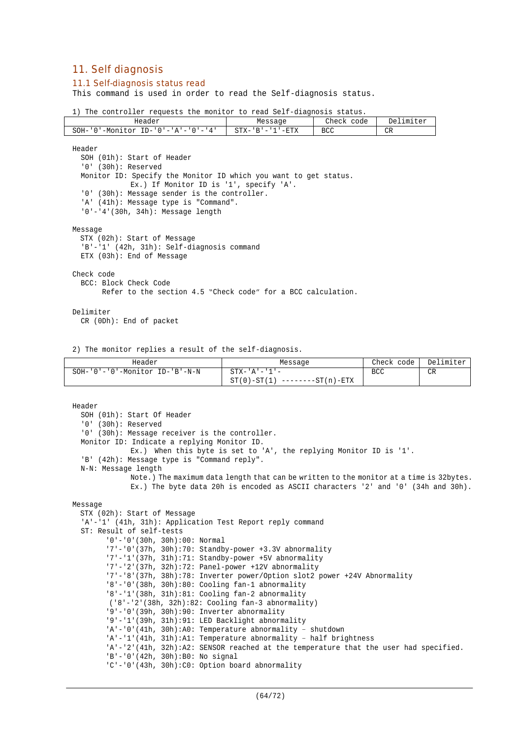# 11. Self diagnosis

## 11.1 Self-diagnosis status read

This command is used in order to read the Self-diagnosis status.

1) The controller requests the monitor to read Self-diagnosis status.

| Header | Message | Check code | Delimiter |
|---|---|---|---|
| SOH-'0'-Monitor ID-'0'-'A'-'0'-'4' | STX-'B'-'1'-ETX | BCC | CR |

Header
- SOH (01h): Start of Header
- '0' (30h): Reserved
- Monitor ID: Specify the Monitor ID which you want to get status.
  Ex.) If Monitor ID is '1', specify 'A'.
- '0' (30h): Message sender is the controller.
- 'A' (41h): Message type is "Command".
- '0'-'4'(30h, 34h): Message length

Message
- STX (02h): Start of Message
- 'B'-'1' (42h, 31h): Self-diagnosis command
- ETX (03h): End of Message

Check code
- BCC: Block Check Code
  Refer to the section 4.5 "Check code" for a BCC calculation.

Delimiter
- CR (0Dh): End of packet

2) The monitor replies a result of the self-diagnosis.

| Header | Message | Check code | Delimiter |
|---|---|---|---|
| SOH-'0'-'0'-Monitor ID-'B'-N-N | STX-'A'-'1'-<br>ST(0)-ST(1) --------ST(n)-ETX | BCC | CR |

Header
- SOH (01h): Start Of Header
- '0' (30h): Reserved
- '0' (30h): Message receiver is the controller.
- Monitor ID: Indicate a replying Monitor ID.
  Ex.) When this byte is set to 'A', the replying Monitor ID is '1'.
- 'B' (42h): Message type is "Command reply".
- N-N: Message length
  Note.) The maximum data length that can be written to the monitor at a time is 32bytes.
  Ex.) The byte data 20h is encoded as ASCII characters '2' and '0' (34h and 30h).

Message
- STX (02h): Start of Message
- 'A'-'1' (41h, 31h): Application Test Report reply command
- ST: Result of self-tests
  - '0'-'0'(30h, 30h):00: Normal
  - '7'-'0'(37h, 30h):70: Standby-power +3.3V abnormality
  - '7'-'1'(37h, 31h):71: Standby-power +5V abnormality
  - '7'-'2'(37h, 32h):72: Panel-power +12V abnormality
  - '7'-'8'(37h, 38h):78: Inverter power/Option slot2 power +24V Abnormality
  - '8'-'0'(38h, 30h):80: Cooling fan-1 abnormality
  - '8'-'1'(38h, 31h):81: Cooling fan-2 abnormality
  - ('8'-'2'(38h, 32h):82: Cooling fan-3 abnormality)
  - '9'-'0'(39h, 30h):90: Inverter abnormality
  - '9'-'1'(39h, 31h):91: LED Backlight abnormality
  - 'A'-'0'(41h, 30h):A0: Temperature abnormality – shutdown
  - 'A'-'1'(41h, 31h):A1: Temperature abnormality – half brightness
  - 'A'-'2'(41h, 32h):A2: SENSOR reached at the temperature that the user had specified.
  - 'B'-'0'(42h, 30h):B0: No signal
  - 'C'-'0'(43h, 30h):C0: Option board abnormality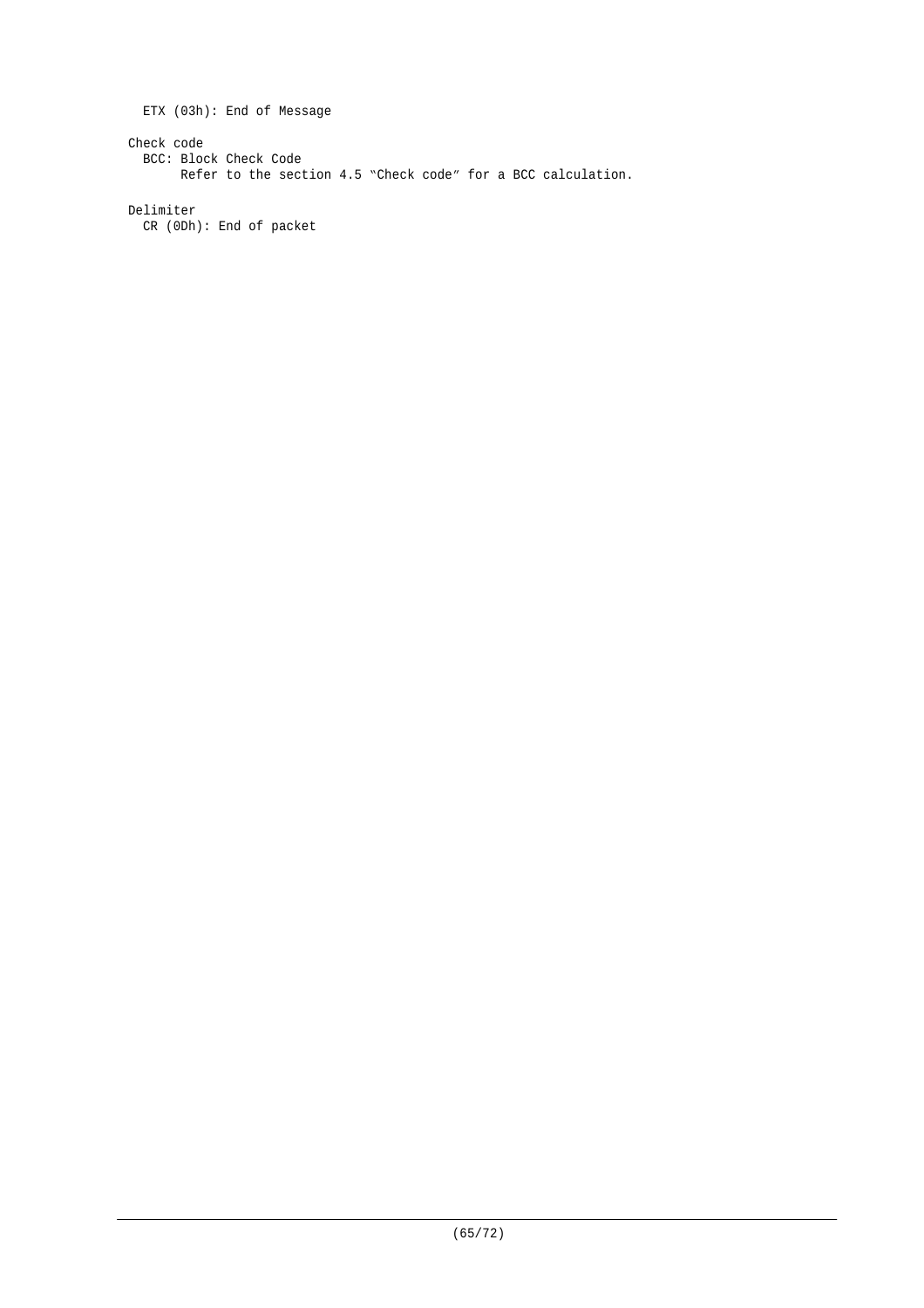ETX (03h): End of Message

Check code

BCC: Block Check Code

Refer to the section 4.5 "Check code" for a BCC calculation.

Delimiter

CR (0Dh): End of packet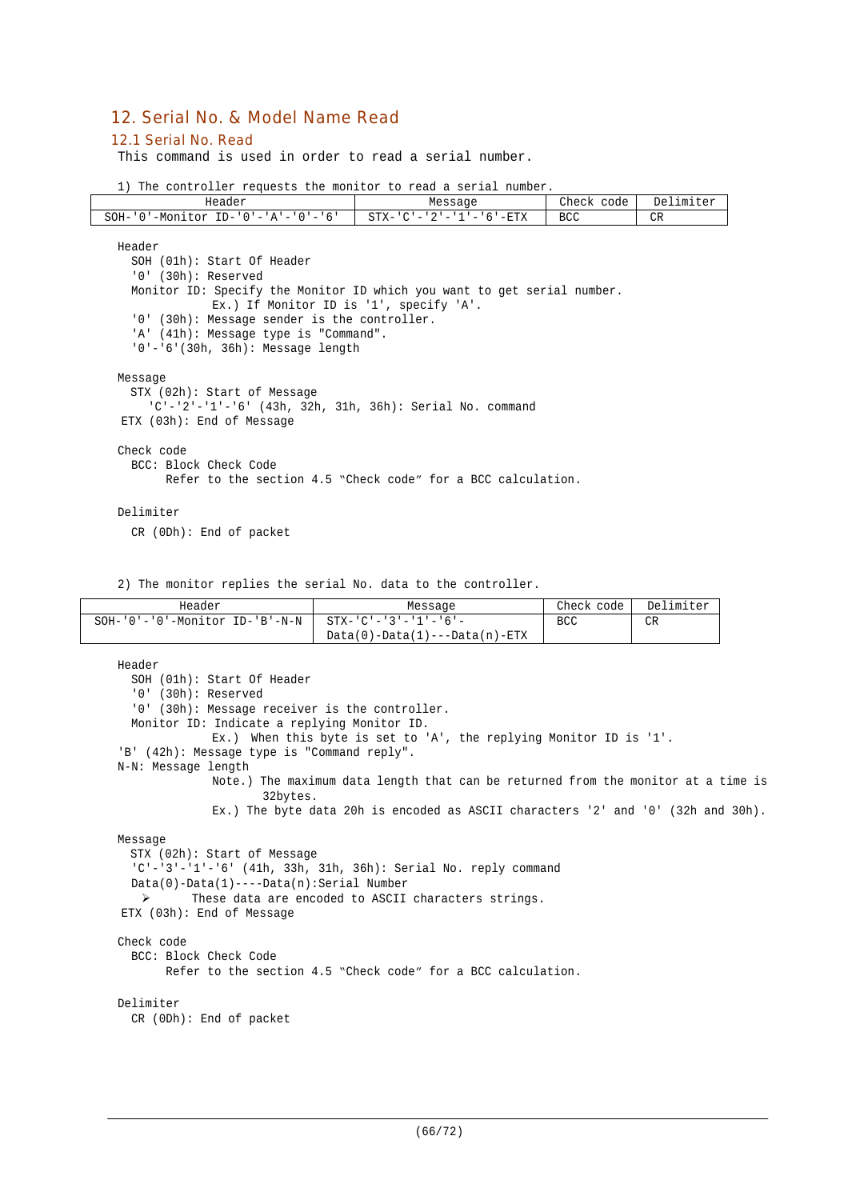# 12. Serial No. & Model Name Read

## 12.1 Serial No. Read

This command is used in order to read a serial number.

1) The controller requests the monitor to read a serial number.

| Header | Message | Check code | Delimiter |
|---|---|---|---|
| SOH-'0'-Monitor ID-'0'-'A'-'0'-'6' | STX-'C'-'2'-'1'-'6'-ETX | BCC | CR |

Header
- SOH (01h): Start Of Header
- '0' (30h): Reserved
- Monitor ID: Specify the Monitor ID which you want to get serial number.
  Ex.) If Monitor ID is '1', specify 'A'.
- '0' (30h): Message sender is the controller.
- 'A' (41h): Message type is "Command".
- '0'-'6'(30h, 36h): Message length

Message
- STX (02h): Start of Message
- 'C'-'2'-'1'-'6' (43h, 32h, 31h, 36h): Serial No. command
- ETX (03h): End of Message

Check code
- BCC: Block Check Code
  Refer to the section 4.5 "Check code" for a BCC calculation.

Delimiter
- CR (0Dh): End of packet

2) The monitor replies the serial No. data to the controller.

| Header | Message | Check code | Delimiter |
|---|---|---|---|
| SOH-'0'-'0'-Monitor ID-'B'-N-N | STX-'C'-'3'-'1'-'6'-Data(0)-Data(1)---Data(n)-ETX | BCC | CR |

Header
- SOH (01h): Start Of Header
- '0' (30h): Reserved
- '0' (30h): Message receiver is the controller.
- Monitor ID: Indicate a replying Monitor ID.
  Ex.) When this byte is set to 'A', the replying Monitor ID is '1'.
- 'B' (42h): Message type is "Command reply".
- N-N: Message length
  Note.) The maximum data length that can be returned from the monitor at a time is 32bytes.
  Ex.) The byte data 20h is encoded as ASCII characters '2' and '0' (32h and 30h).

Message
- STX (02h): Start of Message
- 'C'-'3'-'1'-'6' (41h, 33h, 31h, 36h): Serial No. reply command
- Data(0)-Data(1)----Data(n):Serial Number
  - These data are encoded to ASCII characters strings.
- ETX (03h): End of Message

Check code
- BCC: Block Check Code
  Refer to the section 4.5 "Check code" for a BCC calculation.

Delimiter
- CR (0Dh): End of packet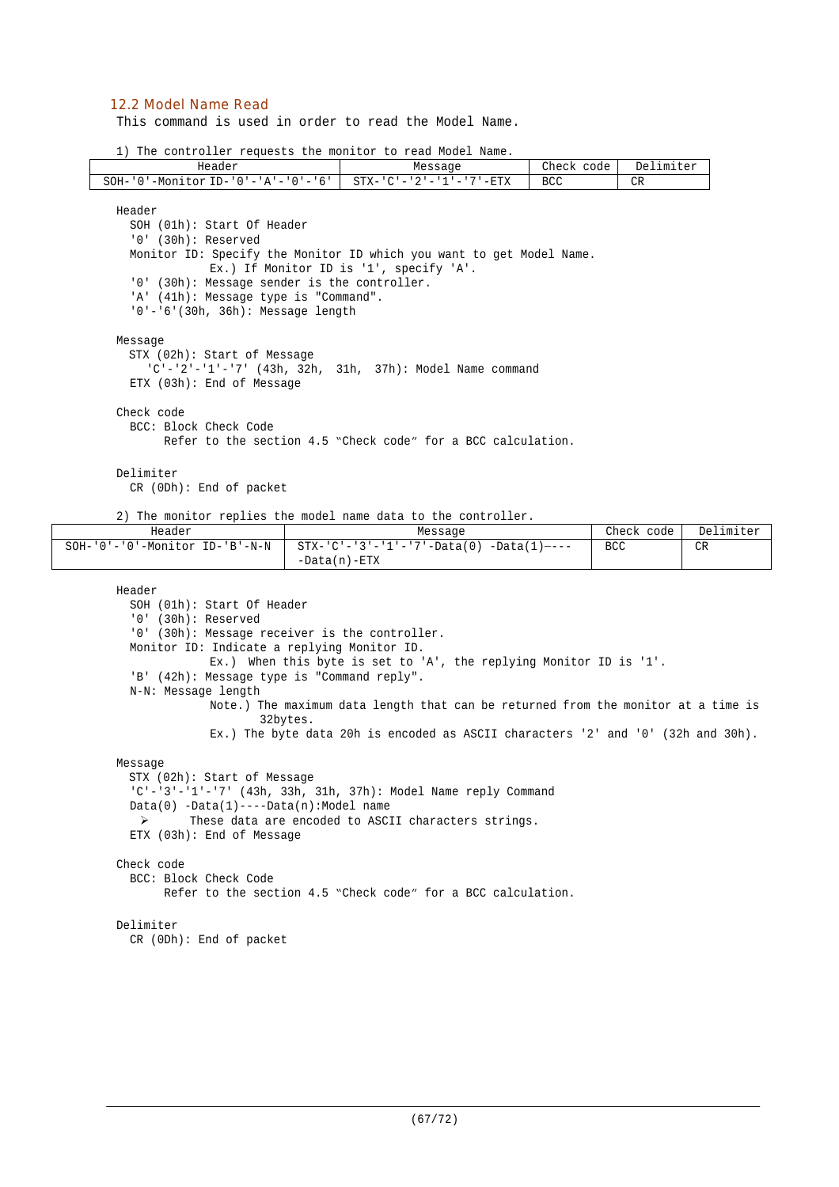## 12.2 Model Name Read

This command is used in order to read the Model Name.

1) The controller requests the monitor to read Model Name.

| Header | Message | Check code | Delimiter |
|---|---|---|---|
| SOH-'0'-Monitor ID-'0'-'A'-'0'-'6' | STX-'C'-'2'-'1'-'7'-ETX | BCC | CR |

Header
- SOH (01h): Start Of Header
- '0' (30h): Reserved
- Monitor ID: Specify the Monitor ID which you want to get Model Name.
  Ex.) If Monitor ID is '1', specify 'A'.
- '0' (30h): Message sender is the controller.
- 'A' (41h): Message type is "Command".
- '0'-'6'(30h, 36h): Message length

Message
- STX (02h): Start of Message
- 'C'-'2'-'1'-'7' (43h, 32h, 31h, 37h): Model Name command
- ETX (03h): End of Message

Check code
- BCC: Block Check Code
  Refer to the section 4.5 "Check code" for a BCC calculation.

Delimiter
- CR (0Dh): End of packet

2) The monitor replies the model name data to the controller.

| Header | Message | Check code | Delimiter |
|---|---|---|---|
| SOH-'0'-'0'-Monitor ID-'B'-N-N | STX-'C'-'3'-'1'-'7'-Data(0) -Data(1)----<br>-Data(n)-ETX | BCC | CR |

Header
- SOH (01h): Start Of Header
- '0' (30h): Reserved
- '0' (30h): Message receiver is the controller.
- Monitor ID: Indicate a replying Monitor ID.
  Ex.) When this byte is set to 'A', the replying Monitor ID is '1'.
- 'B' (42h): Message type is "Command reply".
- N-N: Message length
  Note.) The maximum data length that can be returned from the monitor at a time is 32bytes.
  Ex.) The byte data 20h is encoded as ASCII characters '2' and '0' (32h and 30h).

Message
- STX (02h): Start of Message
- 'C'-'3'-'1'-'7' (43h, 33h, 31h, 37h): Model Name reply Command
- Data(0) -Data(1)----Data(n):Model name
  - These data are encoded to ASCII characters strings.
- ETX (03h): End of Message

Check code
- BCC: Block Check Code
  Refer to the section 4.5 "Check code" for a BCC calculation.

Delimiter
- CR (0Dh): End of packet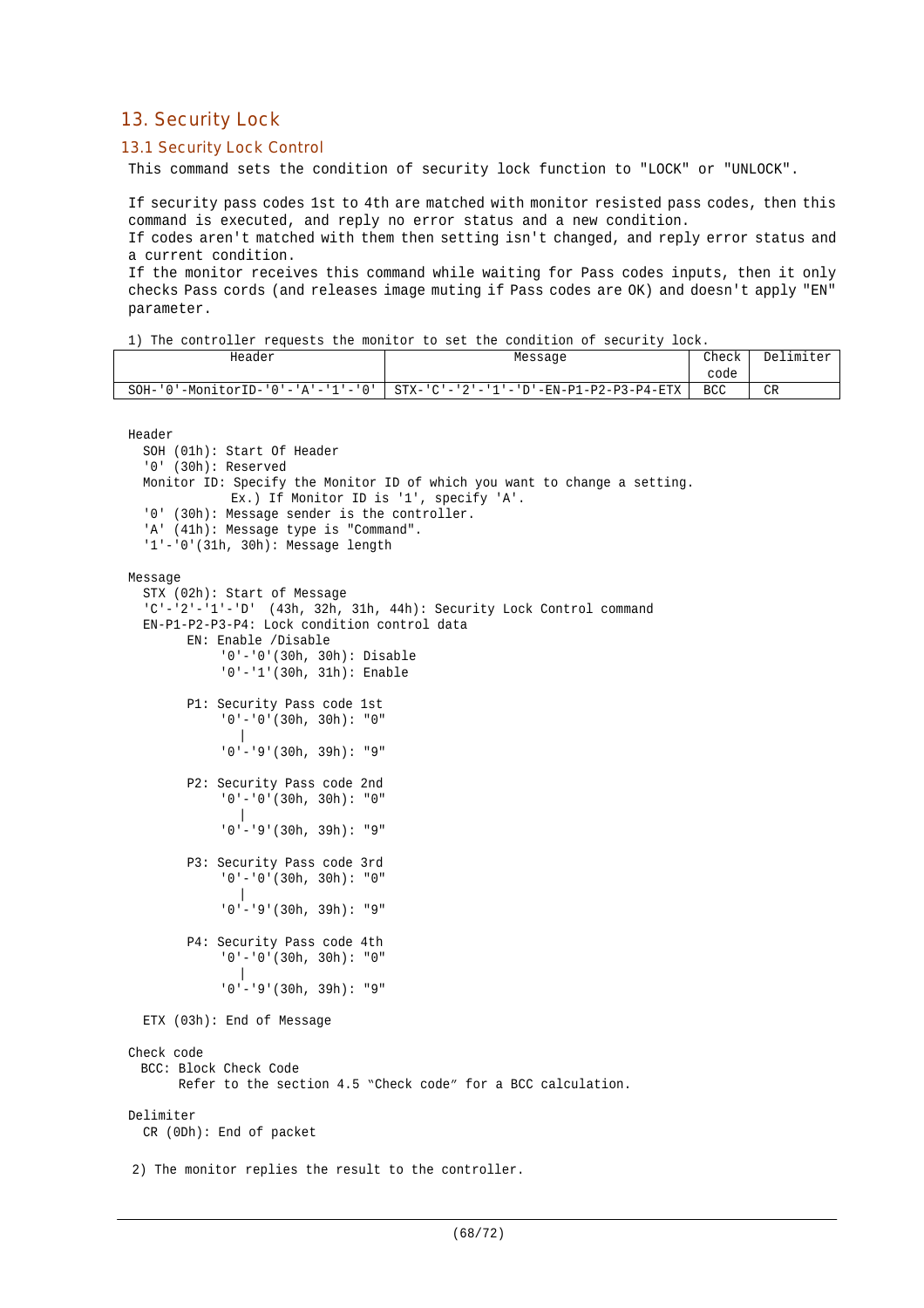## 13. Security Lock

### 13.1 Security Lock Control

This command sets the condition of security lock function to "LOCK" or "UNLOCK".

If security pass codes 1st to 4th are matched with monitor resisted pass codes, then this command is executed, and reply no error status and a new condition.
If codes aren't matched with them then setting isn't changed, and reply error status and a current condition.
If the monitor receives this command while waiting for Pass codes inputs, then it only checks Pass cords (and releases image muting if Pass codes are OK) and doesn't apply "EN" parameter.

1) The controller requests the monitor to set the condition of security lock.

| Header | Message | Check code | Delimiter |
|---|---|---|---|
| SOH-'0'-MonitorID-'0'-'A'-'1'-'0' | STX-'C'-'2'-'1'-'D'-EN-P1-P2-P3-P4-ETX | BCC | CR |

```
Header
  SOH (01h): Start Of Header
  '0' (30h): Reserved
  Monitor ID: Specify the Monitor ID of which you want to change a setting.
              Ex.) If Monitor ID is '1', specify 'A'.
  '0' (30h): Message sender is the controller.
  'A' (41h): Message type is "Command".
  '1'-'0'(31h, 30h): Message length

Message
  STX (02h): Start of Message
  'C'-'2'-'1'-'D'  (43h, 32h, 31h, 44h): Security Lock Control command
  EN-P1-P2-P3-P4: Lock condition control data
        EN: Enable /Disable
             '0'-'0'(30h, 30h): Disable
             '0'-'1'(30h, 31h): Enable

        P1: Security Pass code 1st
             '0'-'0'(30h, 30h): "0"
                |
             '0'-'9'(30h, 39h): "9"

        P2: Security Pass code 2nd
             '0'-'0'(30h, 30h): "0"
                |
             '0'-'9'(30h, 39h): "9"

        P3: Security Pass code 3rd
             '0'-'0'(30h, 30h): "0"
                |
             '0'-'9'(30h, 39h): "9"

        P4: Security Pass code 4th
             '0'-'0'(30h, 30h): "0"
                |
             '0'-'9'(30h, 39h): "9"

  ETX (03h): End of Message

Check code
  BCC: Block Check Code
       Refer to the section 4.5 "Check code" for a BCC calculation.

Delimiter
  CR (0Dh): End of packet
```

2) The monitor replies the result to the controller.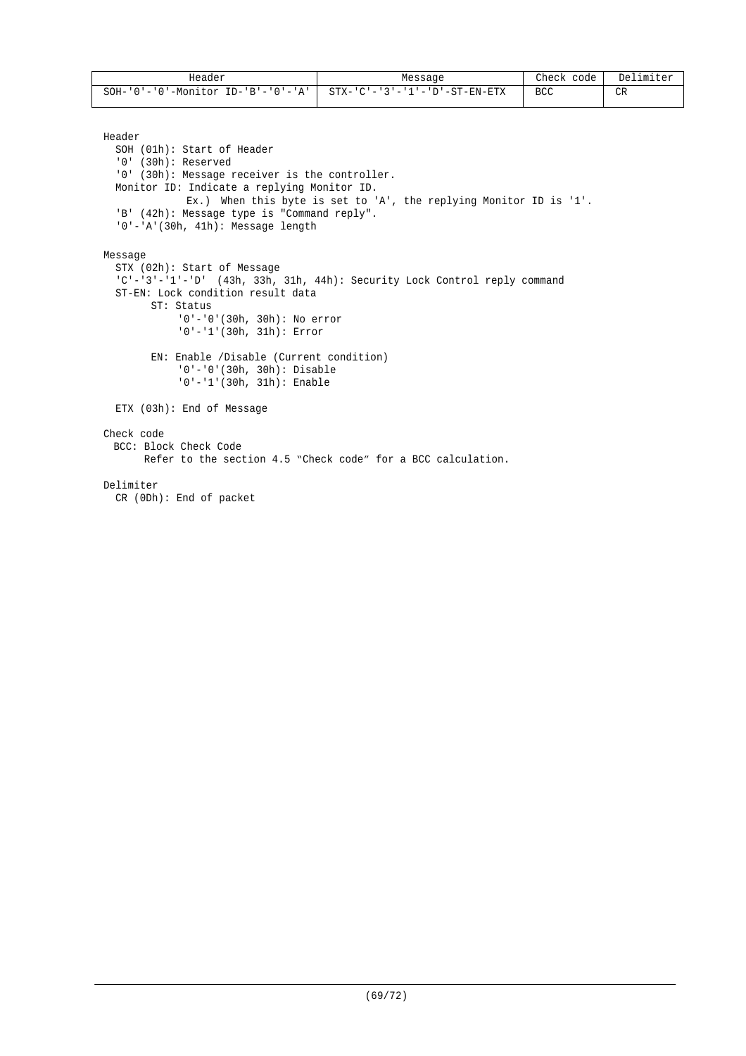| Header | Message | Check code | Delimiter |
|---|---|---|---|
| SOH-'0'-'0'-Monitor ID-'B'-'0'-'A' | STX-'C'-'3'-'1'-'D'-ST-EN-ETX | BCC | CR |

Header
- SOH (01h): Start of Header
- '0' (30h): Reserved
- '0' (30h): Message receiver is the controller.
- Monitor ID: Indicate a replying Monitor ID.
  - Ex.) When this byte is set to 'A', the replying Monitor ID is '1'.
- 'B' (42h): Message type is "Command reply".
- '0'-'A'(30h, 41h): Message length

Message
- STX (02h): Start of Message
- 'C'-'3'-'1'-'D' (43h, 33h, 31h, 44h): Security Lock Control reply command
- ST-EN: Lock condition result data
  - ST: Status
    - '0'-'0'(30h, 30h): No error
    - '0'-'1'(30h, 31h): Error
  - EN: Enable /Disable (Current condition)
    - '0'-'0'(30h, 30h): Disable
    - '0'-'1'(30h, 31h): Enable
- ETX (03h): End of Message

Check code
- BCC: Block Check Code
  - Refer to the section 4.5 "Check code" for a BCC calculation.

Delimiter
- CR (0Dh): End of packet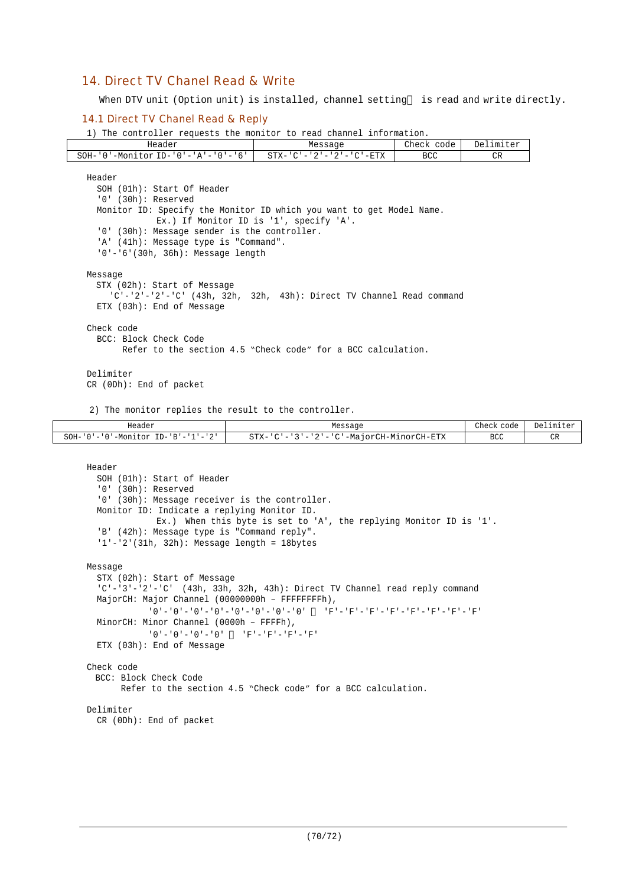## 14. Direct TV Chanel Read & Write

When DTV unit (Option unit) is installed, channel setting　is read and write directly.

### 14.1 Direct TV Chanel Read & Reply

1) The controller requests the monitor to read channel information.

| Header | Message | Check code | Delimiter |
|---|---|---|---|
| SOH-'0'-Monitor ID-'0'-'A'-'0'-'6' | STX-'C'-'2'-'2'-'C'-ETX | BCC | CR |

Header
- SOH (01h): Start Of Header
- '0' (30h): Reserved
- Monitor ID: Specify the Monitor ID which you want to get Model Name.
  Ex.) If Monitor ID is '1', specify 'A'.
- '0' (30h): Message sender is the controller.
- 'A' (41h): Message type is "Command".
- '0'-'6'(30h, 36h): Message length

Message
- STX (02h): Start of Message
  'C'-'2'-'2'-'C' (43h, 32h, 32h, 43h): Direct TV Channel Read command
- ETX (03h): End of Message

Check code
- BCC: Block Check Code
  Refer to the section 4.5 "Check code" for a BCC calculation.

Delimiter
CR (0Dh): End of packet

2) The monitor replies the result to the controller.

| Header | Message | Check code | Delimiter |
|---|---|---|---|
| SOH-'0'-'0'-Monitor ID-'B'-'1'-'2' | STX-'C'-'3'-'2'-'C'-MajorCH-MinorCH-ETX | BCC | CR |

Header
- SOH (01h): Start of Header
- '0' (30h): Reserved
- '0' (30h): Message receiver is the controller.
- Monitor ID: Indicate a replying Monitor ID.
  Ex.) When this byte is set to 'A', the replying Monitor ID is '1'.
- 'B' (42h): Message type is "Command reply".
- '1'-'2'(31h, 32h): Message length = 18bytes

Message
- STX (02h): Start of Message
- 'C'-'3'-'2'-'C' (43h, 33h, 32h, 43h): Direct TV Channel read reply command
- MajorCH: Major Channel (00000000h – FFFFFFFFh),
  '0'-'0'-'0'-'0'-'0'-'0'-'0'-'0' ～ 'F'-'F'-'F'-'F'-'F'-'F'-'F'-'F'
- MinorCH: Minor Channel (0000h – FFFFh),
  '0'-'0'-'0'-'0' ～ 'F'-'F'-'F'-'F'
- ETX (03h): End of Message

Check code
- BCC: Block Check Code
  Refer to the section 4.5 "Check code" for a BCC calculation.

Delimiter
- CR (0Dh): End of packet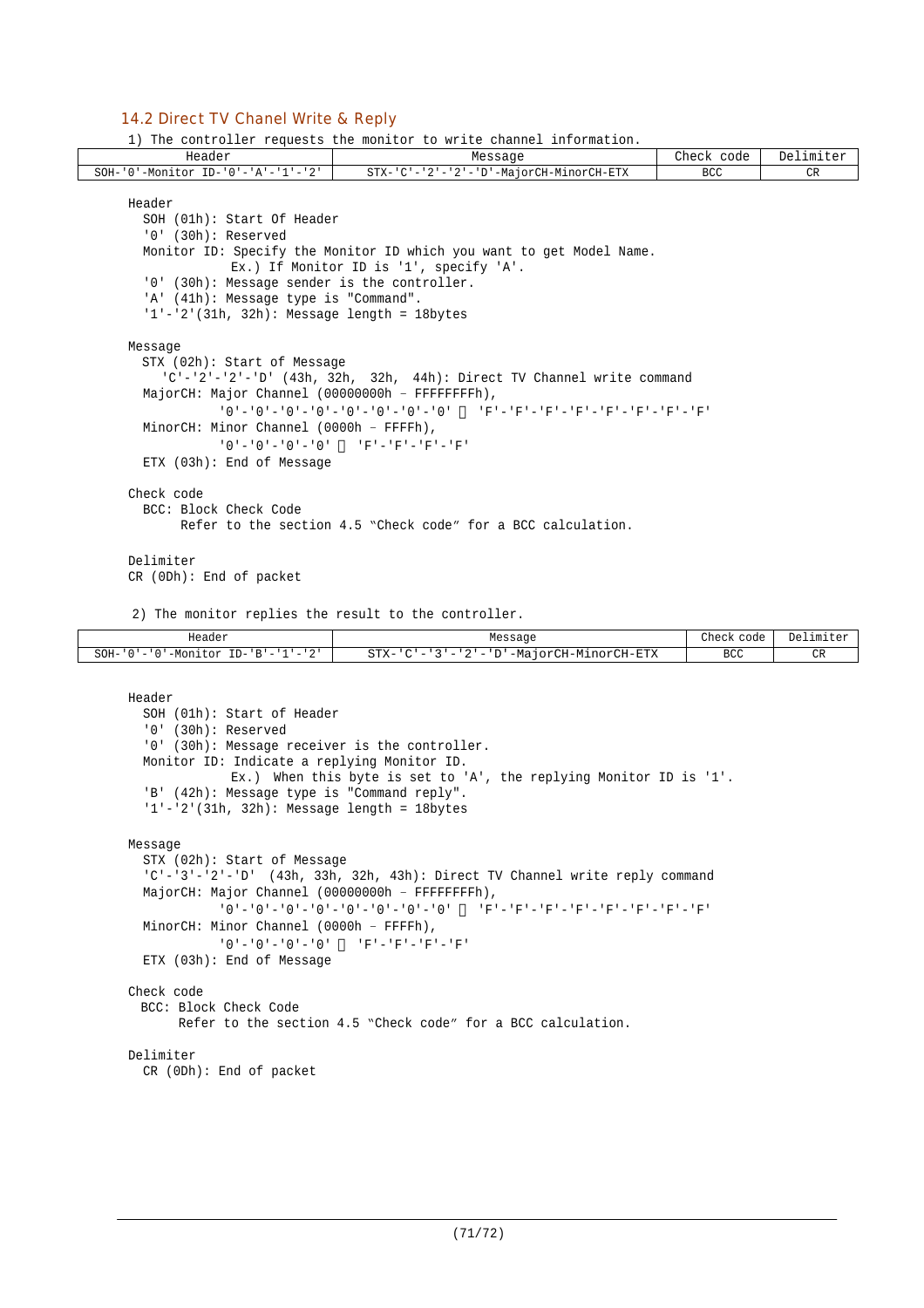## 14.2 Direct TV Chanel Write & Reply

1) The controller requests the monitor to write channel information.

| Header | Message | Check code | Delimiter |
|---|---|---|---|
| SOH-'0'-Monitor ID-'0'-'A'-'1'-'2' | STX-'C'-'2'-'2'-'D'-MajorCH-MinorCH-ETX | BCC | CR |

Header
- SOH (01h): Start Of Header
- '0' (30h): Reserved
- Monitor ID: Specify the Monitor ID which you want to get Model Name.
  Ex.) If Monitor ID is '1', specify 'A'.
- '0' (30h): Message sender is the controller.
- 'A' (41h): Message type is "Command".
- '1'-'2'(31h, 32h): Message length = 18bytes

Message
- STX (02h): Start of Message
  'C'-'2'-'2'-'D' (43h, 32h, 32h, 44h): Direct TV Channel write command
- MajorCH: Major Channel (00000000h – FFFFFFFFh),
  '0'-'0'-'0'-'0'-'0'-'0'-'0'-'0' ～ 'F'-'F'-'F'-'F'-'F'-'F'-'F'-'F'
- MinorCH: Minor Channel (0000h – FFFFh),
  '0'-'0'-'0'-'0' ～ 'F'-'F'-'F'-'F'
- ETX (03h): End of Message

Check code
- BCC: Block Check Code
  Refer to the section 4.5 "Check code" for a BCC calculation.

Delimiter
CR (0Dh): End of packet

2) The monitor replies the result to the controller.

| Header | Message | Check code | Delimiter |
|---|---|---|---|
| SOH-'0'-'0'-Monitor ID-'B'-'1'-'2' | STX-'C'-'3'-'2'-'D'-MajorCH-MinorCH-ETX | BCC | CR |

Header
- SOH (01h): Start of Header
- '0' (30h): Reserved
- '0' (30h): Message receiver is the controller.
- Monitor ID: Indicate a replying Monitor ID.
  Ex.) When this byte is set to 'A', the replying Monitor ID is '1'.
- 'B' (42h): Message type is "Command reply".
- '1'-'2'(31h, 32h): Message length = 18bytes

Message
- STX (02h): Start of Message
- 'C'-'3'-'2'-'D' (43h, 33h, 32h, 43h): Direct TV Channel write reply command
- MajorCH: Major Channel (00000000h – FFFFFFFFh),
  '0'-'0'-'0'-'0'-'0'-'0'-'0'-'0' ～ 'F'-'F'-'F'-'F'-'F'-'F'-'F'-'F'
- MinorCH: Minor Channel (0000h – FFFFh),
  '0'-'0'-'0'-'0' ～ 'F'-'F'-'F'-'F'
- ETX (03h): End of Message

Check code
- BCC: Block Check Code
  Refer to the section 4.5 "Check code" for a BCC calculation.

Delimiter
- CR (0Dh): End of packet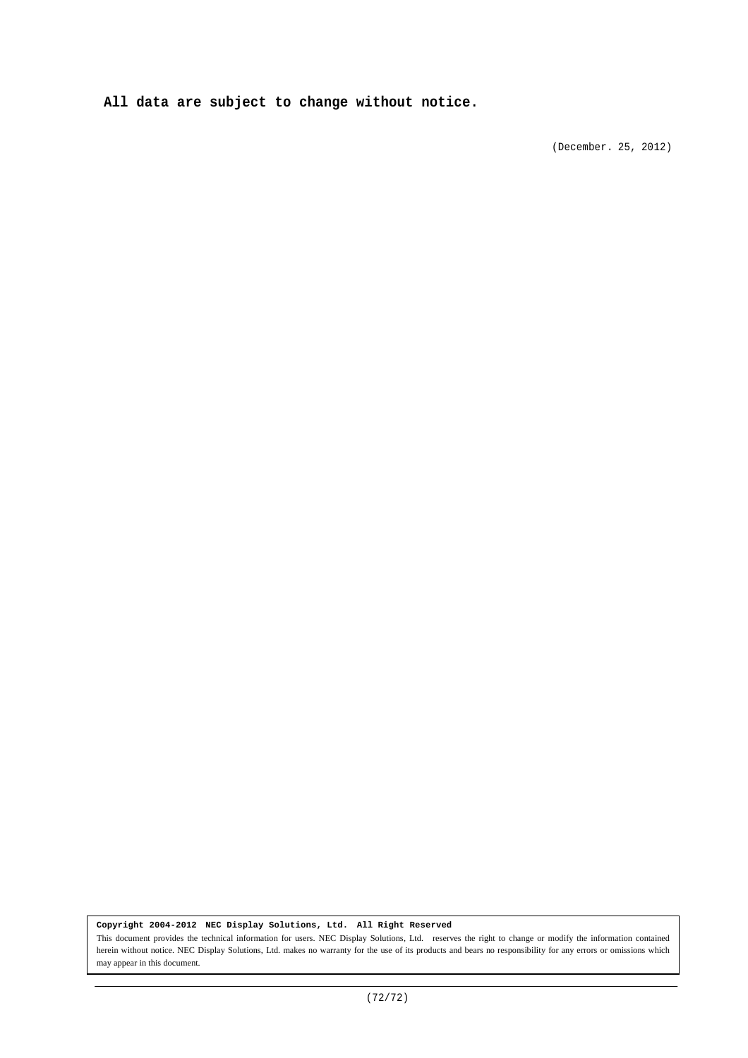**All data are subject to change without notice.**

(December. 25, 2012)

**Copyright 2004-2012 NEC Display Solutions, Ltd. All Right Reserved**

This document provides the technical information for users. NEC Display Solutions, Ltd. reserves the right to change or modify the information contained herein without notice. NEC Display Solutions, Ltd. makes no warranty for the use of its products and bears no responsibility for any errors or omissions which may appear in this document.